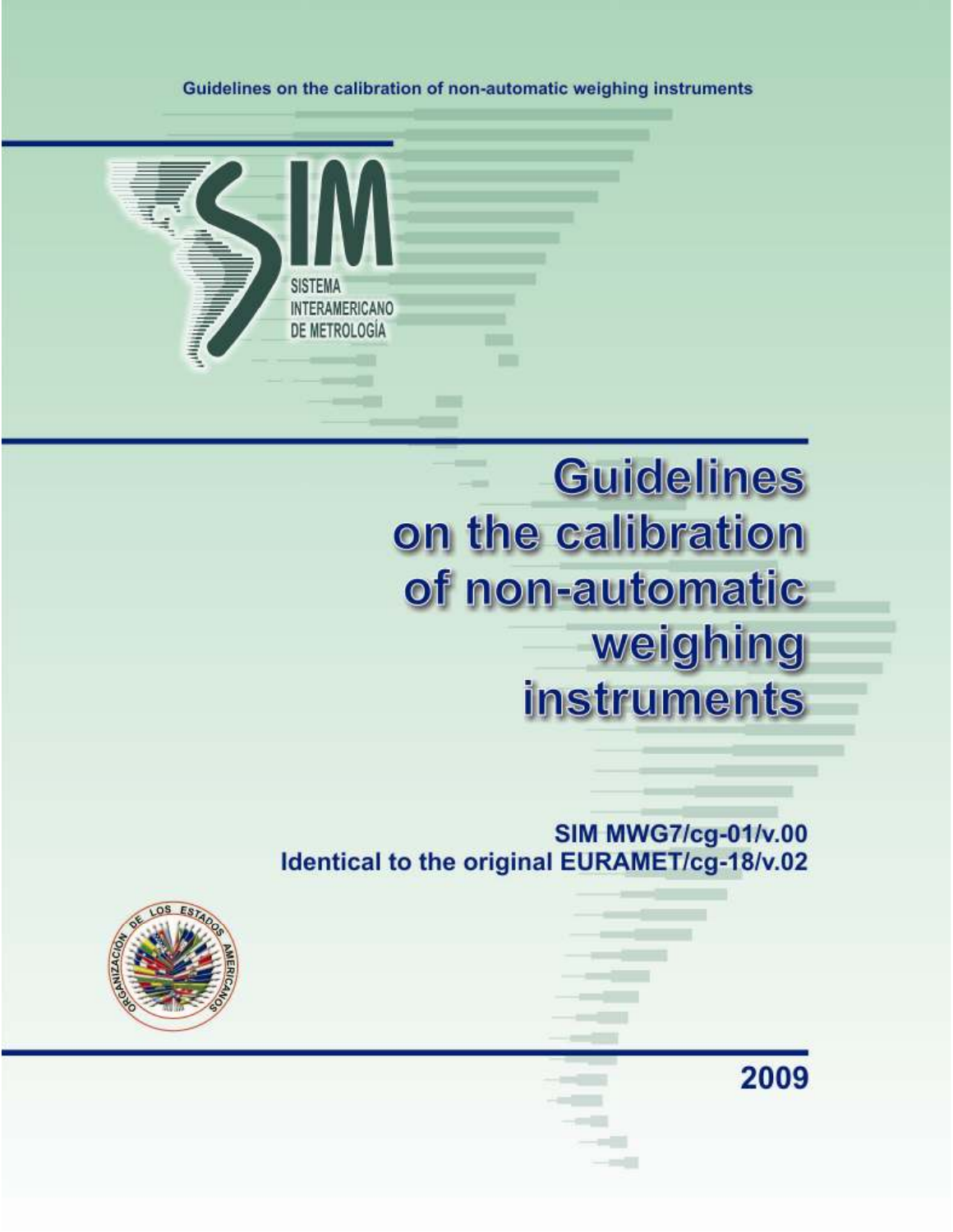Guidelines on the calibration of non-automatic weighing instruments

SISTEMA INTERAMERICANO DE METROLOGÍA

# Guidelines on the calibration of non-automatic weighing instruments

**SIM MWG7/cg-01/v.00**
**Identical to the original EURAMET/cg-18/v.02**

ORGANIZACIÓN DE LOS ESTADOS AMERICANOS

2009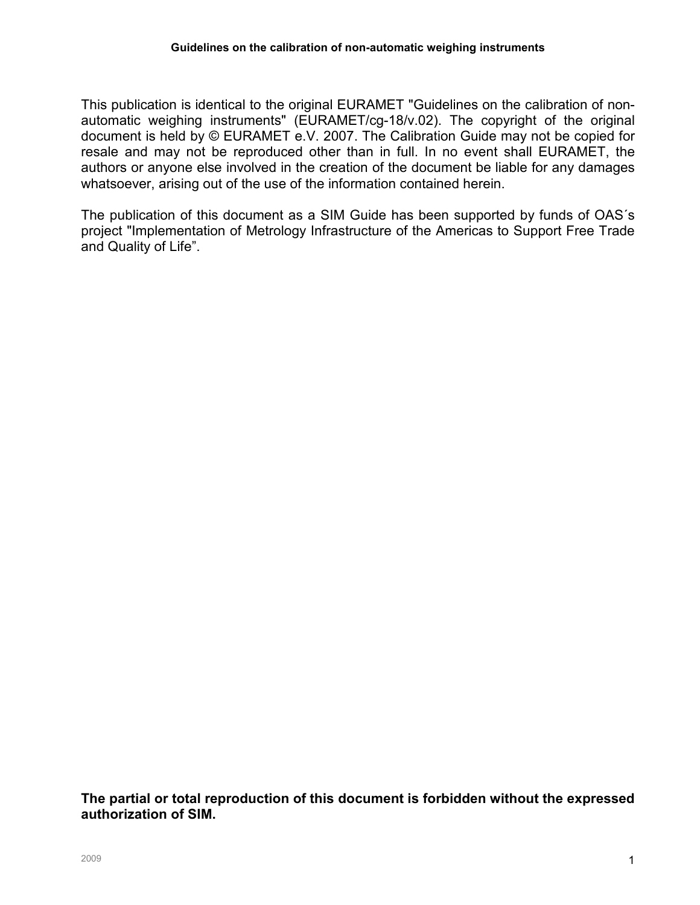This publication is identical to the original EURAMET "Guidelines on the calibration of non-automatic weighing instruments" (EURAMET/cg-18/v.02). The copyright of the original document is held by © EURAMET e.V. 2007. The Calibration Guide may not be copied for resale and may not be reproduced other than in full. In no event shall EURAMET, the authors or anyone else involved in the creation of the document be liable for any damages whatsoever, arising out of the use of the information contained herein.

The publication of this document as a SIM Guide has been supported by funds of OAS´s project "Implementation of Metrology Infrastructure of the Americas to Support Free Trade and Quality of Life”.

**The partial or total reproduction of this document is forbidden without the expressed authorization of SIM.**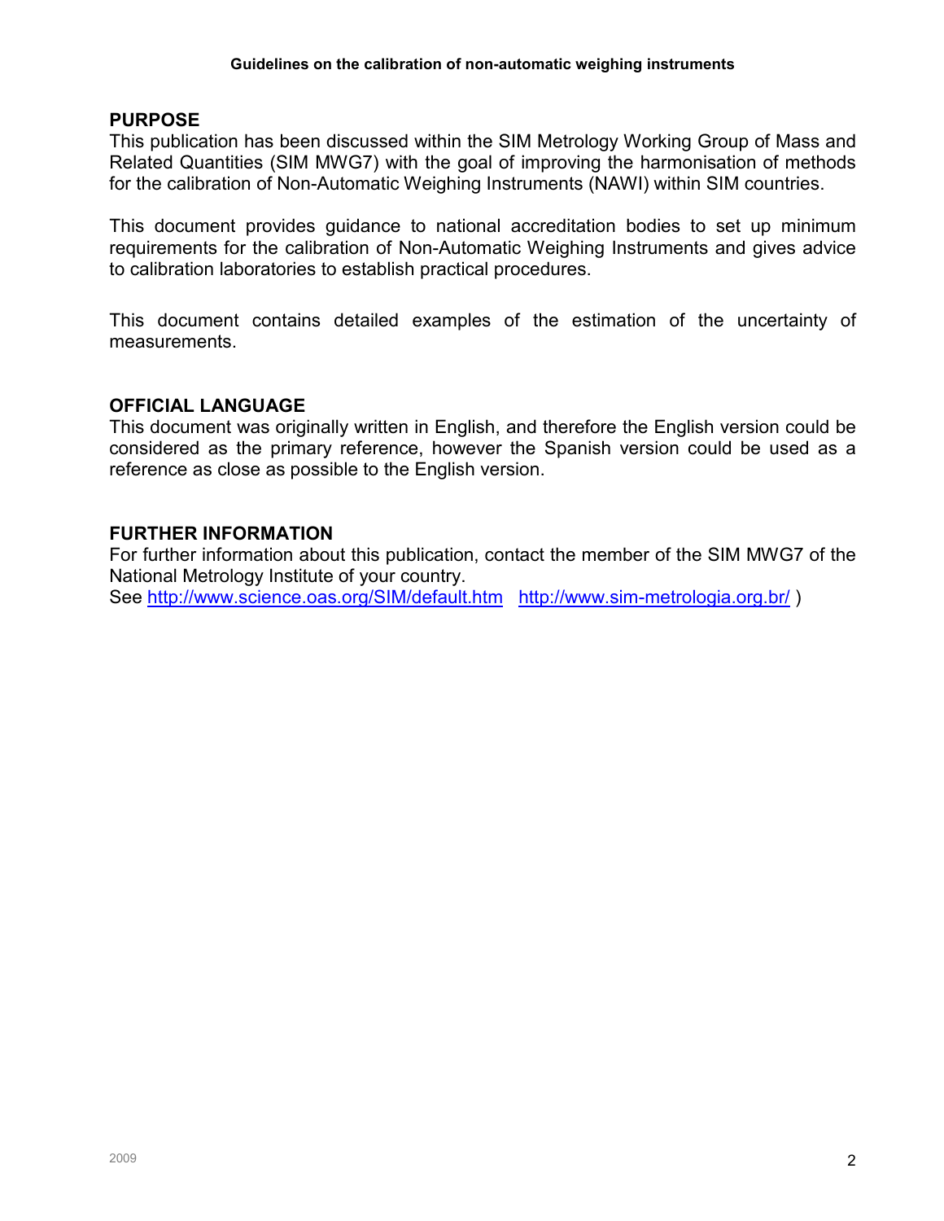## PURPOSE

This publication has been discussed within the SIM Metrology Working Group of Mass and Related Quantities (SIM MWG7) with the goal of improving the harmonisation of methods for the calibration of Non-Automatic Weighing Instruments (NAWI) within SIM countries.

This document provides guidance to national accreditation bodies to set up minimum requirements for the calibration of Non-Automatic Weighing Instruments and gives advice to calibration laboratories to establish practical procedures.

This document contains detailed examples of the estimation of the uncertainty of measurements.

## OFFICIAL LANGUAGE

This document was originally written in English, and therefore the English version could be considered as the primary reference, however the Spanish version could be used as a reference as close as possible to the English version.

## FURTHER INFORMATION

For further information about this publication, contact the member of the SIM MWG7 of the National Metrology Institute of your country.
See http://www.science.oas.org/SIM/default.htm http://www.sim-metrologia.org.br/ )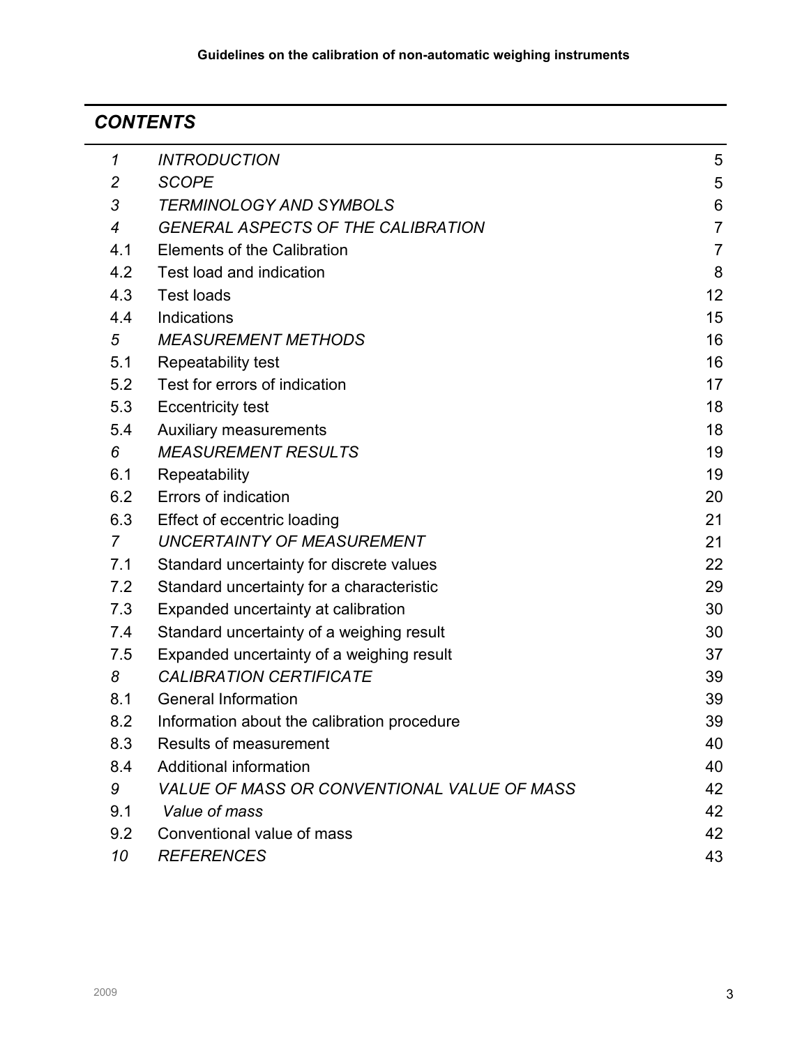## *CONTENTS*

| | | |
|---|---|---|
| *1* | *INTRODUCTION* | 5 |
| *2* | *SCOPE* | 5 |
| *3* | *TERMINOLOGY AND SYMBOLS* | 6 |
| *4* | *GENERAL ASPECTS OF THE CALIBRATION* | 7 |
| 4.1 | Elements of the Calibration | 7 |
| 4.2 | Test load and indication | 8 |
| 4.3 | Test loads | 12 |
| 4.4 | Indications | 15 |
| *5* | *MEASUREMENT METHODS* | 16 |
| 5.1 | Repeatability test | 16 |
| 5.2 | Test for errors of indication | 17 |
| 5.3 | Eccentricity test | 18 |
| 5.4 | Auxiliary measurements | 18 |
| *6* | *MEASUREMENT RESULTS* | 19 |
| 6.1 | Repeatability | 19 |
| 6.2 | Errors of indication | 20 |
| 6.3 | Effect of eccentric loading | 21 |
| *7* | *UNCERTAINTY OF MEASUREMENT* | 21 |
| 7.1 | Standard uncertainty for discrete values | 22 |
| 7.2 | Standard uncertainty for a characteristic | 29 |
| 7.3 | Expanded uncertainty at calibration | 30 |
| 7.4 | Standard uncertainty of a weighing result | 30 |
| 7.5 | Expanded uncertainty of a weighing result | 37 |
| *8* | *CALIBRATION CERTIFICATE* | 39 |
| 8.1 | General Information | 39 |
| 8.2 | Information about the calibration procedure | 39 |
| 8.3 | Results of measurement | 40 |
| 8.4 | Additional information | 40 |
| *9* | *VALUE OF MASS OR CONVENTIONAL VALUE OF MASS* | 42 |
| 9.1 | *Value of mass* | 42 |
| 9.2 | Conventional value of mass | 42 |
| *10* | *REFERENCES* | 43 |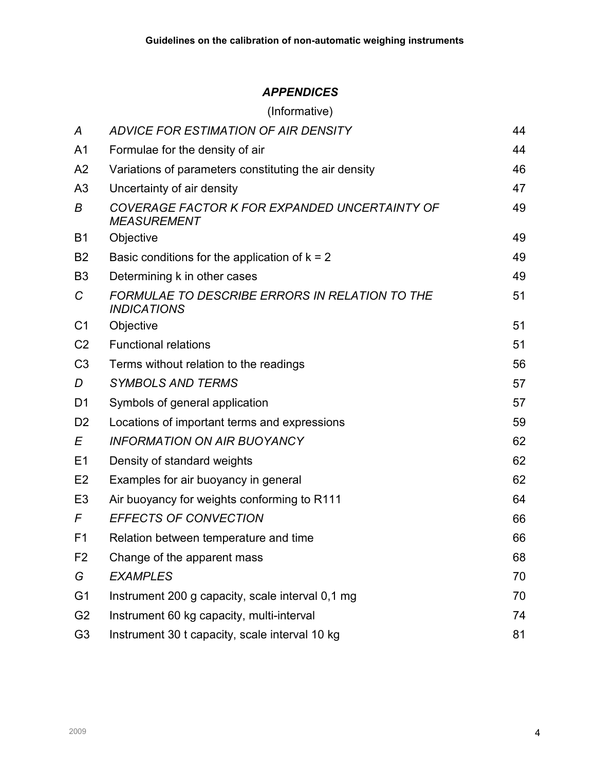## *APPENDICES*

(Informative)

| | | |
|---|---|---|
| *A* | *ADVICE FOR ESTIMATION OF AIR DENSITY* | 44 |
| A1 | Formulae for the density of air | 44 |
| A2 | Variations of parameters constituting the air density | 46 |
| A3 | Uncertainty of air density | 47 |
| *B* | *COVERAGE FACTOR K FOR EXPANDED UNCERTAINTY OF MEASUREMENT* | 49 |
| B1 | Objective | 49 |
| B2 | Basic conditions for the application of $k = 2$ | 49 |
| B3 | Determining k in other cases | 49 |
| *C* | *FORMULAE TO DESCRIBE ERRORS IN RELATION TO THE INDICATIONS* | 51 |
| C1 | Objective | 51 |
| C2 | Functional relations | 51 |
| C3 | Terms without relation to the readings | 56 |
| *D* | *SYMBOLS AND TERMS* | 57 |
| D1 | Symbols of general application | 57 |
| D2 | Locations of important terms and expressions | 59 |
| *E* | *INFORMATION ON AIR BUOYANCY* | 62 |
| E1 | Density of standard weights | 62 |
| E2 | Examples for air buoyancy in general | 62 |
| E3 | Air buoyancy for weights conforming to R111 | 64 |
| *F* | *EFFECTS OF CONVECTION* | 66 |
| F1 | Relation between temperature and time | 66 |
| F2 | Change of the apparent mass | 68 |
| *G* | *EXAMPLES* | 70 |
| G1 | Instrument 200 g capacity, scale interval 0,1 mg | 70 |
| G2 | Instrument 60 kg capacity, multi-interval | 74 |
| G3 | Instrument 30 t capacity, scale interval 10 kg | 81 |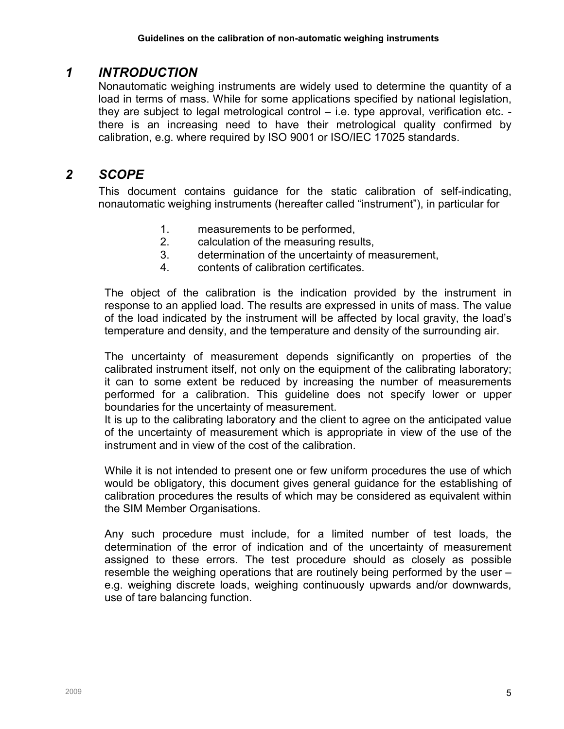# 1 INTRODUCTION

Nonautomatic weighing instruments are widely used to determine the quantity of a load in terms of mass. While for some applications specified by national legislation, they are subject to legal metrological control – i.e. type approval, verification etc. - there is an increasing need to have their metrological quality confirmed by calibration, e.g. where required by ISO 9001 or ISO/IEC 17025 standards.

# 2 SCOPE

This document contains guidance for the static calibration of self-indicating, nonautomatic weighing instruments (hereafter called "instrument"), in particular for

1. measurements to be performed,
2. calculation of the measuring results,
3. determination of the uncertainty of measurement,
4. contents of calibration certificates.

The object of the calibration is the indication provided by the instrument in response to an applied load. The results are expressed in units of mass. The value of the load indicated by the instrument will be affected by local gravity, the load's temperature and density, and the temperature and density of the surrounding air.

The uncertainty of measurement depends significantly on properties of the calibrated instrument itself, not only on the equipment of the calibrating laboratory; it can to some extent be reduced by increasing the number of measurements performed for a calibration. This guideline does not specify lower or upper boundaries for the uncertainty of measurement.
It is up to the calibrating laboratory and the client to agree on the anticipated value of the uncertainty of measurement which is appropriate in view of the use of the instrument and in view of the cost of the calibration.

While it is not intended to present one or few uniform procedures the use of which would be obligatory, this document gives general guidance for the establishing of calibration procedures the results of which may be considered as equivalent within the SIM Member Organisations.

Any such procedure must include, for a limited number of test loads, the determination of the error of indication and of the uncertainty of measurement assigned to these errors. The test procedure should as closely as possible resemble the weighing operations that are routinely being performed by the user – e.g. weighing discrete loads, weighing continuously upwards and/or downwards, use of tare balancing function.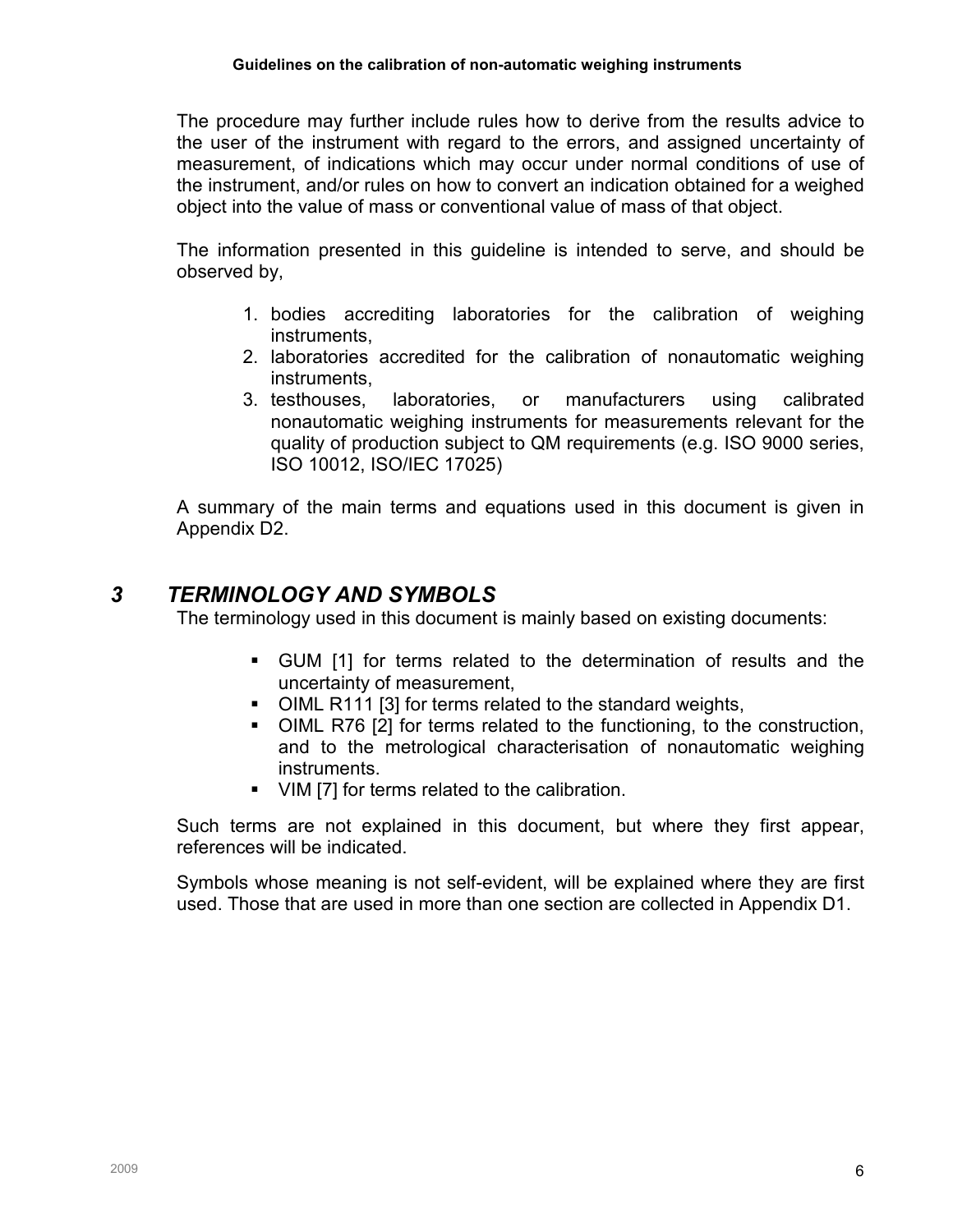The procedure may further include rules how to derive from the results advice to the user of the instrument with regard to the errors, and assigned uncertainty of measurement, of indications which may occur under normal conditions of use of the instrument, and/or rules on how to convert an indication obtained for a weighed object into the value of mass or conventional value of mass of that object.

The information presented in this guideline is intended to serve, and should be observed by,

1. bodies accrediting laboratories for the calibration of weighing instruments,
2. laboratories accredited for the calibration of nonautomatic weighing instruments,
3. testhouses, laboratories, or manufacturers using calibrated nonautomatic weighing instruments for measurements relevant for the quality of production subject to QM requirements (e.g. ISO 9000 series, ISO 10012, ISO/IEC 17025)

A summary of the main terms and equations used in this document is given in Appendix D2.

## *3 TERMINOLOGY AND SYMBOLS*

The terminology used in this document is mainly based on existing documents:

- GUM [1] for terms related to the determination of results and the uncertainty of measurement,
- OIML R111 [3] for terms related to the standard weights,
- OIML R76 [2] for terms related to the functioning, to the construction, and to the metrological characterisation of nonautomatic weighing instruments.
- VIM [7] for terms related to the calibration.

Such terms are not explained in this document, but where they first appear, references will be indicated.

Symbols whose meaning is not self-evident, will be explained where they are first used. Those that are used in more than one section are collected in Appendix D1.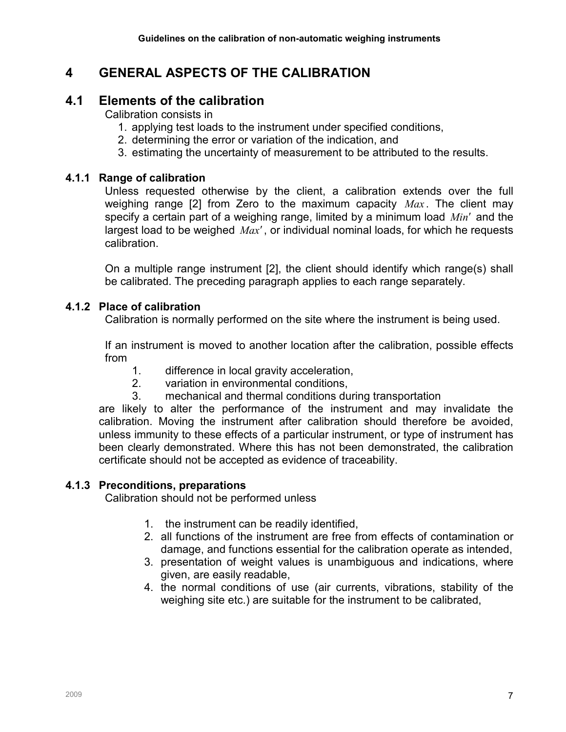# 4 GENERAL ASPECTS OF THE CALIBRATION

## 4.1 Elements of the calibration

Calibration consists in

1. applying test loads to the instrument under specified conditions,
2. determining the error or variation of the indication, and
3. estimating the uncertainty of measurement to be attributed to the results.

### 4.1.1 Range of calibration

Unless requested otherwise by the client, a calibration extends over the full weighing range [2] from Zero to the maximum capacity $Max$. The client may specify a certain part of a weighing range, limited by a minimum load $Min'$ and the largest load to be weighed $Max'$, or individual nominal loads, for which he requests calibration.

On a multiple range instrument [2], the client should identify which range(s) shall be calibrated. The preceding paragraph applies to each range separately.

### 4.1.2 Place of calibration

Calibration is normally performed on the site where the instrument is being used.

If an instrument is moved to another location after the calibration, possible effects from

1. difference in local gravity acceleration,
2. variation in environmental conditions,
3. mechanical and thermal conditions during transportation

are likely to alter the performance of the instrument and may invalidate the calibration. Moving the instrument after calibration should therefore be avoided, unless immunity to these effects of a particular instrument, or type of instrument has been clearly demonstrated. Where this has not been demonstrated, the calibration certificate should not be accepted as evidence of traceability.

### 4.1.3 Preconditions, preparations

Calibration should not be performed unless

1. the instrument can be readily identified,
2. all functions of the instrument are free from effects of contamination or damage, and functions essential for the calibration operate as intended,
3. presentation of weight values is unambiguous and indications, where given, are easily readable,
4. the normal conditions of use (air currents, vibrations, stability of the weighing site etc.) are suitable for the instrument to be calibrated,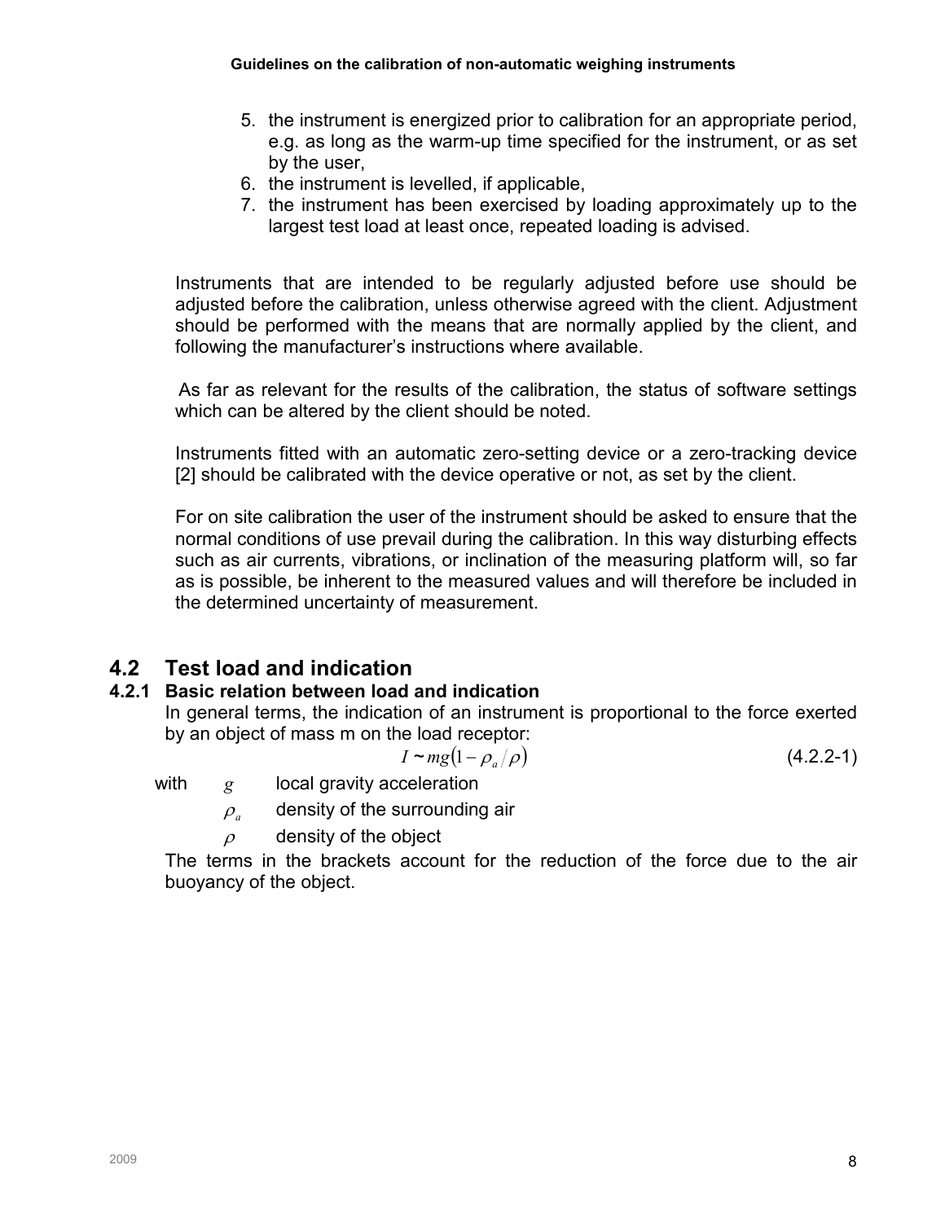5. the instrument is energized prior to calibration for an appropriate period, e.g. as long as the warm-up time specified for the instrument, or as set by the user,
6. the instrument is levelled, if applicable,
7. the instrument has been exercised by loading approximately up to the largest test load at least once, repeated loading is advised.

Instruments that are intended to be regularly adjusted before use should be adjusted before the calibration, unless otherwise agreed with the client. Adjustment should be performed with the means that are normally applied by the client, and following the manufacturer's instructions where available.

As far as relevant for the results of the calibration, the status of software settings which can be altered by the client should be noted.

Instruments fitted with an automatic zero-setting device or a zero-tracking device [2] should be calibrated with the device operative or not, as set by the client.

For on site calibration the user of the instrument should be asked to ensure that the normal conditions of use prevail during the calibration. In this way disturbing effects such as air currents, vibrations, or inclination of the measuring platform will, so far as is possible, be inherent to the measured values and will therefore be included in the determined uncertainty of measurement.

## 4.2 Test load and indication

### 4.2.1 Basic relation between load and indication

In general terms, the indication of an instrument is proportional to the force exerted by an object of mass m on the load receptor:

$$I \sim mg(1 - \rho_a/\rho) \qquad (4.2.2\text{-}1)$$

with
- $g$ local gravity acceleration
- $\rho_a$ density of the surrounding air
- $\rho$ density of the object

The terms in the brackets account for the reduction of the force due to the air buoyancy of the object.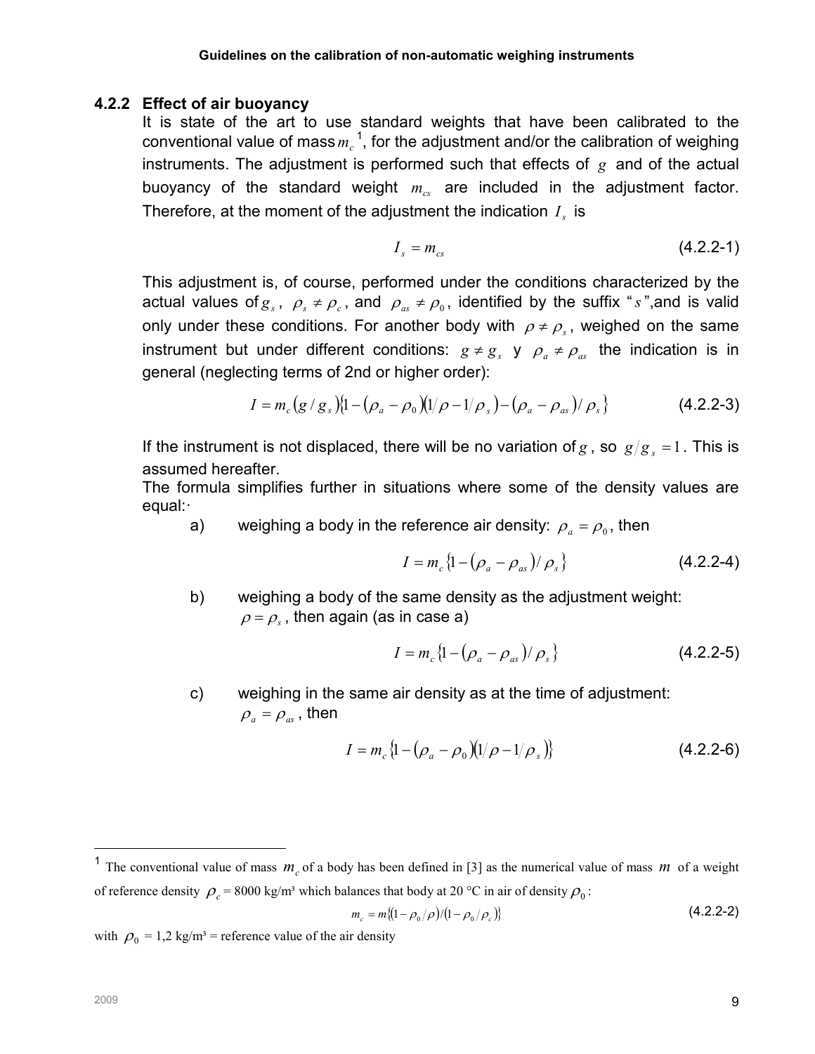### 4.2.2 Effect of air buoyancy

It is state of the art to use standard weights that have been calibrated to the conventional value of mass $m_c$ [1], for the adjustment and/or the calibration of weighing instruments. The adjustment is performed such that effects of $g$ and of the actual buoyancy of the standard weight $m_{cs}$ are included in the adjustment factor. Therefore, at the moment of the adjustment the indication $I_s$ is

$$I_s = m_{cs} \tag{4.2.2-1}$$

This adjustment is, of course, performed under the conditions characterized by the actual values of $g_s$, $\rho_s \neq \rho_c$, and $\rho_{as} \neq \rho_0$, identified by the suffix "$s$",and is valid only under these conditions. For another body with $\rho \neq \rho_s$, weighed on the same instrument but under different conditions: $g \neq g_s$ y $\rho_a \neq \rho_{as}$ the indication is in general (neglecting terms of 2nd or higher order):

$$I = m_c (g / g_s) \{1 - (\rho_a - \rho_0)(1/\rho - 1/\rho_s) - (\rho_a - \rho_{as}) / \rho_s\} \tag{4.2.2-3}$$

If the instrument is not displaced, there will be no variation of $g$, so $g/g_s = 1$. This is assumed hereafter.

The formula simplifies further in situations where some of the density values are equal:·

a) weighing a body in the reference air density: $\rho_a = \rho_0$, then

$$I = m_c \{1 - (\rho_a - \rho_{as}) / \rho_s\} \tag{4.2.2-4}$$

b) weighing a body of the same density as the adjustment weight: $\rho = \rho_s$, then again (as in case a)

$$I = m_c \{1 - (\rho_a - \rho_{as}) / \rho_s\} \tag{4.2.2-5}$$

c) weighing in the same air density as at the time of adjustment: $\rho_a = \rho_{as}$, then

$$I = m_c \{1 - (\rho_a - \rho_0)(1/\rho - 1/\rho_s)\} \tag{4.2.2-6}$$

---

[1] The conventional value of mass $m_c$ of a body has been defined in [3] as the numerical value of mass $m$ of a weight of reference density $\rho_c$ = 8000 kg/m³ which balances that body at 20 °C in air of density $\rho_0$:

$$m_c = m \{(1 - \rho_0 / \rho) / (1 - \rho_0 / \rho_c)\} \tag{4.2.2-2}$$

with $\rho_0$ = 1,2 kg/m³ = reference value of the air density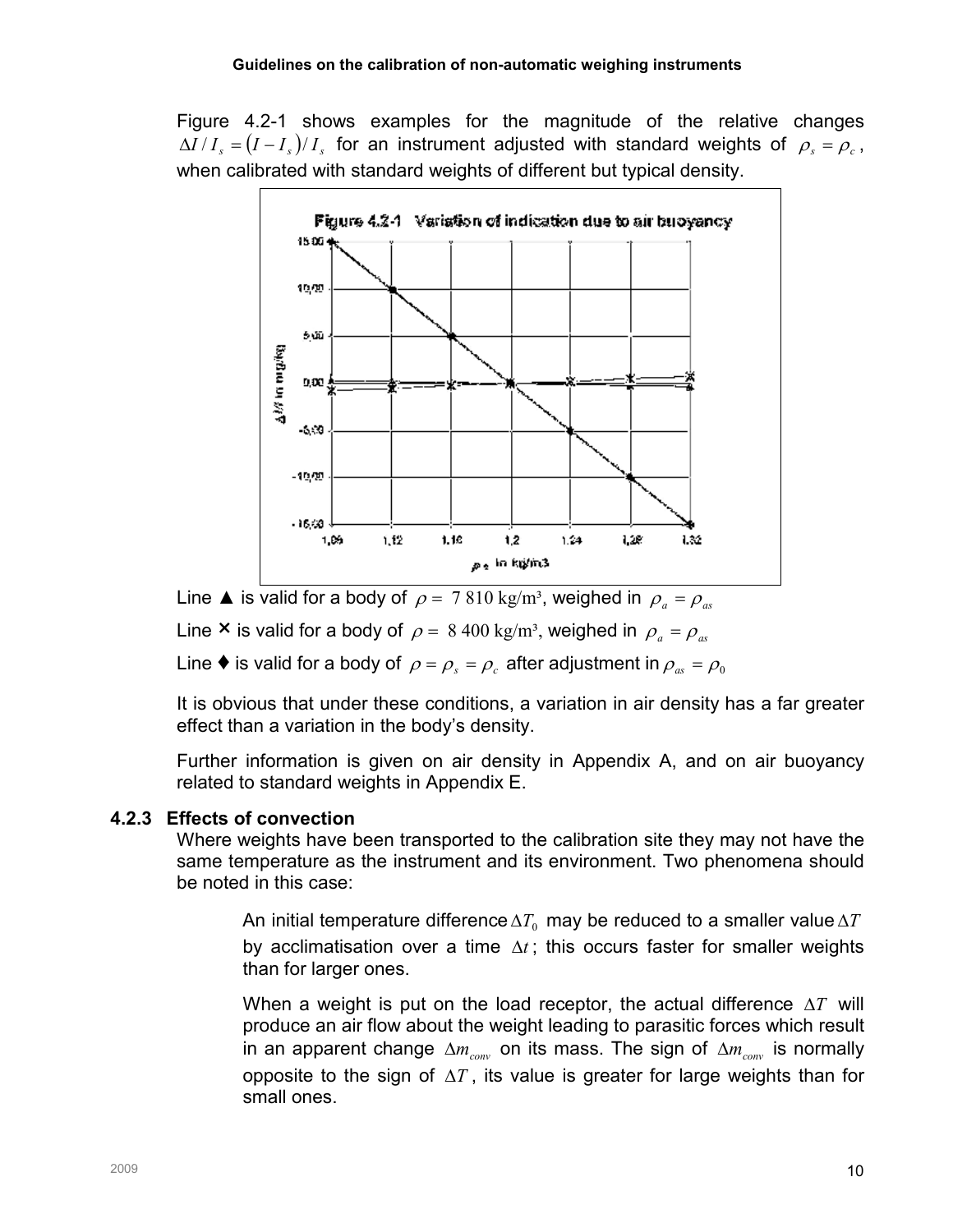Figure 4.2-1 shows examples for the magnitude of the relative changes $\Delta I / I_s = (I - I_s)/ I_s$ for an instrument adjusted with standard weights of $\rho_s = \rho_c$, when calibrated with standard weights of different but typical density.

Figure 4.2-1 Variation of indication due to air buoyancy

Line ▲ is valid for a body of $\rho = 7\,810$ kg/m³, weighed in $\rho_a = \rho_{as}$

Line × is valid for a body of $\rho = 8\,400$ kg/m³, weighed in $\rho_a = \rho_{as}$

Line ♦ is valid for a body of $\rho = \rho_s = \rho_c$ after adjustment in $\rho_{as} = \rho_0$

It is obvious that under these conditions, a variation in air density has a far greater effect than a variation in the body's density.

Further information is given on air density in Appendix A, and on air buoyancy related to standard weights in Appendix E.

### 4.2.3 Effects of convection

Where weights have been transported to the calibration site they may not have the same temperature as the instrument and its environment. Two phenomena should be noted in this case:

An initial temperature difference $\Delta T_0$ may be reduced to a smaller value $\Delta T$ by acclimatisation over a time $\Delta t$; this occurs faster for smaller weights than for larger ones.

When a weight is put on the load receptor, the actual difference $\Delta T$ will produce an air flow about the weight leading to parasitic forces which result in an apparent change $\Delta m_{conv}$ on its mass. The sign of $\Delta m_{conv}$ is normally opposite to the sign of $\Delta T$, its value is greater for large weights than for small ones.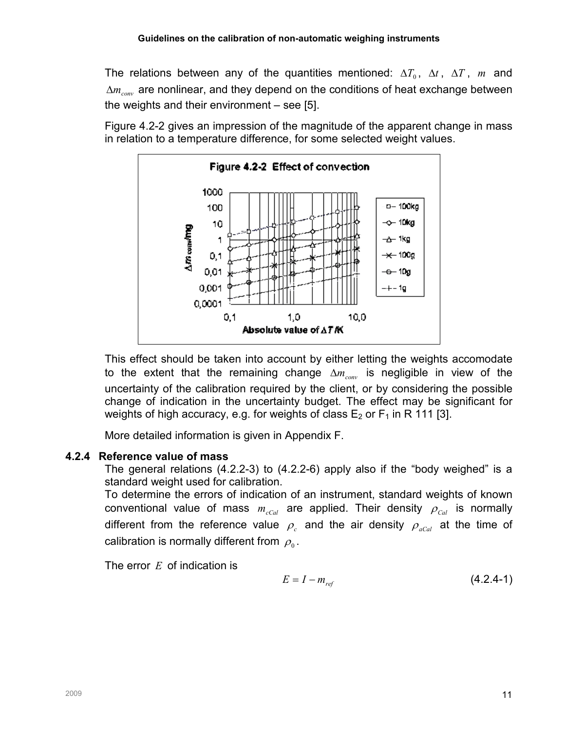The relations between any of the quantities mentioned: $\Delta T_0$, $\Delta t$, $\Delta T$, $m$ and $\Delta m_{conv}$ are nonlinear, and they depend on the conditions of heat exchange between the weights and their environment – see [5].

Figure 4.2-2 gives an impression of the magnitude of the apparent change in mass in relation to a temperature difference, for some selected weight values.

**Figure 4.2-2 Effect of convection**

This effect should be taken into account by either letting the weights accomodate to the extent that the remaining change $\Delta m_{conv}$ is negligible in view of the uncertainty of the calibration required by the client, or by considering the possible change of indication in the uncertainty budget. The effect may be significant for weights of high accuracy, e.g. for weights of class $E_2$ or $F_1$ in R 111 [3].

More detailed information is given in Appendix F.

### 4.2.4 Reference value of mass

The general relations (4.2.2-3) to (4.2.2-6) apply also if the “body weighed” is a standard weight used for calibration.

To determine the errors of indication of an instrument, standard weights of known conventional value of mass $m_{cCal}$ are applied. Their density $\rho_{Cal}$ is normally different from the reference value $\rho_c$ and the air density $\rho_{aCal}$ at the time of calibration is normally different from $\rho_0$.

The error $E$ of indication is

$$E = I - m_{ref} \tag{4.2.4-1}$$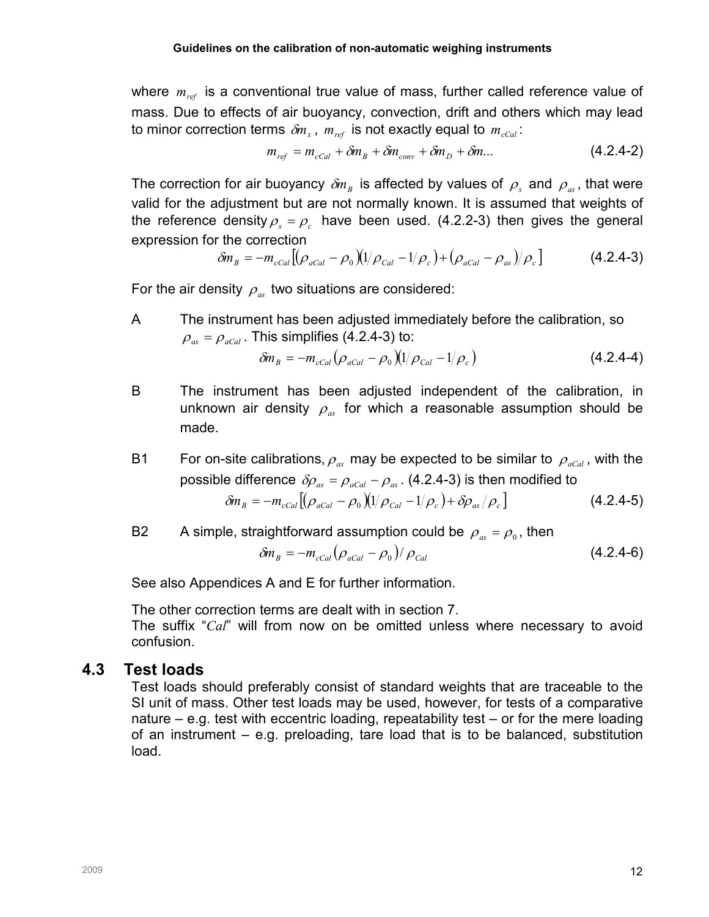where $m_{ref}$ is a conventional true value of mass, further called reference value of mass. Due to effects of air buoyancy, convection, drift and others which may lead to minor correction terms $\delta m_x$, $m_{ref}$ is not exactly equal to $m_{cCal}$:

$$m_{ref} = m_{cCal} + \delta m_B + \delta m_{conv} + \delta m_D + \delta m... \qquad (4.2.4\text{-}2)$$

The correction for air buoyancy $\delta m_B$ is affected by values of $\rho_s$ and $\rho_{as}$, that were valid for the adjustment but are not normally known. It is assumed that weights of the reference density $\rho_s = \rho_c$ have been used. (4.2.2-3) then gives the general expression for the correction

$$\delta m_B = -m_{cCal}\left[(\rho_{aCal} - \rho_0)(1/\rho_{Cal} - 1/\rho_c) + (\rho_{aCal} - \rho_{as})/\rho_c\right] \qquad (4.2.4\text{-}3)$$

For the air density $\rho_{as}$ two situations are considered:

A The instrument has been adjusted immediately before the calibration, so $\rho_{as} = \rho_{aCal}$. This simplifies (4.2.4-3) to:

$$\delta m_B = -m_{cCal}(\rho_{aCal} - \rho_0)(1/\rho_{Cal} - 1/\rho_c) \qquad (4.2.4\text{-}4)$$

B The instrument has been adjusted independent of the calibration, in unknown air density $\rho_{as}$ for which a reasonable assumption should be made.

B1 For on-site calibrations, $\rho_{as}$ may be expected to be similar to $\rho_{aCal}$, with the possible difference $\delta\rho_{as} = \rho_{aCal} - \rho_{as}$. (4.2.4-3) is then modified to

$$\delta m_B = -m_{cCal}\left[(\rho_{aCal} - \rho_0)(1/\rho_{Cal} - 1/\rho_c) + \delta\rho_{as}/\rho_c\right] \qquad (4.2.4\text{-}5)$$

B2 A simple, straightforward assumption could be $\rho_{as} = \rho_0$, then

$$\delta m_B = -m_{cCal}(\rho_{aCal} - \rho_0)/\rho_{Cal} \qquad (4.2.4\text{-}6)$$

See also Appendices A and E for further information.

The other correction terms are dealt with in section 7.
The suffix "*Cal*" will from now on be omitted unless where necessary to avoid confusion.

## 4.3 Test loads

Test loads should preferably consist of standard weights that are traceable to the SI unit of mass. Other test loads may be used, however, for tests of a comparative nature – e.g. test with eccentric loading, repeatability test – or for the mere loading of an instrument – e.g. preloading, tare load that is to be balanced, substitution load.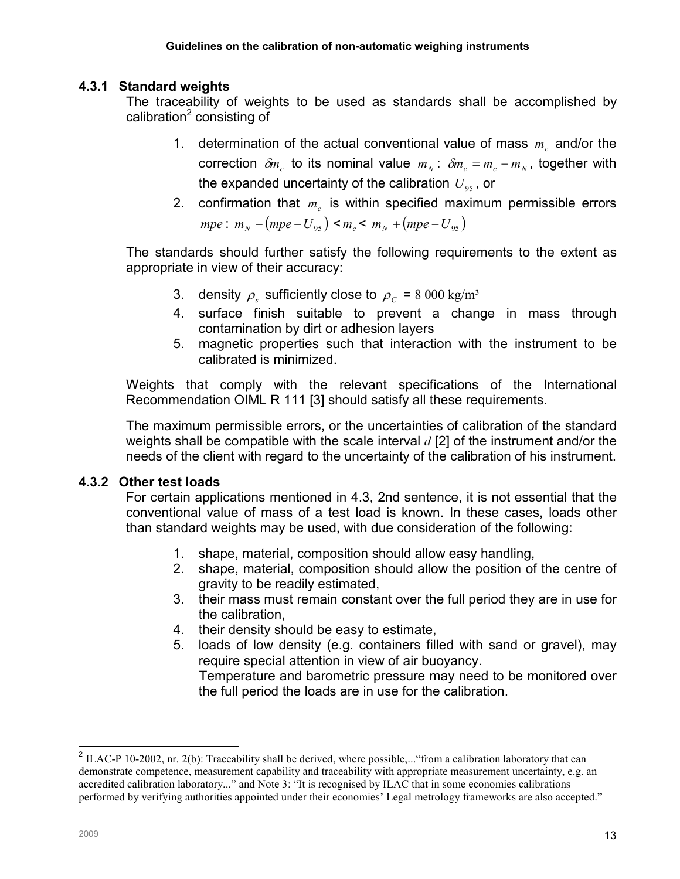### 4.3.1 Standard weights

The traceability of weights to be used as standards shall be accomplished by calibration[2] consisting of

1. determination of the actual conventional value of mass $m_c$ and/or the correction $\delta m_c$ to its nominal value $m_N$: $\delta m_c = m_c - m_N$, together with the expanded uncertainty of the calibration $U_{95}$, or
2. confirmation that $m_c$ is within specified maximum permissible errors $mpe$: $m_N - (mpe - U_{95}) < m_c < m_N + (mpe - U_{95})$

The standards should further satisfy the following requirements to the extent as appropriate in view of their accuracy:

3. density $\rho_s$ sufficiently close to $\rho_C$ = 8 000 kg/m³
4. surface finish suitable to prevent a change in mass through contamination by dirt or adhesion layers
5. magnetic properties such that interaction with the instrument to be calibrated is minimized.

Weights that comply with the relevant specifications of the International Recommendation OIML R 111 [3] should satisfy all these requirements.

The maximum permissible errors, or the uncertainties of calibration of the standard weights shall be compatible with the scale interval *d* [2] of the instrument and/or the needs of the client with regard to the uncertainty of the calibration of his instrument.

### 4.3.2 Other test loads

For certain applications mentioned in 4.3, 2nd sentence, it is not essential that the conventional value of mass of a test load is known. In these cases, loads other than standard weights may be used, with due consideration of the following:

1. shape, material, composition should allow easy handling,
2. shape, material, composition should allow the position of the centre of gravity to be readily estimated,
3. their mass must remain constant over the full period they are in use for the calibration,
4. their density should be easy to estimate,
5. loads of low density (e.g. containers filled with sand or gravel), may require special attention in view of air buoyancy.
   Temperature and barometric pressure may need to be monitored over the full period the loads are in use for the calibration.

---

[2] ILAC-P 10-2002, nr. 2(b): Traceability shall be derived, where possible,..."from a calibration laboratory that can demonstrate competence, measurement capability and traceability with appropriate measurement uncertainty, e.g. an accredited calibration laboratory..." and Note 3: "It is recognised by ILAC that in some economies calibrations performed by verifying authorities appointed under their economies' Legal metrology frameworks are also accepted."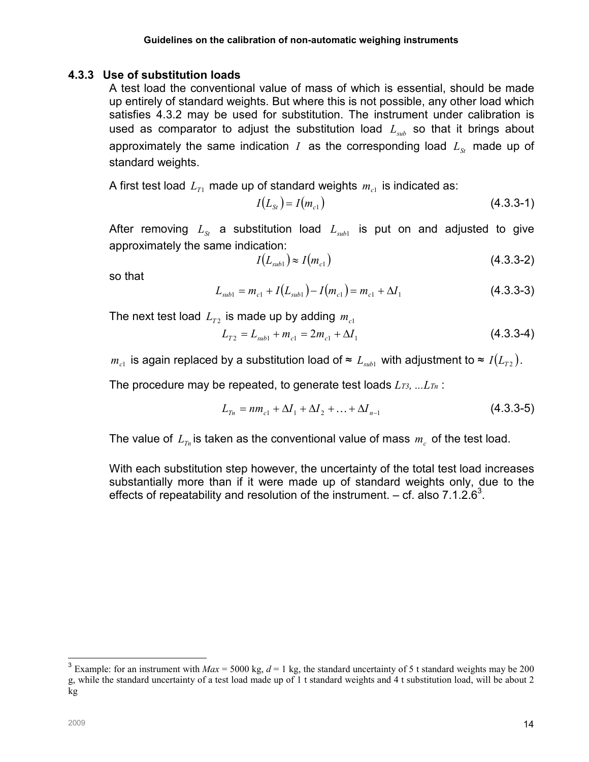### 4.3.3 Use of substitution loads

A test load the conventional value of mass of which is essential, should be made up entirely of standard weights. But where this is not possible, any other load which satisfies 4.3.2 may be used for substitution. The instrument under calibration is used as comparator to adjust the substitution load $L_{sub}$ so that it brings about approximately the same indication $I$ as the corresponding load $L_{St}$ made up of standard weights.

A first test load $L_{T1}$ made up of standard weights $m_{c1}$ is indicated as:

$$I(L_{St}) = I(m_{c1}) \tag{4.3.3-1}$$

After removing $L_{St}$ a substitution load $L_{sub1}$ is put on and adjusted to give approximately the same indication:

$$I(L_{sub1}) \approx I(m_{c1}) \tag{4.3.3-2}$$

so that

$$L_{sub1} = m_{c1} + I(L_{sub1}) - I(m_{c1}) = m_{c1} + \Delta I_1 \tag{4.3.3-3}$$

The next test load $L_{T2}$ is made up by adding $m_{c1}$

$$L_{T2} = L_{sub1} + m_{c1} = 2m_{c1} + \Delta I_1 \tag{4.3.3-4}$$

$m_{c1}$ is again replaced by a substitution load of ≈ $L_{sub1}$ with adjustment to ≈ $I(L_{T2})$.

The procedure may be repeated, to generate test loads $L_{T3}, \ldots L_{Tn}$ :

$$L_{Tn} = nm_{c1} + \Delta I_1 + \Delta I_2 + \ldots + \Delta I_{n-1} \tag{4.3.3-5}$$

The value of $L_{Tn}$ is taken as the conventional value of mass $m_c$ of the test load.

With each substitution step however, the uncertainty of the total test load increases substantially more than if it were made up of standard weights only, due to the effects of repeatability and resolution of the instrument. – cf. also 7.1.2.6[3].

[3] Example: for an instrument with *Max* = 5000 kg, *d* = 1 kg, the standard uncertainty of 5 t standard weights may be 200 g, while the standard uncertainty of a test load made up of 1 t standard weights and 4 t substitution load, will be about 2 kg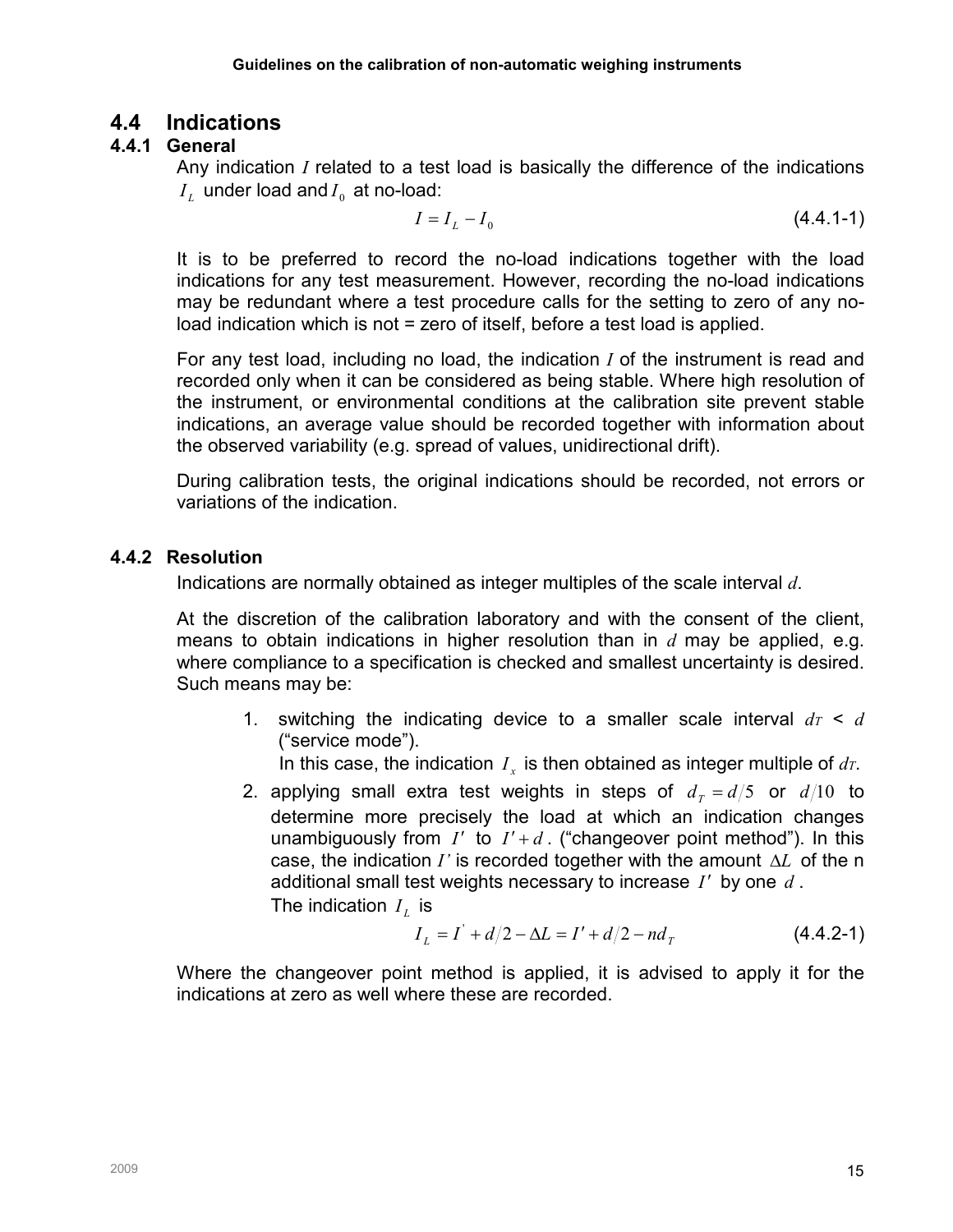## 4.4 Indications

### 4.4.1 General

Any indication $I$ related to a test load is basically the difference of the indications $I_L$ under load and $I_0$ at no-load:

$$I = I_L - I_0 \tag{4.4.1-1}$$

It is to be preferred to record the no-load indications together with the load indications for any test measurement. However, recording the no-load indications may be redundant where a test procedure calls for the setting to zero of any no-load indication which is not = zero of itself, before a test load is applied.

For any test load, including no load, the indication $I$ of the instrument is read and recorded only when it can be considered as being stable. Where high resolution of the instrument, or environmental conditions at the calibration site prevent stable indications, an average value should be recorded together with information about the observed variability (e.g. spread of values, unidirectional drift).

During calibration tests, the original indications should be recorded, not errors or variations of the indication.

### 4.4.2 Resolution

Indications are normally obtained as integer multiples of the scale interval $d$.

At the discretion of the calibration laboratory and with the consent of the client, means to obtain indications in higher resolution than in $d$ may be applied, e.g. where compliance to a specification is checked and smallest uncertainty is desired. Such means may be:

1. switching the indicating device to a smaller scale interval $d_T < d$ ("service mode").
   In this case, the indication $I_x$ is then obtained as integer multiple of $d_T$.
2. applying small extra test weights in steps of $d_T = d/5$ or $d/10$ to determine more precisely the load at which an indication changes unambiguously from $I'$ to $I' + d$. ("changeover point method"). In this case, the indication $I'$ is recorded together with the amount $\Delta L$ of the n additional small test weights necessary to increase $I'$ by one $d$.
   The indication $I_L$ is

$$I_L = I' + d/2 - \Delta L = I' + d/2 - nd_T \tag{4.4.2-1}$$

Where the changeover point method is applied, it is advised to apply it for the indications at zero as well where these are recorded.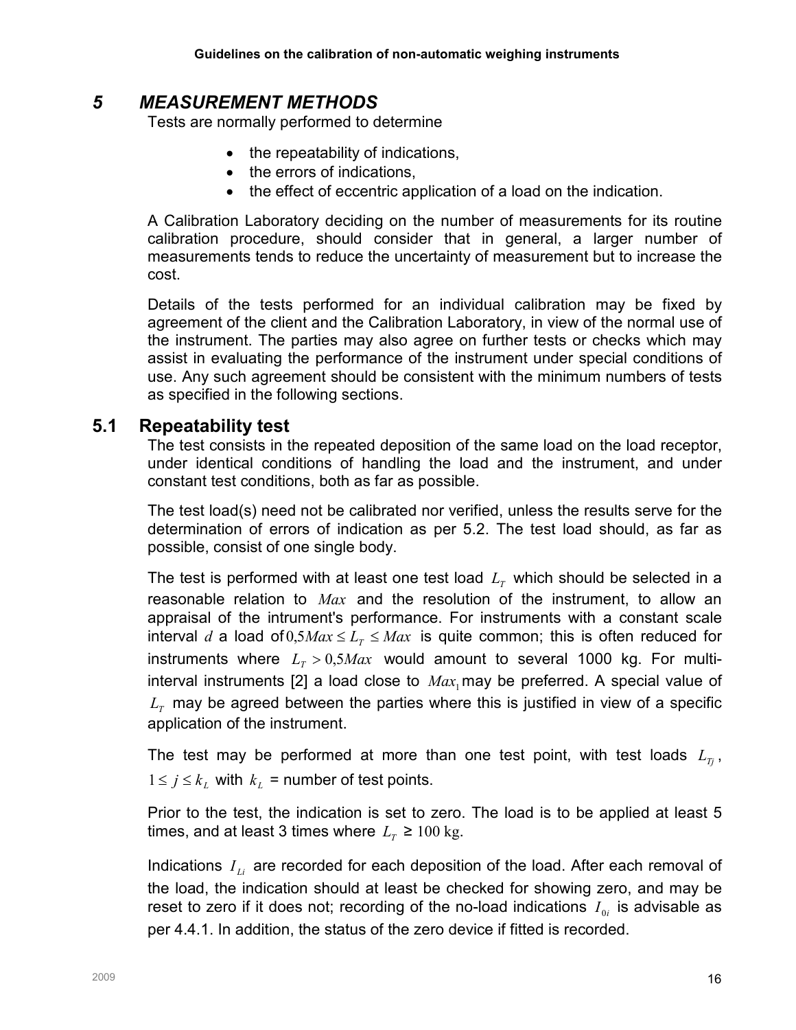# 5 MEASUREMENT METHODS

Tests are normally performed to determine

- the repeatability of indications,
- the errors of indications,
- the effect of eccentric application of a load on the indication.

A Calibration Laboratory deciding on the number of measurements for its routine calibration procedure, should consider that in general, a larger number of measurements tends to reduce the uncertainty of measurement but to increase the cost.

Details of the tests performed for an individual calibration may be fixed by agreement of the client and the Calibration Laboratory, in view of the normal use of the instrument. The parties may also agree on further tests or checks which may assist in evaluating the performance of the instrument under special conditions of use. Any such agreement should be consistent with the minimum numbers of tests as specified in the following sections.

## 5.1 Repeatability test

The test consists in the repeated deposition of the same load on the load receptor, under identical conditions of handling the load and the instrument, and under constant test conditions, both as far as possible.

The test load(s) need not be calibrated nor verified, unless the results serve for the determination of errors of indication as per 5.2. The test load should, as far as possible, consist of one single body.

The test is performed with at least one test load $L_T$ which should be selected in a reasonable relation to $Max$ and the resolution of the instrument, to allow an appraisal of the intrument's performance. For instruments with a constant scale interval $d$ a load of $0{,}5Max \leq L_T \leq Max$ is quite common; this is often reduced for instruments where $L_T > 0{,}5Max$ would amount to several 1000 kg. For multi-interval instruments [2] a load close to $Max_1$ may be preferred. A special value of $L_T$ may be agreed between the parties where this is justified in view of a specific application of the instrument.

The test may be performed at more than one test point, with test loads $L_{Tj}$, $1 \leq j \leq k_L$ with $k_L$ = number of test points.

Prior to the test, the indication is set to zero. The load is to be applied at least 5 times, and at least 3 times where $L_T \geq 100$ kg.

Indications $I_{Li}$ are recorded for each deposition of the load. After each removal of the load, the indication should at least be checked for showing zero, and may be reset to zero if it does not; recording of the no-load indications $I_{0i}$ is advisable as per 4.4.1. In addition, the status of the zero device if fitted is recorded.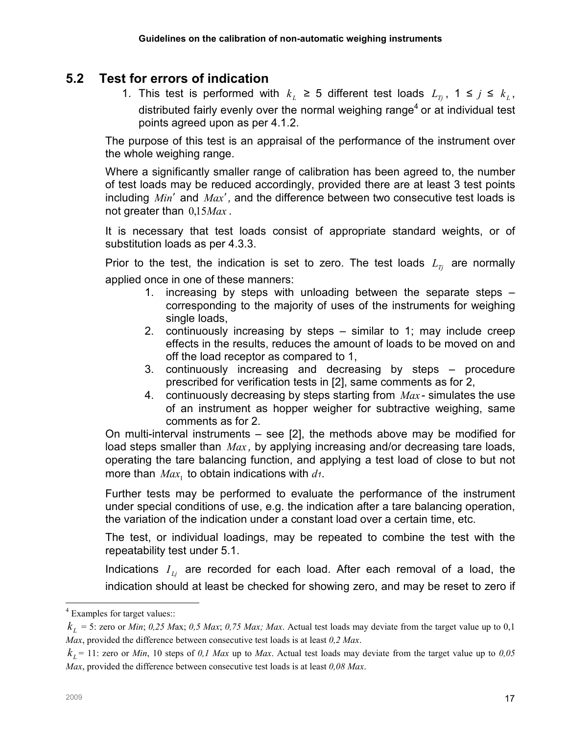## 5.2 Test for errors of indication

1. This test is performed with $k_L \geq 5$ different test loads $L_{Tj}$, $1 \leq j \leq k_L$, distributed fairly evenly over the normal weighing range[4] or at individual test points agreed upon as per 4.1.2.

The purpose of this test is an appraisal of the performance of the instrument over the whole weighing range.

Where a significantly smaller range of calibration has been agreed to, the number of test loads may be reduced accordingly, provided there are at least 3 test points including $Min'$ and $Max'$, and the difference between two consecutive test loads is not greater than $0{,}15Max$.

It is necessary that test loads consist of appropriate standard weights, or of substitution loads as per 4.3.3.

Prior to the test, the indication is set to zero. The test loads $L_{Tj}$ are normally applied once in one of these manners:

1. increasing by steps with unloading between the separate steps – corresponding to the majority of uses of the instruments for weighing single loads,
2. continuously increasing by steps – similar to 1; may include creep effects in the results, reduces the amount of loads to be moved on and off the load receptor as compared to 1,
3. continuously increasing and decreasing by steps – procedure prescribed for verification tests in [2], same comments as for 2,
4. continuously decreasing by steps starting from $Max$ - simulates the use of an instrument as hopper weigher for subtractive weighing, same comments as for 2.

On multi-interval instruments – see [2], the methods above may be modified for load steps smaller than $Max$, by applying increasing and/or decreasing tare loads, operating the tare balancing function, and applying a test load of close to but not more than $Max_1$ to obtain indications with $d_1$.

Further tests may be performed to evaluate the performance of the instrument under special conditions of use, e.g. the indication after a tare balancing operation, the variation of the indication under a constant load over a certain time, etc.

The test, or individual loadings, may be repeated to combine the test with the repeatability test under 5.1.

Indications $I_{Lj}$ are recorded for each load. After each removal of a load, the indication should at least be checked for showing zero, and may be reset to zero if

---

[4] Examples for target values::

$k_L = 5$: zero or *Min*; *0,25 Max*; *0,5 Max*; *0,75 Max; Max*. Actual test loads may deviate from the target value up to 0,1 *Max*, provided the difference between consecutive test loads is at least *0,2 Max*.

$k_L = 11$: zero or *Min*, 10 steps of *0,1 Max* up to *Max*. Actual test loads may deviate from the target value up to *0,05 Max*, provided the difference between consecutive test loads is at least *0,08 Max*.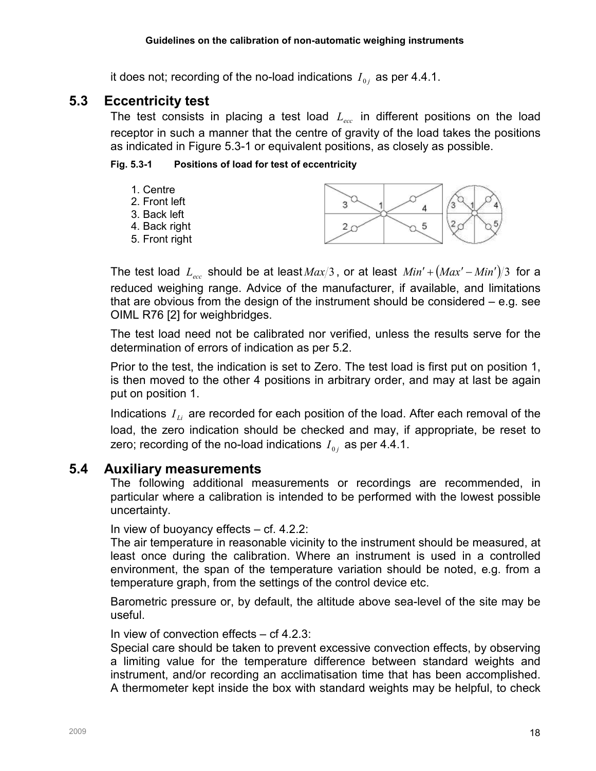it does not; recording of the no-load indications $I_{0j}$ as per 4.4.1.

## 5.3 Eccentricity test

The test consists in placing a test load $L_{ecc}$ in different positions on the load receptor in such a manner that the centre of gravity of the load takes the positions as indicated in Figure 5.3-1 or equivalent positions, as closely as possible.

**Fig. 5.3-1 Positions of load for test of eccentricity**

1. Centre
2. Front left
3. Back left
4. Back right
5. Front right

The test load $L_{ecc}$ should be at least $Max/3$, or at least $Min' + (Max' - Min')/3$ for a reduced weighing range. Advice of the manufacturer, if available, and limitations that are obvious from the design of the instrument should be considered – e.g. see OIML R76 [2] for weighbridges.

The test load need not be calibrated nor verified, unless the results serve for the determination of errors of indication as per 5.2.

Prior to the test, the indication is set to Zero. The test load is first put on position 1, is then moved to the other 4 positions in arbitrary order, and may at last be again put on position 1.

Indications $I_{Li}$ are recorded for each position of the load. After each removal of the load, the zero indication should be checked and may, if appropriate, be reset to zero; recording of the no-load indications $I_{0j}$ as per 4.4.1.

## 5.4 Auxiliary measurements

The following additional measurements or recordings are recommended, in particular where a calibration is intended to be performed with the lowest possible uncertainty.

In view of buoyancy effects – cf. 4.2.2:
The air temperature in reasonable vicinity to the instrument should be measured, at least once during the calibration. Where an instrument is used in a controlled environment, the span of the temperature variation should be noted, e.g. from a temperature graph, from the settings of the control device etc.

Barometric pressure or, by default, the altitude above sea-level of the site may be useful.

In view of convection effects – cf 4.2.3:
Special care should be taken to prevent excessive convection effects, by observing a limiting value for the temperature difference between standard weights and instrument, and/or recording an acclimatisation time that has been accomplished. A thermometer kept inside the box with standard weights may be helpful, to check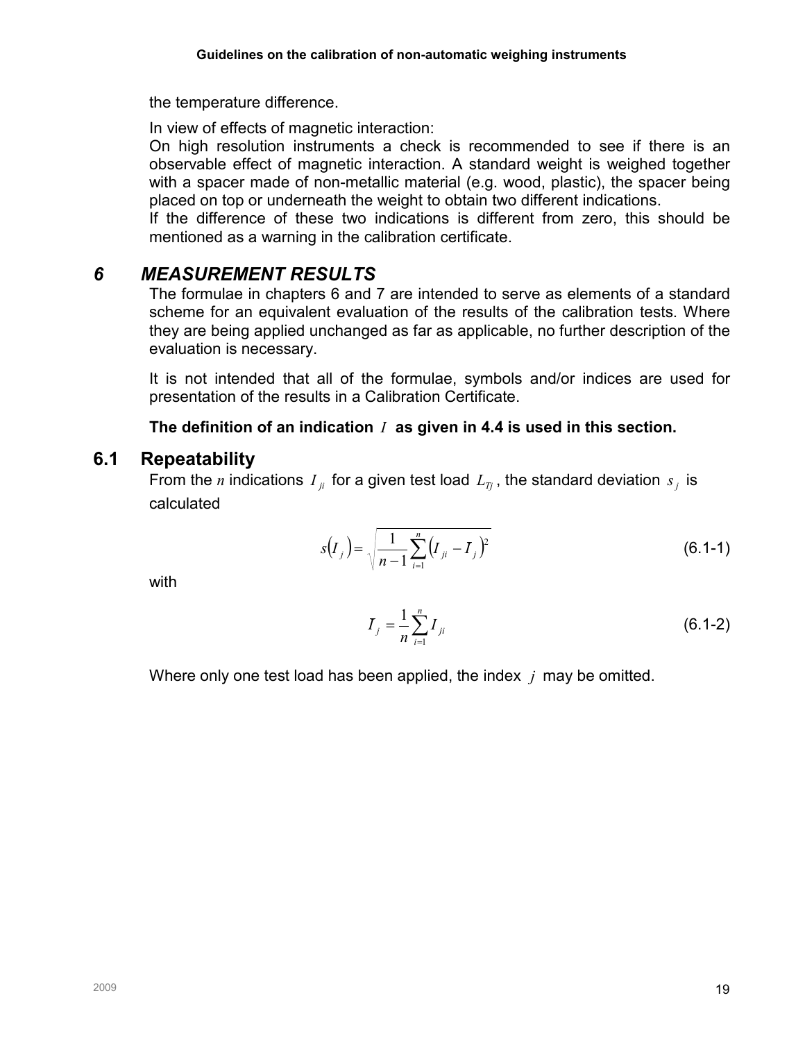the temperature difference.

In view of effects of magnetic interaction:
On high resolution instruments a check is recommended to see if there is an observable effect of magnetic interaction. A standard weight is weighed together with a spacer made of non-metallic material (e.g. wood, plastic), the spacer being placed on top or underneath the weight to obtain two different indications.
If the difference of these two indications is different from zero, this should be mentioned as a warning in the calibration certificate.

# *6 MEASUREMENT RESULTS*

The formulae in chapters 6 and 7 are intended to serve as elements of a standard scheme for an equivalent evaluation of the results of the calibration tests. Where they are being applied unchanged as far as applicable, no further description of the evaluation is necessary.

It is not intended that all of the formulae, symbols and/or indices are used for presentation of the results in a Calibration Certificate.

**The definition of an indication $I$ as given in 4.4 is used in this section.**

## 6.1 Repeatability

From the $n$ indications $I_{ji}$ for a given test load $L_{Tj}$, the standard deviation $s_j$ is calculated

$$s(I_j) = \sqrt{\frac{1}{n-1}\sum_{i=1}^{n}\left(I_{ji} - \bar{I}_j\right)^2} \qquad (6.1\text{-}1)$$

with

$$\bar{I}_j = \frac{1}{n}\sum_{i=1}^{n} I_{ji} \qquad (6.1\text{-}2)$$

Where only one test load has been applied, the index $j$ may be omitted.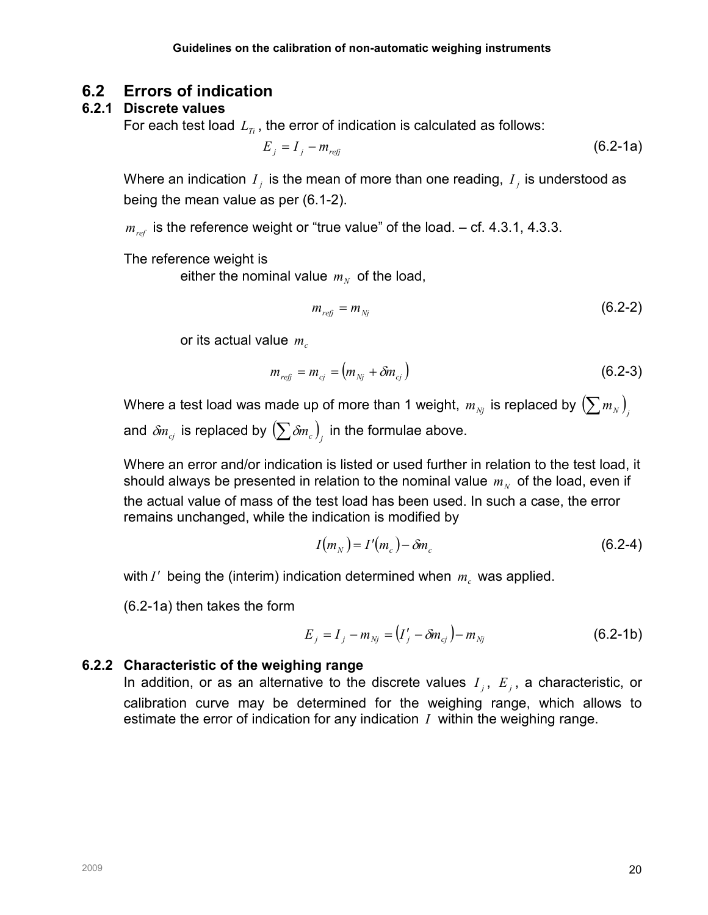## 6.2 Errors of indication

### 6.2.1 Discrete values

For each test load $L_{Ti}$, the error of indication is calculated as follows:

$$E_j = I_j - m_{refj} \tag{6.2-1a}$$

Where an indication $I_j$ is the mean of more than one reading, $I_j$ is understood as being the mean value as per (6.1-2).

$m_{ref}$ is the reference weight or "true value" of the load. – cf. 4.3.1, 4.3.3.

The reference weight is

either the nominal value $m_N$ of the load,

$$m_{refj} = m_{Nj} \tag{6.2-2}$$

or its actual value $m_c$

$$m_{refj} = m_{cj} = \left(m_{Nj} + \delta m_{cj}\right) \tag{6.2-3}$$

Where a test load was made up of more than 1 weight, $m_{Nj}$ is replaced by $\left(\sum m_N\right)_j$ and $\delta m_{cj}$ is replaced by $\left(\sum \delta m_c\right)_j$ in the formulae above.

Where an error and/or indication is listed or used further in relation to the test load, it should always be presented in relation to the nominal value $m_N$ of the load, even if the actual value of mass of the test load has been used. In such a case, the error remains unchanged, while the indication is modified by

$$I(m_N) = I'(m_c) - \delta m_c \tag{6.2-4}$$

with $I'$ being the (interim) indication determined when $m_c$ was applied.

(6.2-1a) then takes the form

$$E_j = I_j - m_{Nj} = \left(I'_j - \delta m_{cj}\right) - m_{Nj} \tag{6.2-1b}$$

### 6.2.2 Characteristic of the weighing range

In addition, or as an alternative to the discrete values $I_j$, $E_j$, a characteristic, or calibration curve may be determined for the weighing range, which allows to estimate the error of indication for any indication $I$ within the weighing range.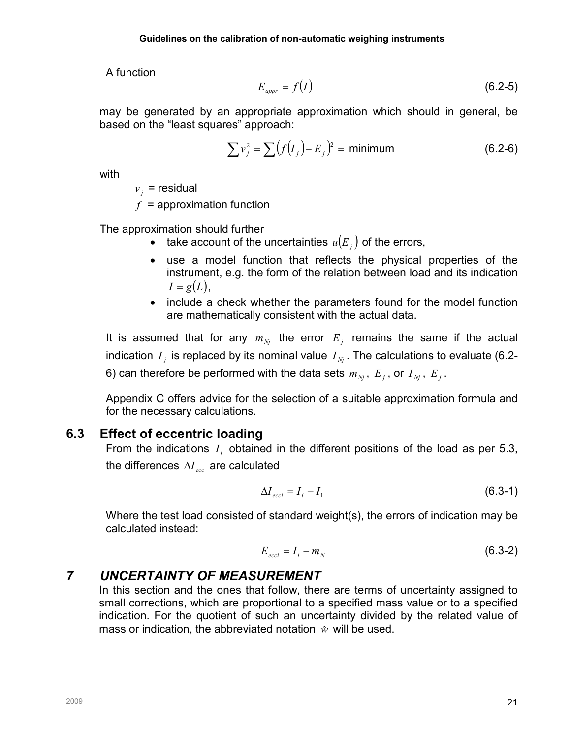A function

$$E_{appr} = f(I) \tag{6.2-5}$$

may be generated by an appropriate approximation which should in general, be based on the "least squares" approach:

$$\sum v_j^2 = \sum \left(f(I_j) - E_j\right)^2 = \text{minimum} \tag{6.2-6}$$

with

$v_j$ = residual

$f$ = approximation function

The approximation should further

- take account of the uncertainties $u(E_j)$ of the errors,
- use a model function that reflects the physical properties of the instrument, e.g. the form of the relation between load and its indication $I = g(L)$,
- include a check whether the parameters found for the model function are mathematically consistent with the actual data.

It is assumed that for any $m_{Nj}$ the error $E_j$ remains the same if the actual indication $I_j$ is replaced by its nominal value $I_{Nj}$. The calculations to evaluate (6.2-6) can therefore be performed with the data sets $m_{Nj}$, $E_j$, or $I_{Nj}$, $E_j$.

Appendix C offers advice for the selection of a suitable approximation formula and for the necessary calculations.

## 6.3 Effect of eccentric loading

From the indications $I_i$ obtained in the different positions of the load as per 5.3, the differences $\Delta I_{ecc}$ are calculated

$$\Delta I_{ecci} = I_i - I_1 \tag{6.3-1}$$

Where the test load consisted of standard weight(s), the errors of indication may be calculated instead:

$$E_{ecci} = I_i - m_N \tag{6.3-2}$$

# *7 UNCERTAINTY OF MEASUREMENT*

In this section and the ones that follow, there are terms of uncertainty assigned to small corrections, which are proportional to a specified mass value or to a specified indication. For the quotient of such an uncertainty divided by the related value of mass or indication, the abbreviated notation $\hat{w}$ will be used.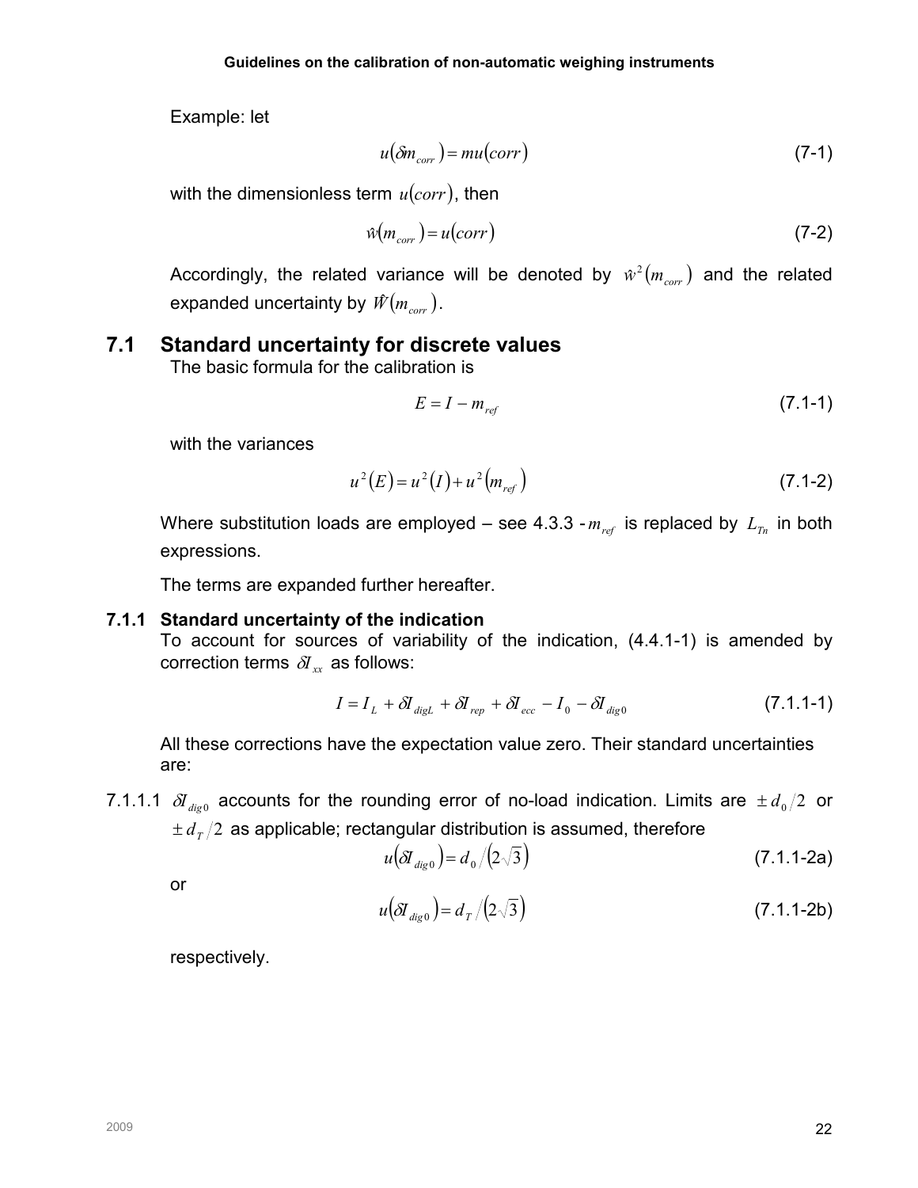Example: let

$$u(\delta m_{corr}) = mu(corr) \tag{7-1}$$

with the dimensionless term $u(corr)$, then

$$\hat{w}(m_{corr}) = u(corr) \tag{7-2}$$

Accordingly, the related variance will be denoted by $\hat{w}^2(m_{corr})$ and the related expanded uncertainty by $\hat{W}(m_{corr})$.

## 7.1 Standard uncertainty for discrete values

The basic formula for the calibration is

$$E = I - m_{ref} \tag{7.1-1}$$

with the variances

$$u^2(E) = u^2(I) + u^2(m_{ref}) \tag{7.1-2}$$

Where substitution loads are employed – see 4.3.3 - $m_{ref}$ is replaced by $L_{Tn}$ in both expressions.

The terms are expanded further hereafter.

### 7.1.1 Standard uncertainty of the indication

To account for sources of variability of the indication, (4.4.1-1) is amended by correction terms $\delta I_{xx}$ as follows:

$$I = I_L + \delta I_{digL} + \delta I_{rep} + \delta I_{ecc} - I_0 - \delta I_{dig0} \tag{7.1.1-1}$$

All these corrections have the expectation value zero. Their standard uncertainties are:

7.1.1.1 $\delta I_{dig0}$ accounts for the rounding error of no-load indication. Limits are $\pm d_0/2$ or $\pm d_T/2$ as applicable; rectangular distribution is assumed, therefore

$$u(\delta I_{dig0}) = d_0 / (2\sqrt{3}) \tag{7.1.1-2a}$$

or

$$u(\delta I_{dig0}) = d_T / (2\sqrt{3}) \tag{7.1.1-2b}$$

respectively.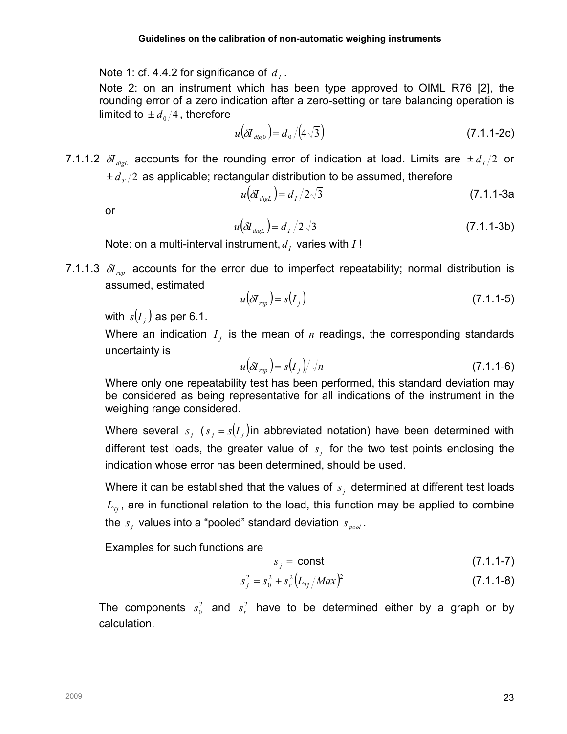Note 1: cf. 4.4.2 for significance of $d_T$.

Note 2: on an instrument which has been type approved to OIML R76 [2], the rounding error of a zero indication after a zero-setting or tare balancing operation is limited to $\pm d_0/4$, therefore

$$u(\delta I_{dig0}) = d_0/(4\sqrt{3}) \tag{7.1.1-2c}$$

7.1.1.2 $\delta I_{digL}$ accounts for the rounding error of indication at load. Limits are $\pm d_I/2$ or $\pm d_T/2$ as applicable; rectangular distribution to be assumed, therefore

$$u(\delta I_{digL}) = d_I/2\sqrt{3} \tag{7.1.1-3a}$$

or

$$u(\delta I_{digL}) = d_T/2\sqrt{3} \tag{7.1.1-3b}$$

Note: on a multi-interval instrument, $d_I$ varies with $I$ !

7.1.1.3 $\delta I_{rep}$ accounts for the error due to imperfect repeatability; normal distribution is assumed, estimated

$$u(\delta I_{rep}) = s(I_j) \tag{7.1.1-5}$$

with $s(I_j)$ as per 6.1.

Where an indication $I_j$ is the mean of $n$ readings, the corresponding standards uncertainty is

$$u(\delta I_{rep}) = s(I_j)/\sqrt{n} \tag{7.1.1-6}$$

Where only one repeatability test has been performed, this standard deviation may be considered as being representative for all indications of the instrument in the weighing range considered.

Where several $s_j$ ($s_j = s(I_j)$ in abbreviated notation) have been determined with different test loads, the greater value of $s_j$ for the two test points enclosing the indication whose error has been determined, should be used.

Where it can be established that the values of $s_j$ determined at different test loads $L_{Tj}$, are in functional relation to the load, this function may be applied to combine the $s_j$ values into a "pooled" standard deviation $s_{pool}$.

Examples for such functions are

$$s_j = \text{const} \tag{7.1.1-7}$$

$$s_j^2 = s_0^2 + s_r^2 (L_{Tj}/Max)^2 \tag{7.1.1-8}$$

The components $s_0^2$ and $s_r^2$ have to be determined either by a graph or by calculation.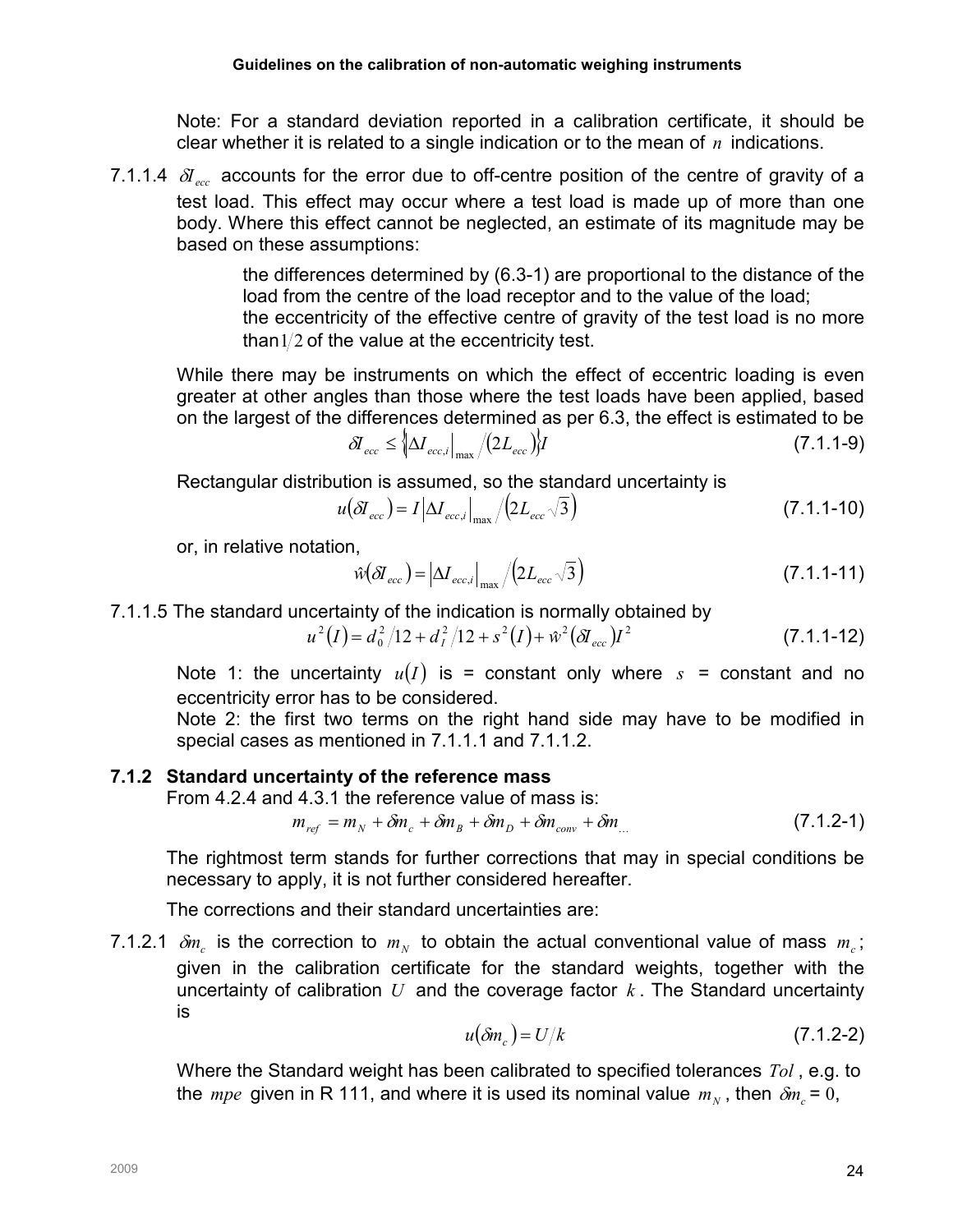Note: For a standard deviation reported in a calibration certificate, it should be clear whether it is related to a single indication or to the mean of $n$ indications.

7.1.1.4 $\delta I_{ecc}$ accounts for the error due to off-centre position of the centre of gravity of a test load. This effect may occur where a test load is made up of more than one body. Where this effect cannot be neglected, an estimate of its magnitude may be based on these assumptions:

the differences determined by (6.3-1) are proportional to the distance of the load from the centre of the load receptor and to the value of the load;
the eccentricity of the effective centre of gravity of the test load is no more than $1/2$ of the value at the eccentricity test.

While there may be instruments on which the effect of eccentric loading is even greater at other angles than those where the test loads have been applied, based on the largest of the differences determined as per 6.3, the effect is estimated to be

$$\delta I_{ecc} \leq \left\{ \left|\Delta I_{ecc,i}\right|_{max} / \left(2L_{ecc}\right) \right\} I \tag{7.1.1-9}$$

Rectangular distribution is assumed, so the standard uncertainty is

$$u\left(\delta I_{ecc}\right) = I \left|\Delta I_{ecc,i}\right|_{max} / \left(2L_{ecc}\sqrt{3}\right) \tag{7.1.1-10}$$

or, in relative notation,

$$\hat{w}\left(\delta I_{ecc}\right) = \left|\Delta I_{ecc,i}\right|_{max} / \left(2L_{ecc}\sqrt{3}\right) \tag{7.1.1-11}$$

7.1.1.5 The standard uncertainty of the indication is normally obtained by

$$u^2(I) = d_0^2/12 + d_I^2/12 + s^2(I) + \hat{w}^2\left(\delta I_{ecc}\right) I^2 \tag{7.1.1-12}$$

Note 1: the uncertainty $u(I)$ is = constant only where $s$ = constant and no eccentricity error has to be considered.
Note 2: the first two terms on the right hand side may have to be modified in special cases as mentioned in 7.1.1.1 and 7.1.1.2.

### 7.1.2 Standard uncertainty of the reference mass

From 4.2.4 and 4.3.1 the reference value of mass is:

$$m_{ref} = m_N + \delta m_c + \delta m_B + \delta m_D + \delta m_{conv} + \delta m_{...} \tag{7.1.2-1}$$

The rightmost term stands for further corrections that may in special conditions be necessary to apply, it is not further considered hereafter.

The corrections and their standard uncertainties are:

7.1.2.1 $\delta m_c$ is the correction to $m_N$ to obtain the actual conventional value of mass $m_c$; given in the calibration certificate for the standard weights, together with the uncertainty of calibration $U$ and the coverage factor $k$. The Standard uncertainty is

$$u\left(\delta m_c\right) = U/k \tag{7.1.2-2}$$

Where the Standard weight has been calibrated to specified tolerances $Tol$, e.g. to the $mpe$ given in R 111, and where it is used its nominal value $m_N$, then $\delta m_c = 0$,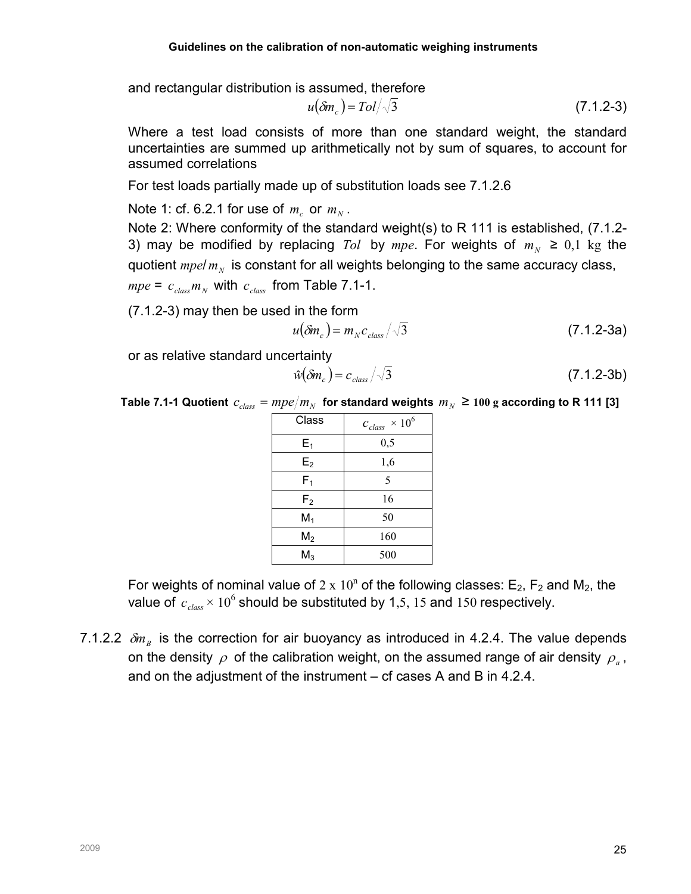and rectangular distribution is assumed, therefore

$$u(\delta m_c) = Tol/\sqrt{3} \qquad (7.1.2\text{-}3)$$

Where a test load consists of more than one standard weight, the standard uncertainties are summed up arithmetically not by sum of squares, to account for assumed correlations

For test loads partially made up of substitution loads see 7.1.2.6

Note 1: cf. 6.2.1 for use of $m_c$ or $m_N$.

Note 2: Where conformity of the standard weight(s) to R 111 is established, (7.1.2-3) may be modified by replacing $Tol$ by $mpe$. For weights of $m_N$ ≥ 0,1 kg the quotient $mpe/m_N$ is constant for all weights belonging to the same accuracy class, $mpe$ = $c_{class} m_N$ with $c_{class}$ from Table 7.1-1.

(7.1.2-3) may then be used in the form

$$u(\delta m_c) = m_N c_{class}/\sqrt{3} \qquad (7.1.2\text{-}3a)$$

or as relative standard uncertainty

$$\hat{w}(\delta m_c) = c_{class}/\sqrt{3} \qquad (7.1.2\text{-}3b)$$

**Table 7.1-1 Quotient $c_{class} = mpe/m_N$ for standard weights $m_N$ ≥ 100 g according to R 111 [3]**

| Class | $c_{class} \times 10^6$ |
|---|---|
| $E_1$ | 0,5 |
| $E_2$ | 1,6 |
| $F_1$ | 5 |
| $F_2$ | 16 |
| $M_1$ | 50 |
| $M_2$ | 160 |
| $M_3$ | 500 |

For weights of nominal value of $2 \times 10^n$ of the following classes: $E_2$, $F_2$ and $M_2$, the value of $c_{class} \times 10^6$ should be substituted by 1,5, 15 and 150 respectively.

7.1.2.2 $\delta m_B$ is the correction for air buoyancy as introduced in 4.2.4. The value depends on the density $\rho$ of the calibration weight, on the assumed range of air density $\rho_a$, and on the adjustment of the instrument – cf cases A and B in 4.2.4.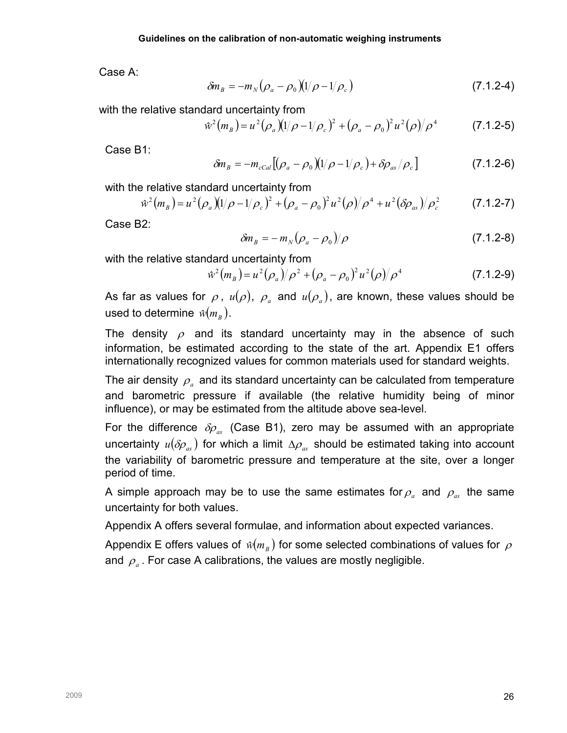Case A:

$$\delta m_B = -m_N(\rho_a - \rho_0)(1/\rho - 1/\rho_c) \tag{7.1.2-4}$$

with the relative standard uncertainty from

$$\hat{w}^2(m_B) = u^2(\rho_a)(1/\rho - 1/\rho_c)^2 + (\rho_a - \rho_0)^2 u^2(\rho)/\rho^4 \tag{7.1.2-5}$$

Case B1:

$$\delta m_B = -m_{cCal}\left[(\rho_a - \rho_0)(1/\rho - 1/\rho_c) + \delta\rho_{as}/\rho_c\right] \tag{7.1.2-6}$$

with the relative standard uncertainty from

$$\hat{w}^2(m_B) = u^2(\rho_a)(1/\rho - 1/\rho_c)^2 + (\rho_a - \rho_0)^2 u^2(\rho)/\rho^4 + u^2(\delta\rho_{as})/\rho_c^2 \tag{7.1.2-7}$$

Case B2:

$$\delta m_B = -m_N(\rho_a - \rho_0)/\rho \tag{7.1.2-8}$$

with the relative standard uncertainty from

$$\hat{w}^2(m_B) = u^2(\rho_a)/\rho^2 + (\rho_a - \rho_0)^2 u^2(\rho)/\rho^4 \tag{7.1.2-9}$$

As far as values for $\rho$, $u(\rho)$, $\rho_a$ and $u(\rho_a)$, are known, these values should be used to determine $\hat{w}(m_B)$.

The density $\rho$ and its standard uncertainty may in the absence of such information, be estimated according to the state of the art. Appendix E1 offers internationally recognized values for common materials used for standard weights.

The air density $\rho_a$ and its standard uncertainty can be calculated from temperature and barometric pressure if available (the relative humidity being of minor influence), or may be estimated from the altitude above sea-level.

For the difference $\delta\rho_{as}$ (Case B1), zero may be assumed with an appropriate uncertainty $u(\delta\rho_{as})$ for which a limit $\Delta\rho_{as}$ should be estimated taking into account the variability of barometric pressure and temperature at the site, over a longer period of time.

A simple approach may be to use the same estimates for $\rho_a$ and $\rho_{as}$ the same uncertainty for both values.

Appendix A offers several formulae, and information about expected variances.

Appendix E offers values of $\hat{w}(m_B)$ for some selected combinations of values for $\rho$ and $\rho_a$. For case A calibrations, the values are mostly negligible.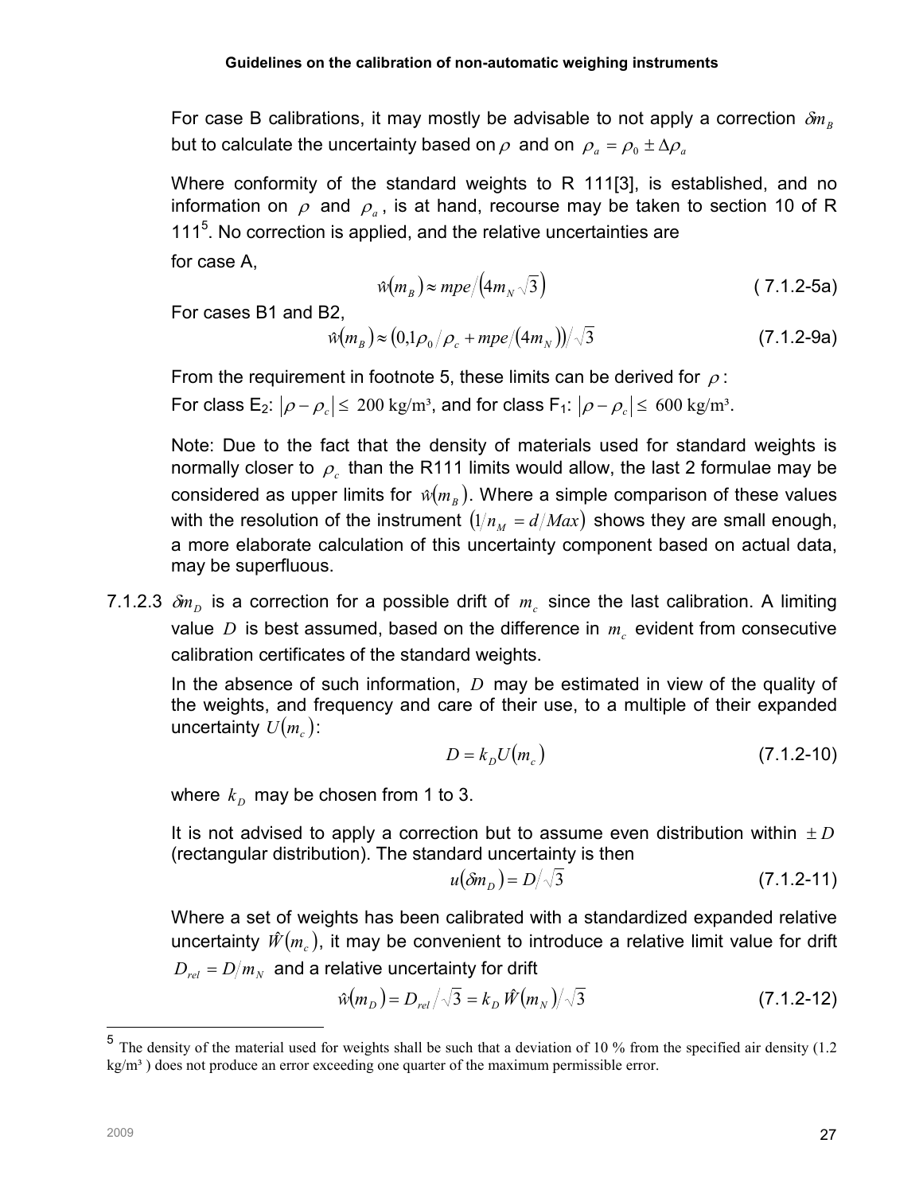For case B calibrations, it may mostly be advisable to not apply a correction $\delta m_B$ but to calculate the uncertainty based on $\rho$ and on $\rho_a = \rho_0 \pm \Delta\rho_a$

Where conformity of the standard weights to R 111[3], is established, and no information on $\rho$ and $\rho_a$, is at hand, recourse may be taken to section 10 of R 111[5]. No correction is applied, and the relative uncertainties are

for case A,

$$\hat{w}(m_B) \approx mpe/\left(4m_N\sqrt{3}\right) \tag{7.1.2-5a}$$

For cases B1 and B2,

$$\hat{w}(m_B) \approx \left(0{,}1\rho_0/\rho_c + mpe/\left(4m_N\right)\right)/\sqrt{3} \tag{7.1.2-9a}$$

From the requirement in footnote 5, these limits can be derived for $\rho$:

For class $E_2$: $|\rho - \rho_c| \leq 200$ kg/m³, and for class $F_1$: $|\rho - \rho_c| \leq 600$ kg/m³.

Note: Due to the fact that the density of materials used for standard weights is normally closer to $\rho_c$ than the R111 limits would allow, the last 2 formulae may be considered as upper limits for $\hat{w}(m_B)$. Where a simple comparison of these values with the resolution of the instrument $\left(1/n_M = d/Max\right)$ shows they are small enough, a more elaborate calculation of this uncertainty component based on actual data, may be superfluous.

7.1.2.3 $\delta m_D$ is a correction for a possible drift of $m_c$ since the last calibration. A limiting value $D$ is best assumed, based on the difference in $m_c$ evident from consecutive calibration certificates of the standard weights.

In the absence of such information, $D$ may be estimated in view of the quality of the weights, and frequency and care of their use, to a multiple of their expanded uncertainty $U(m_c)$:

$$D = k_D U(m_c) \tag{7.1.2-10}$$

where $k_D$ may be chosen from 1 to 3.

It is not advised to apply a correction but to assume even distribution within $\pm D$ (rectangular distribution). The standard uncertainty is then

$$u(\delta m_D) = D/\sqrt{3} \tag{7.1.2-11}$$

Where a set of weights has been calibrated with a standardized expanded relative uncertainty $\hat{W}(m_c)$, it may be convenient to introduce a relative limit value for drift $D_{rel} = D/m_N$ and a relative uncertainty for drift

$$\hat{w}(m_D) = D_{rel}/\sqrt{3} = k_D \hat{W}(m_N)/\sqrt{3} \tag{7.1.2-12}$$

[5] The density of the material used for weights shall be such that a deviation of 10 % from the specified air density (1.2 kg/m³ ) does not produce an error exceeding one quarter of the maximum permissible error.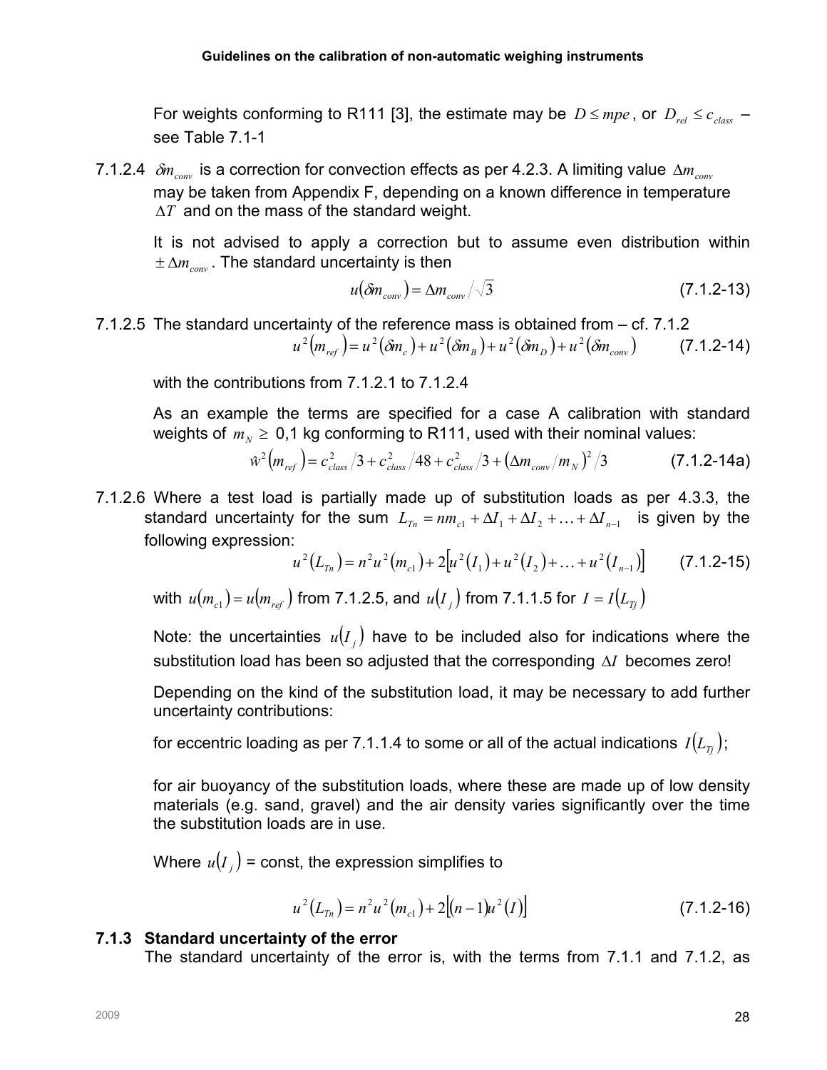For weights conforming to R111 [3], the estimate may be $D \leq mpe$, or $D_{rel} \leq c_{class}$ – see Table 7.1-1

7.1.2.4 $\delta m_{conv}$ is a correction for convection effects as per 4.2.3. A limiting value $\Delta m_{conv}$ may be taken from Appendix F, depending on a known difference in temperature $\Delta T$ and on the mass of the standard weight.

It is not advised to apply a correction but to assume even distribution within $\pm \Delta m_{conv}$. The standard uncertainty is then

$$u(\delta m_{conv}) = \Delta m_{conv} / \sqrt{3} \tag{7.1.2-13}$$

7.1.2.5 The standard uncertainty of the reference mass is obtained from – cf. 7.1.2

$$u^2(m_{ref}) = u^2(\delta m_c) + u^2(\delta m_B) + u^2(\delta m_D) + u^2(\delta m_{conv}) \tag{7.1.2-14}$$

with the contributions from 7.1.2.1 to 7.1.2.4

As an example the terms are specified for a case A calibration with standard weights of $m_N \geq$ 0,1 kg conforming to R111, used with their nominal values:

$$\hat{w}^2(m_{ref}) = c_{class}^2/3 + c_{class}^2/48 + c_{class}^2/3 + (\Delta m_{conv}/m_N)^2/3 \tag{7.1.2-14a}$$

7.1.2.6 Where a test load is partially made up of substitution loads as per 4.3.3, the standard uncertainty for the sum $L_{Tn} = nm_{c1} + \Delta I_1 + \Delta I_2 + \ldots + \Delta I_{n-1}$ is given by the following expression:

$$u^2(L_{Tn}) = n^2 u^2(m_{c1}) + 2\left[u^2(I_1) + u^2(I_2) + \ldots + u^2(I_{n-1})\right] \tag{7.1.2-15}$$

with $u(m_{c1}) = u(m_{ref})$ from 7.1.2.5, and $u(I_j)$ from 7.1.1.5 for $I = I(L_{Tj})$

Note: the uncertainties $u(I_j)$ have to be included also for indications where the substitution load has been so adjusted that the corresponding $\Delta I$ becomes zero!

Depending on the kind of the substitution load, it may be necessary to add further uncertainty contributions:

for eccentric loading as per 7.1.1.4 to some or all of the actual indications $I(L_{Tj})$;

for air buoyancy of the substitution loads, where these are made up of low density materials (e.g. sand, gravel) and the air density varies significantly over the time the substitution loads are in use.

Where $u(I_j)$ = const, the expression simplifies to

$$u^2(L_{Tn}) = n^2 u^2(m_{c1}) + 2\left[(n-1)u^2(I)\right] \tag{7.1.2-16}$$

### 7.1.3 Standard uncertainty of the error

The standard uncertainty of the error is, with the terms from 7.1.1 and 7.1.2, as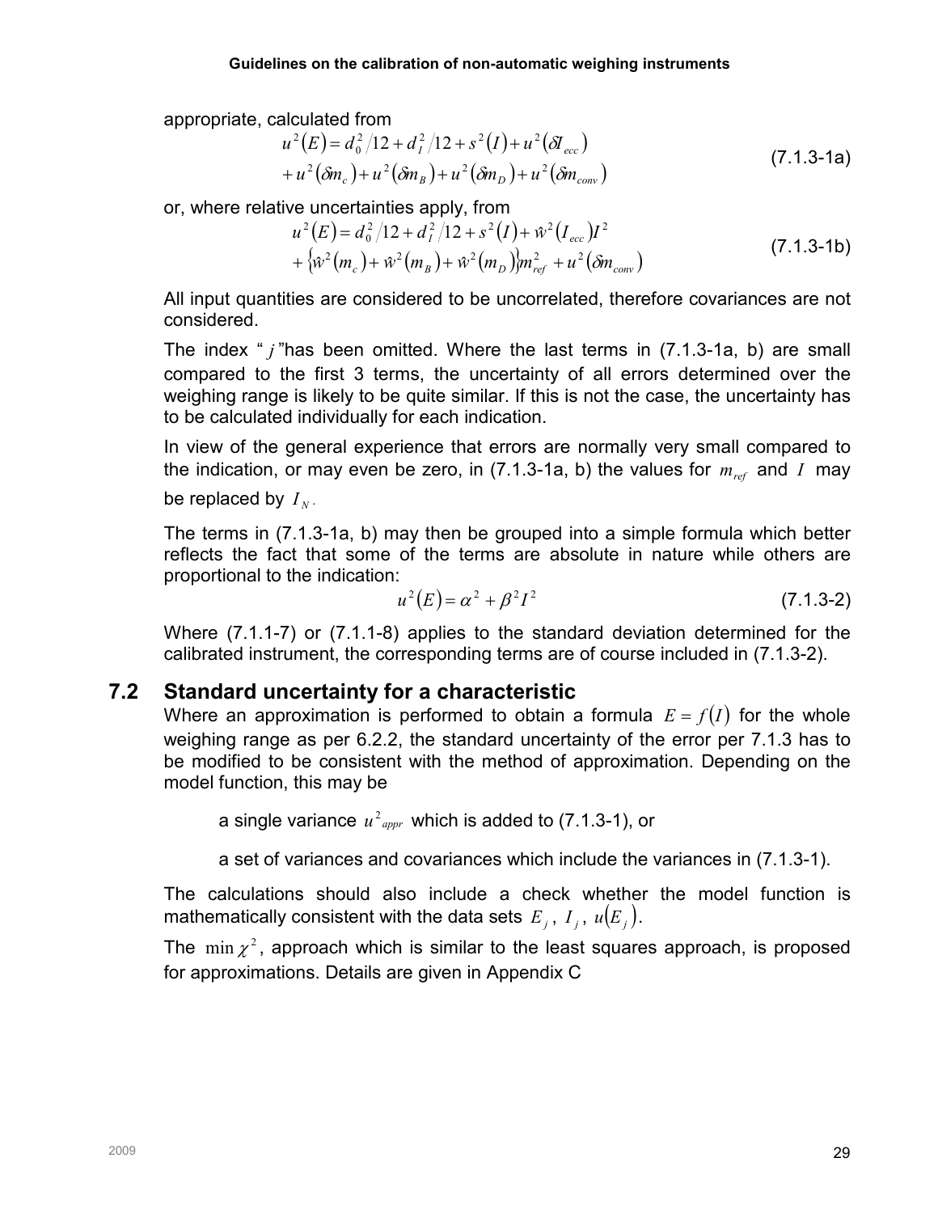appropriate, calculated from

$$
\begin{aligned}
u^2(E) &= d_0^2/12 + d_I^2/12 + s^2(I) + u^2(\delta I_{ecc}) \\
&+ u^2(\delta m_c) + u^2(\delta m_B) + u^2(\delta m_D) + u^2(\delta m_{conv})
\end{aligned}
\qquad (7.1.3\text{-}1a)
$$

or, where relative uncertainties apply, from

$$
\begin{aligned}
u^2(E) &= d_0^2/12 + d_I^2/12 + s^2(I) + \hat{w}^2(I_{ecc})I^2 \\
&+ \left\{\hat{w}^2(m_c) + \hat{w}^2(m_B) + \hat{w}^2(m_D)\right\}m_{ref}^2 + u^2(\delta m_{conv})
\end{aligned}
\qquad (7.1.3\text{-}1b)
$$

All input quantities are considered to be uncorrelated, therefore covariances are not considered.

The index " $j$ "has been omitted. Where the last terms in (7.1.3-1a, b) are small compared to the first 3 terms, the uncertainty of all errors determined over the weighing range is likely to be quite similar. If this is not the case, the uncertainty has to be calculated individually for each indication.

In view of the general experience that errors are normally very small compared to the indication, or may even be zero, in (7.1.3-1a, b) the values for $m_{ref}$ and $I$ may be replaced by $I_N$.

The terms in (7.1.3-1a, b) may then be grouped into a simple formula which better reflects the fact that some of the terms are absolute in nature while others are proportional to the indication:

$$
u^2(E) = \alpha^2 + \beta^2 I^2 \qquad (7.1.3\text{-}2)
$$

Where (7.1.1-7) or (7.1.1-8) applies to the standard deviation determined for the calibrated instrument, the corresponding terms are of course included in (7.1.3-2).

## 7.2 Standard uncertainty for a characteristic

Where an approximation is performed to obtain a formula $E = f(I)$ for the whole weighing range as per 6.2.2, the standard uncertainty of the error per 7.1.3 has to be modified to be consistent with the method of approximation. Depending on the model function, this may be

a single variance $u^2{}_{appr}$ which is added to (7.1.3-1), or

a set of variances and covariances which include the variances in (7.1.3-1).

The calculations should also include a check whether the model function is mathematically consistent with the data sets $E_j$, $I_j$, $u(E_j)$.

The $\min \chi^2$, approach which is similar to the least squares approach, is proposed for approximations. Details are given in Appendix C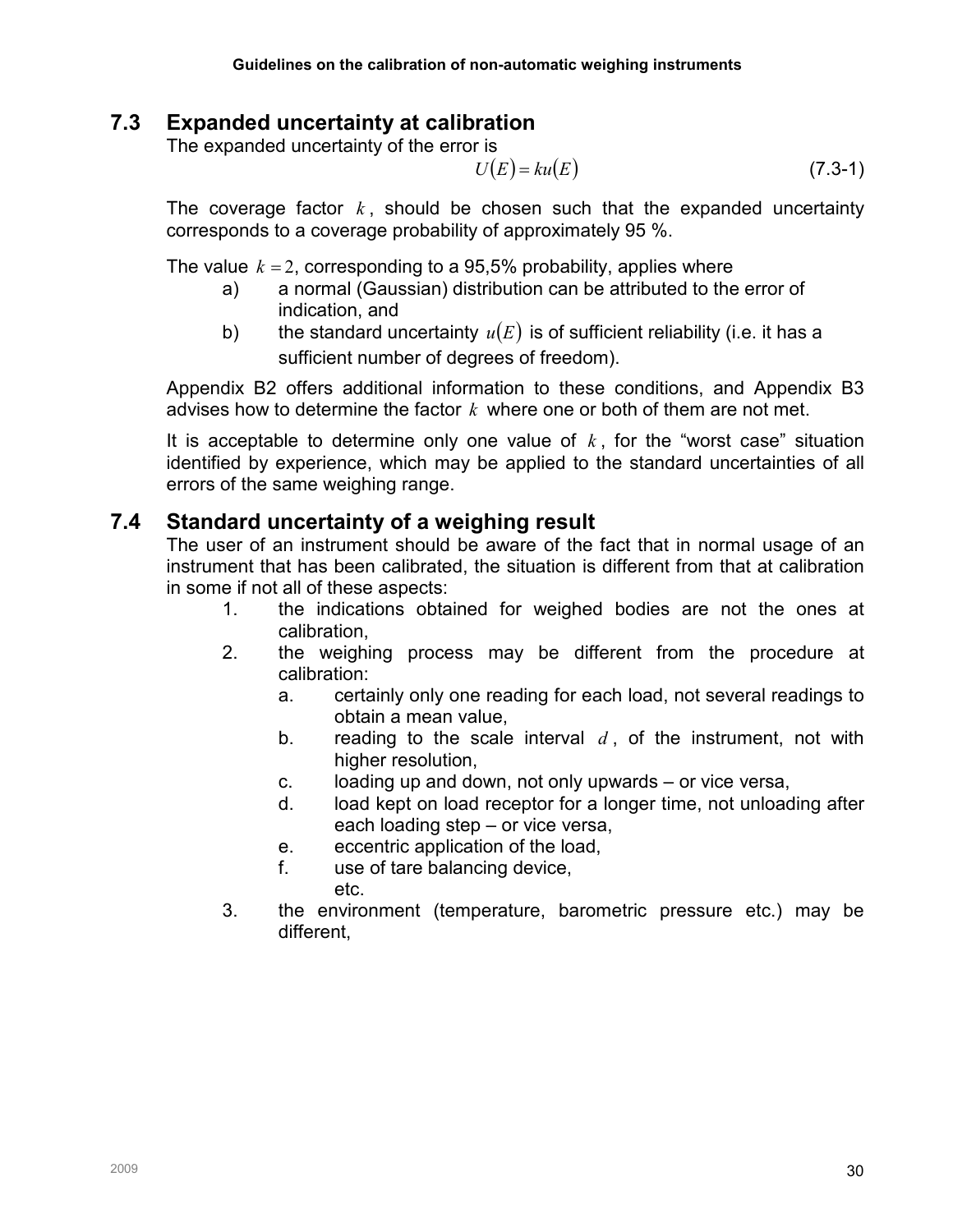## 7.3 Expanded uncertainty at calibration

The expanded uncertainty of the error is

$$U(E) = ku(E) \tag{7.3-1}$$

The coverage factor $k$, should be chosen such that the expanded uncertainty corresponds to a coverage probability of approximately 95 %.

The value $k = 2$, corresponding to a 95,5% probability, applies where

a) a normal (Gaussian) distribution can be attributed to the error of indication, and

b) the standard uncertainty $u(E)$ is of sufficient reliability (i.e. it has a sufficient number of degrees of freedom).

Appendix B2 offers additional information to these conditions, and Appendix B3 advises how to determine the factor $k$ where one or both of them are not met.

It is acceptable to determine only one value of $k$, for the "worst case" situation identified by experience, which may be applied to the standard uncertainties of all errors of the same weighing range.

## 7.4 Standard uncertainty of a weighing result

The user of an instrument should be aware of the fact that in normal usage of an instrument that has been calibrated, the situation is different from that at calibration in some if not all of these aspects:

1. the indications obtained for weighed bodies are not the ones at calibration,
2. the weighing process may be different from the procedure at calibration:
   a. certainly only one reading for each load, not several readings to obtain a mean value,
   b. reading to the scale interval $d$, of the instrument, not with higher resolution,
   c. loading up and down, not only upwards – or vice versa,
   d. load kept on load receptor for a longer time, not unloading after each loading step – or vice versa,
   e. eccentric application of the load,
   f. use of tare balancing device,
   
   etc.
3. the environment (temperature, barometric pressure etc.) may be different,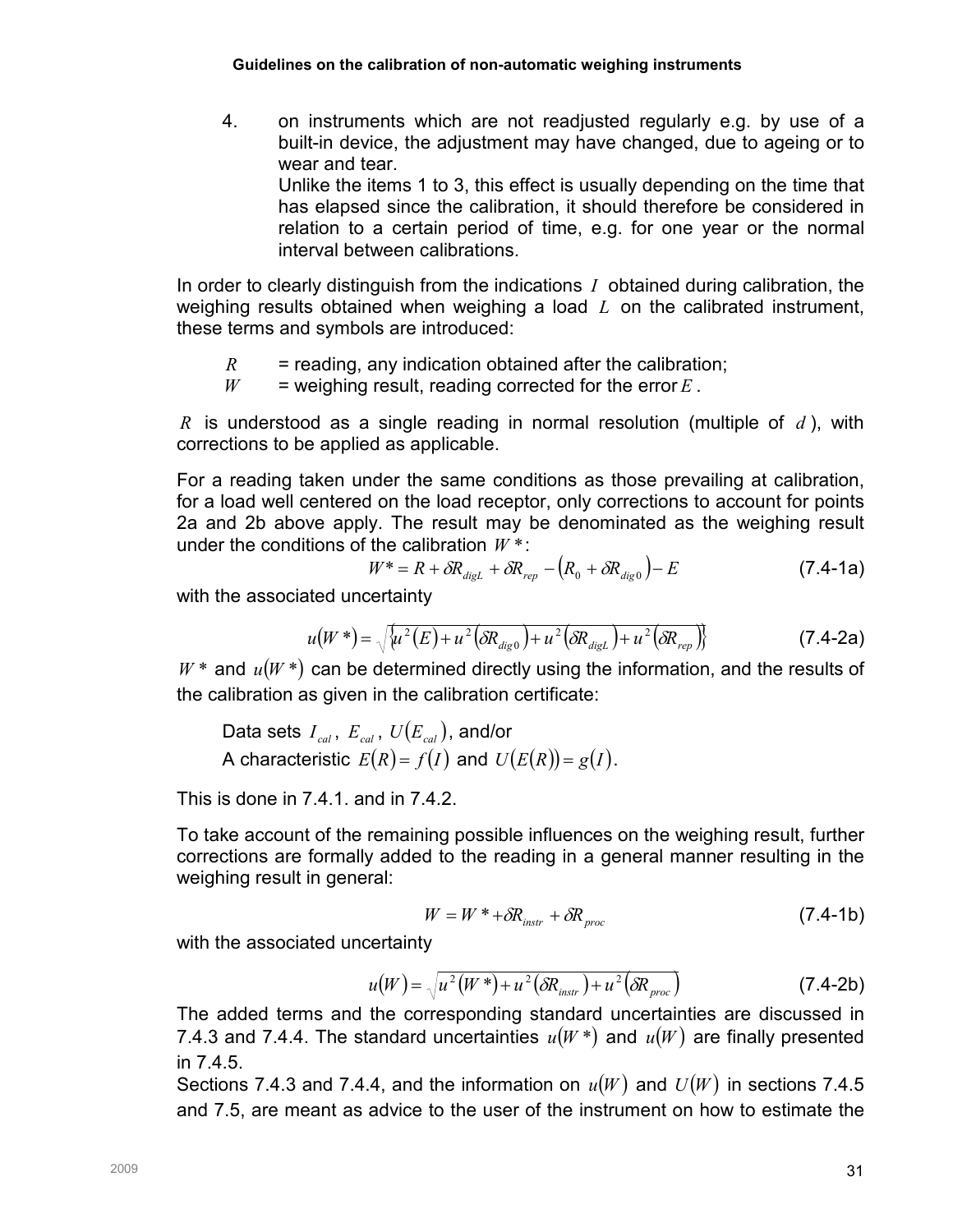4. on instruments which are not readjusted regularly e.g. by use of a built-in device, the adjustment may have changed, due to ageing or to wear and tear.
   Unlike the items 1 to 3, this effect is usually depending on the time that has elapsed since the calibration, it should therefore be considered in relation to a certain period of time, e.g. for one year or the normal interval between calibrations.

In order to clearly distinguish from the indications $I$ obtained during calibration, the weighing results obtained when weighing a load $L$ on the calibrated instrument, these terms and symbols are introduced:

- $R$ = reading, any indication obtained after the calibration;
- $W$ = weighing result, reading corrected for the error $E$.

$R$ is understood as a single reading in normal resolution (multiple of $d$), with corrections to be applied as applicable.

For a reading taken under the same conditions as those prevailing at calibration, for a load well centered on the load receptor, only corrections to account for points 2a and 2b above apply. The result may be denominated as the weighing result under the conditions of the calibration $W*$:

$$W* = R + \delta R_{digL} + \delta R_{rep} - \left(R_0 + \delta R_{dig0}\right) - E \tag{7.4-1a}$$

with the associated uncertainty

$$u(W*) = \sqrt{\left\{u^2(E) + u^2\left(\delta R_{dig0}\right) + u^2\left(\delta R_{digL}\right) + u^2\left(\delta R_{rep}\right)\right\}} \tag{7.4-2a}$$

$W*$ and $u(W*)$ can be determined directly using the information, and the results of the calibration as given in the calibration certificate:

Data sets $I_{cal}$, $E_{cal}$, $U(E_{cal})$, and/or
A characteristic $E(R) = f(I)$ and $U(E(R)) = g(I)$.

This is done in 7.4.1. and in 7.4.2.

To take account of the remaining possible influences on the weighing result, further corrections are formally added to the reading in a general manner resulting in the weighing result in general:

$$W = W* + \delta R_{instr} + \delta R_{proc} \tag{7.4-1b}$$

with the associated uncertainty

$$u(W) = \sqrt{u^2(W*) + u^2\left(\delta R_{instr}\right) + u^2\left(\delta R_{proc}\right)} \tag{7.4-2b}$$

The added terms and the corresponding standard uncertainties are discussed in 7.4.3 and 7.4.4. The standard uncertainties $u(W*)$ and $u(W)$ are finally presented in 7.4.5.

Sections 7.4.3 and 7.4.4, and the information on $u(W)$ and $U(W)$ in sections 7.4.5 and 7.5, are meant as advice to the user of the instrument on how to estimate the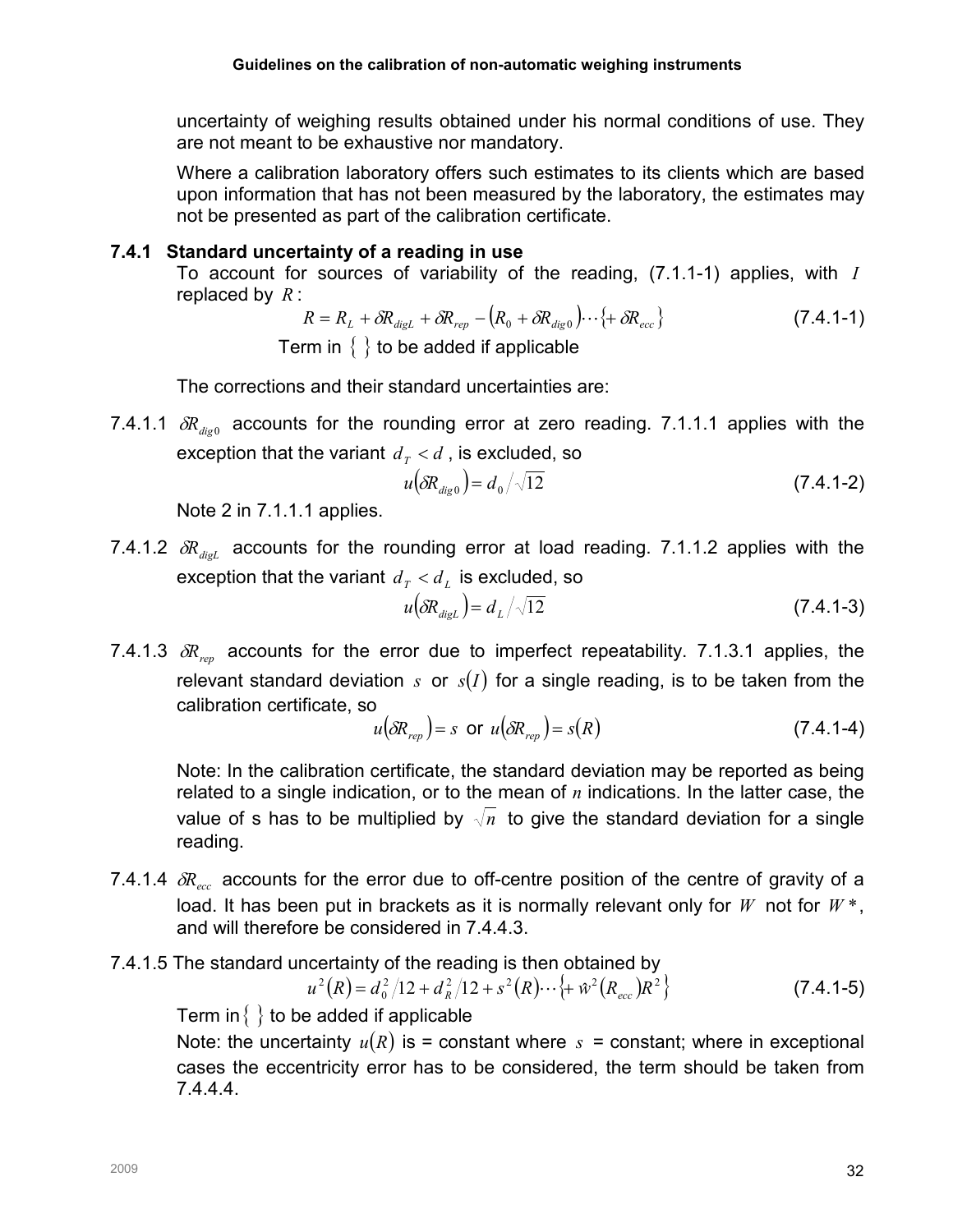uncertainty of weighing results obtained under his normal conditions of use. They are not meant to be exhaustive nor mandatory.

Where a calibration laboratory offers such estimates to its clients which are based upon information that has not been measured by the laboratory, the estimates may not be presented as part of the calibration certificate.

### 7.4.1 Standard uncertainty of a reading in use

To account for sources of variability of the reading, (7.1.1-1) applies, with $I$ replaced by $R$:

$$R = R_L + \delta R_{digL} + \delta R_{rep} - \left(R_0 + \delta R_{dig0}\right) \cdots \left\{+ \delta R_{ecc}\right\} \tag{7.4.1-1}$$

Term in $\{\ \}$ to be added if applicable

The corrections and their standard uncertainties are:

7.4.1.1 $\delta R_{dig0}$ accounts for the rounding error at zero reading. 7.1.1.1 applies with the exception that the variant $d_T < d$, is excluded, so

$$u\left(\delta R_{dig0}\right) = d_0 / \sqrt{12} \tag{7.4.1-2}$$

Note 2 in 7.1.1.1 applies.

7.4.1.2 $\delta R_{digL}$ accounts for the rounding error at load reading. 7.1.1.2 applies with the exception that the variant $d_T < d_L$ is excluded, so

$$u\left(\delta R_{digL}\right) = d_L / \sqrt{12} \tag{7.4.1-3}$$

7.4.1.3 $\delta R_{rep}$ accounts for the error due to imperfect repeatability. 7.1.3.1 applies, the relevant standard deviation $s$ or $s(I)$ for a single reading, is to be taken from the calibration certificate, so

$$u\left(\delta R_{rep}\right) = s \text{ or } u\left(\delta R_{rep}\right) = s(R) \tag{7.4.1-4}$$

Note: In the calibration certificate, the standard deviation may be reported as being related to a single indication, or to the mean of $n$ indications. In the latter case, the value of s has to be multiplied by $\sqrt{n}$ to give the standard deviation for a single reading.

7.4.1.4 $\delta R_{ecc}$ accounts for the error due to off-centre position of the centre of gravity of a load. It has been put in brackets as it is normally relevant only for $W$ not for $W^*$, and will therefore be considered in 7.4.4.3.

7.4.1.5 The standard uncertainty of the reading is then obtained by

$$u^2(R) = d_0^2/12 + d_R^2/12 + s^2(R) \cdots \left\{+ \hat{w}^2\left(R_{ecc}\right) R^2\right\} \tag{7.4.1-5}$$

Term in $\{\ \}$ to be added if applicable

Note: the uncertainty $u(R)$ is = constant where $s$ = constant; where in exceptional cases the eccentricity error has to be considered, the term should be taken from 7.4.4.4.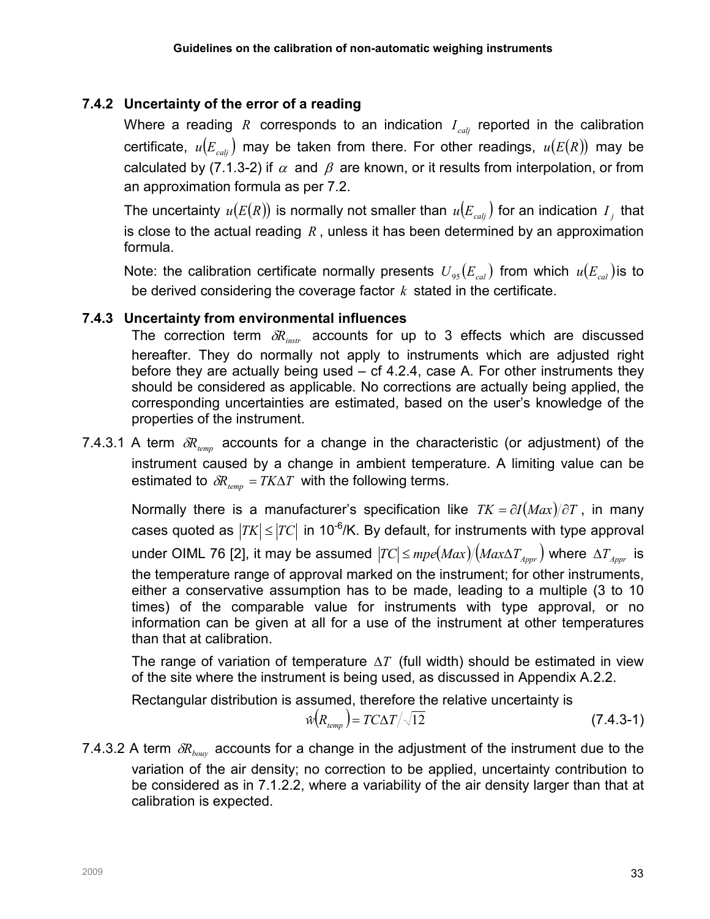### 7.4.2 Uncertainty of the error of a reading

Where a reading $R$ corresponds to an indication $I_{calj}$ reported in the calibration certificate, $u(E_{calj})$ may be taken from there. For other readings, $u(E(R))$ may be calculated by (7.1.3-2) if $\alpha$ and $\beta$ are known, or it results from interpolation, or from an approximation formula as per 7.2.

The uncertainty $u(E(R))$ is normally not smaller than $u(E_{calj})$ for an indication $I_j$ that is close to the actual reading $R$, unless it has been determined by an approximation formula.

Note: the calibration certificate normally presents $U_{95}(E_{cal})$ from which $u(E_{cal})$ is to be derived considering the coverage factor $k$ stated in the certificate.

### 7.4.3 Uncertainty from environmental influences

The correction term $\delta R_{instr}$ accounts for up to 3 effects which are discussed hereafter. They do normally not apply to instruments which are adjusted right before they are actually being used – cf 4.2.4, case A. For other instruments they should be considered as applicable. No corrections are actually being applied, the corresponding uncertainties are estimated, based on the user's knowledge of the properties of the instrument.

7.4.3.1 A term $\delta R_{temp}$ accounts for a change in the characteristic (or adjustment) of the instrument caused by a change in ambient temperature. A limiting value can be estimated to $\delta R_{temp} = TK\Delta T$ with the following terms.

Normally there is a manufacturer's specification like $TK = \partial I(Max)/\partial T$, in many cases quoted as $|TK| \leq |TC|$ in $10^{-6}$/K. By default, for instruments with type approval under OIML 76 [2], it may be assumed $|TC| \leq mpe(Max)/(Max\Delta T_{Appr})$ where $\Delta T_{Appr}$ is the temperature range of approval marked on the instrument; for other instruments, either a conservative assumption has to be made, leading to a multiple (3 to 10 times) of the comparable value for instruments with type approval, or no information can be given at all for a use of the instrument at other temperatures than that at calibration.

The range of variation of temperature $\Delta T$ (full width) should be estimated in view of the site where the instrument is being used, as discussed in Appendix A.2.2.

Rectangular distribution is assumed, therefore the relative uncertainty is

$$\hat{w}(R_{temp}) = TC\Delta T/\sqrt{12} \tag{7.4.3-1}$$

7.4.3.2 A term $\delta R_{bouy}$ accounts for a change in the adjustment of the instrument due to the variation of the air density; no correction to be applied, uncertainty contribution to be considered as in 7.1.2.2, where a variability of the air density larger than that at calibration is expected.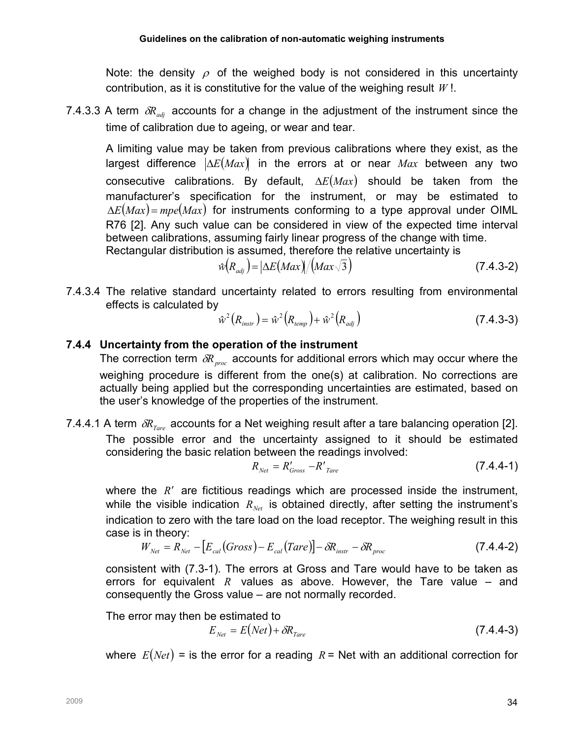Note: the density $\rho$ of the weighed body is not considered in this uncertainty contribution, as it is constitutive for the value of the weighing result $W$ !.

7.4.3.3 A term $\delta R_{adj}$ accounts for a change in the adjustment of the instrument since the time of calibration due to ageing, or wear and tear.

A limiting value may be taken from previous calibrations where they exist, as the largest difference $|\Delta E(Max)|$ in the errors at or near $Max$ between any two consecutive calibrations. By default, $\Delta E(Max)$ should be taken from the manufacturer's specification for the instrument, or may be estimated to $\Delta E(Max) = mpe(Max)$ for instruments conforming to a type approval under OIML R76 [2]. Any such value can be considered in view of the expected time interval between calibrations, assuming fairly linear progress of the change with time. Rectangular distribution is assumed, therefore the relative uncertainty is

$$\hat{w}(R_{adj}) = |\Delta E(Max)| / (Max\sqrt{3}) \tag{7.4.3-2}$$

7.4.3.4 The relative standard uncertainty related to errors resulting from environmental effects is calculated by

$$\hat{w}^2(R_{instr}) = \hat{w}^2(R_{temp}) + \hat{w}^2(R_{adj}) \tag{7.4.3-3}$$

### 7.4.4 Uncertainty from the operation of the instrument

The correction term $\delta R_{proc}$ accounts for additional errors which may occur where the weighing procedure is different from the one(s) at calibration. No corrections are actually being applied but the corresponding uncertainties are estimated, based on the user's knowledge of the properties of the instrument.

7.4.4.1 A term $\delta R_{Tare}$ accounts for a Net weighing result after a tare balancing operation [2]. The possible error and the uncertainty assigned to it should be estimated considering the basic relation between the readings involved:

$$R_{Net} = R'_{Gross} - R'_{Tare} \tag{7.4.4-1}$$

where the $R'$ are fictitious readings which are processed inside the instrument, while the visible indication $R_{Net}$ is obtained directly, after setting the instrument's indication to zero with the tare load on the load receptor. The weighing result in this case is in theory:

$$W_{Net} = R_{Net} - [E_{cal}(Gross) - E_{cal}(Tare)] - \delta R_{instr} - \delta R_{proc} \tag{7.4.4-2}$$

consistent with (7.3-1). The errors at Gross and Tare would have to be taken as errors for equivalent $R$ values as above. However, the Tare value – and consequently the Gross value – are not normally recorded.

The error may then be estimated to

$$E_{Net} = E(Net) + \delta R_{Tare} \tag{7.4.4-3}$$

where $E(Net)$ = is the error for a reading $R$ = Net with an additional correction for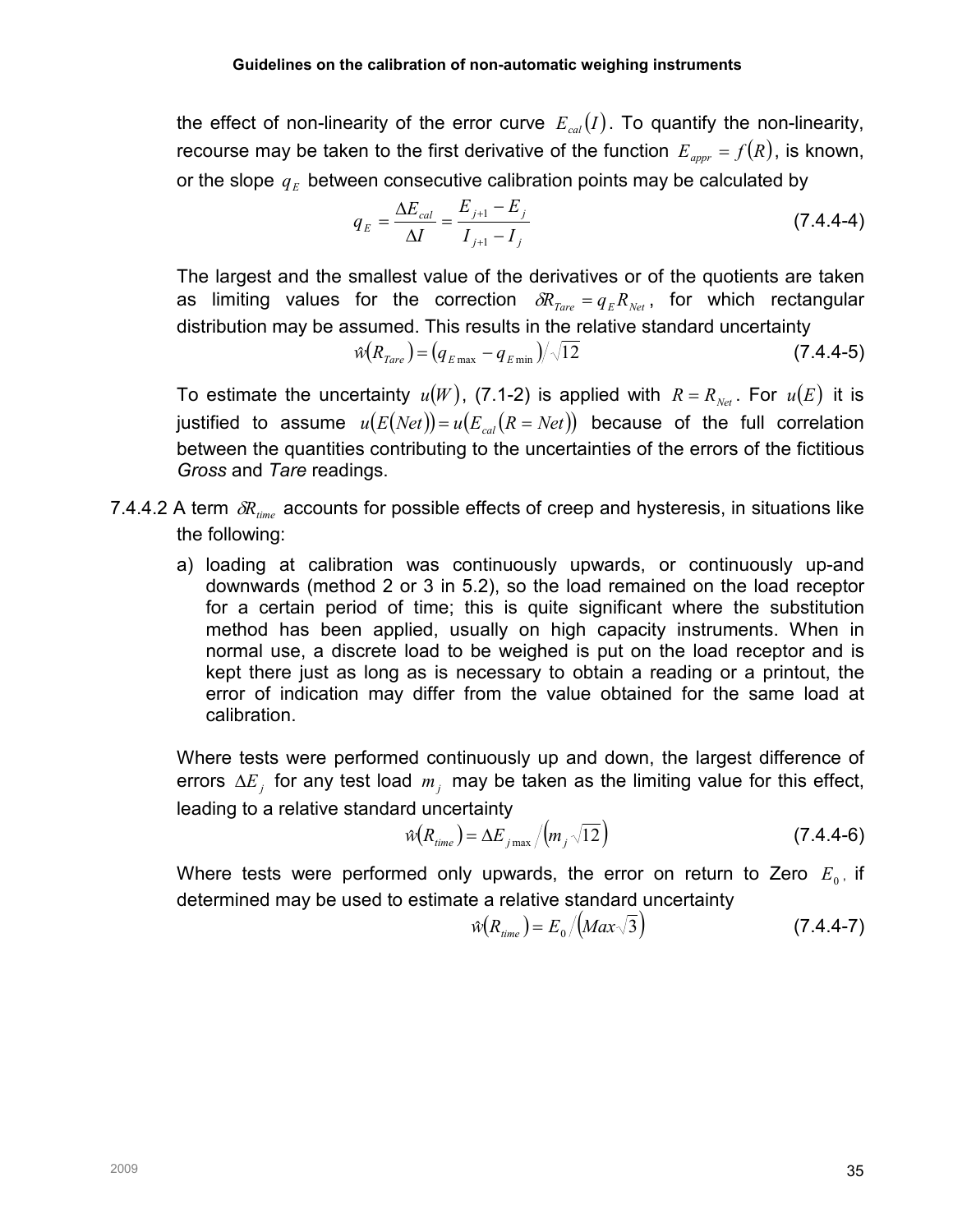the effect of non-linearity of the error curve $E_{cal}(I)$. To quantify the non-linearity, recourse may be taken to the first derivative of the function $E_{appr} = f(R)$, is known, or the slope $q_E$ between consecutive calibration points may be calculated by

$$q_E = \frac{\Delta E_{cal}}{\Delta I} = \frac{E_{j+1} - E_j}{I_{j+1} - I_j} \tag{7.4.4-4}$$

The largest and the smallest value of the derivatives or of the quotients are taken as limiting values for the correction $\delta R_{Tare} = q_E R_{Net}$, for which rectangular distribution may be assumed. This results in the relative standard uncertainty

$$\hat{w}(R_{Tare}) = (q_{E\max} - q_{E\min}) / \sqrt{12} \tag{7.4.4-5}$$

To estimate the uncertainty $u(W)$, (7.1-2) is applied with $R = R_{Net}$. For $u(E)$ it is justified to assume $u(E(Net)) = u(E_{cal}(R = Net))$ because of the full correlation between the quantities contributing to the uncertainties of the errors of the fictitious *Gross* and *Tare* readings.

7.4.4.2 A term $\delta R_{time}$ accounts for possible effects of creep and hysteresis, in situations like the following:

a) loading at calibration was continuously upwards, or continuously up-and downwards (method 2 or 3 in 5.2), so the load remained on the load receptor for a certain period of time; this is quite significant where the substitution method has been applied, usually on high capacity instruments. When in normal use, a discrete load to be weighed is put on the load receptor and is kept there just as long as is necessary to obtain a reading or a printout, the error of indication may differ from the value obtained for the same load at calibration.

Where tests were performed continuously up and down, the largest difference of errors $\Delta E_j$ for any test load $m_j$ may be taken as the limiting value for this effect, leading to a relative standard uncertainty

$$\hat{w}(R_{time}) = \Delta E_{j\max} / \left(m_j \sqrt{12}\right) \tag{7.4.4-6}$$

Where tests were performed only upwards, the error on return to Zero $E_0$, if determined may be used to estimate a relative standard uncertainty

$$\hat{w}(R_{time}) = E_0 / \left(Max\sqrt{3}\right) \tag{7.4.4-7}$$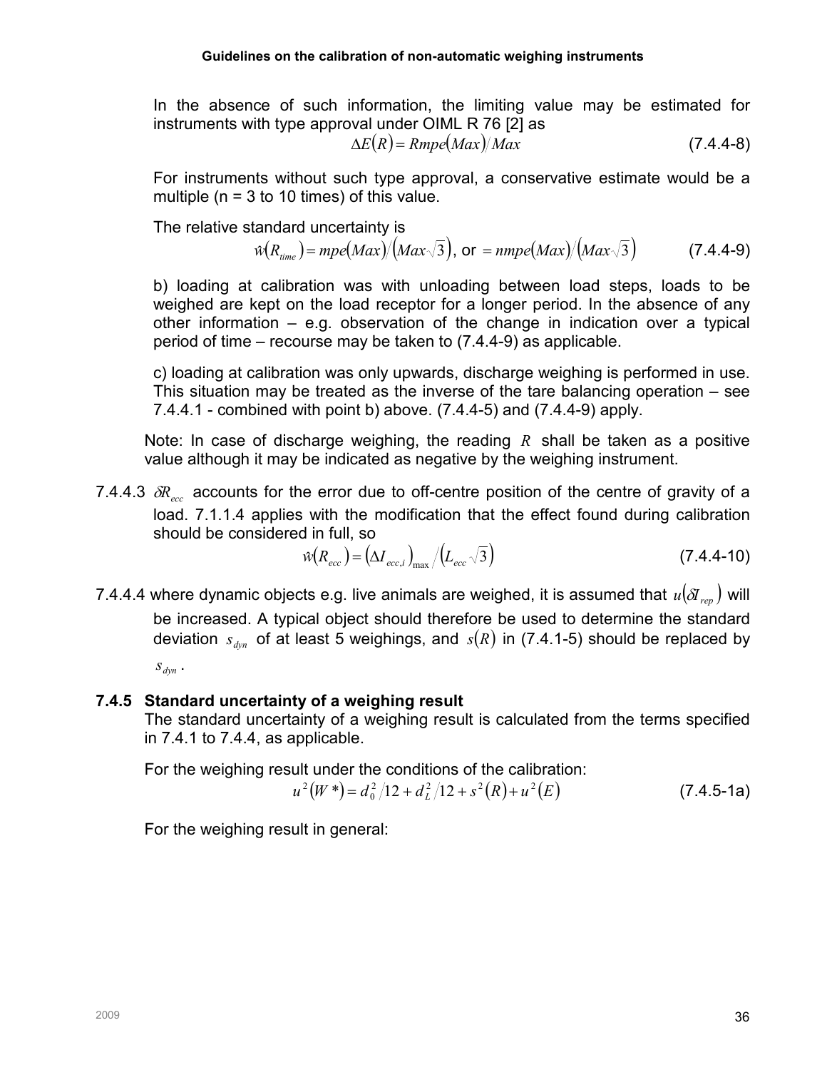In the absence of such information, the limiting value may be estimated for instruments with type approval under OIML R 76 [2] as

$$\Delta E(R) = Rmpe(Max)/Max \tag{7.4.4-8}$$

For instruments without such type approval, a conservative estimate would be a multiple (n = 3 to 10 times) of this value.

The relative standard uncertainty is

$$\hat{w}(R_{time}) = mpe(Max)/\left(Max\sqrt{3}\right), \text{ or } = nmpe(Max)/\left(Max\sqrt{3}\right) \tag{7.4.4-9}$$

b) loading at calibration was with unloading between load steps, loads to be weighed are kept on the load receptor for a longer period. In the absence of any other information – e.g. observation of the change in indication over a typical period of time – recourse may be taken to (7.4.4-9) as applicable.

c) loading at calibration was only upwards, discharge weighing is performed in use. This situation may be treated as the inverse of the tare balancing operation – see 7.4.4.1 - combined with point b) above. (7.4.4-5) and (7.4.4-9) apply.

Note: In case of discharge weighing, the reading $R$ shall be taken as a positive value although it may be indicated as negative by the weighing instrument.

7.4.4.3 $\delta R_{ecc}$ accounts for the error due to off-centre position of the centre of gravity of a load. 7.1.1.4 applies with the modification that the effect found during calibration should be considered in full, so

$$\hat{w}(R_{ecc}) = \left(\Delta I_{ecc,i}\right)_{\max} / \left(L_{ecc}\sqrt{3}\right) \tag{7.4.4-10}$$

7.4.4.4 where dynamic objects e.g. live animals are weighed, it is assumed that $u(\delta I_{rep})$ will be increased. A typical object should therefore be used to determine the standard deviation $s_{dyn}$ of at least 5 weighings, and $s(R)$ in (7.4.1-5) should be replaced by $s_{dyn}$.

### 7.4.5 Standard uncertainty of a weighing result

The standard uncertainty of a weighing result is calculated from the terms specified in 7.4.1 to 7.4.4, as applicable.

For the weighing result under the conditions of the calibration:

$$u^2(W^*) = d_0^2/12 + d_L^2/12 + s^2(R) + u^2(E) \tag{7.4.5-1a}$$

For the weighing result in general: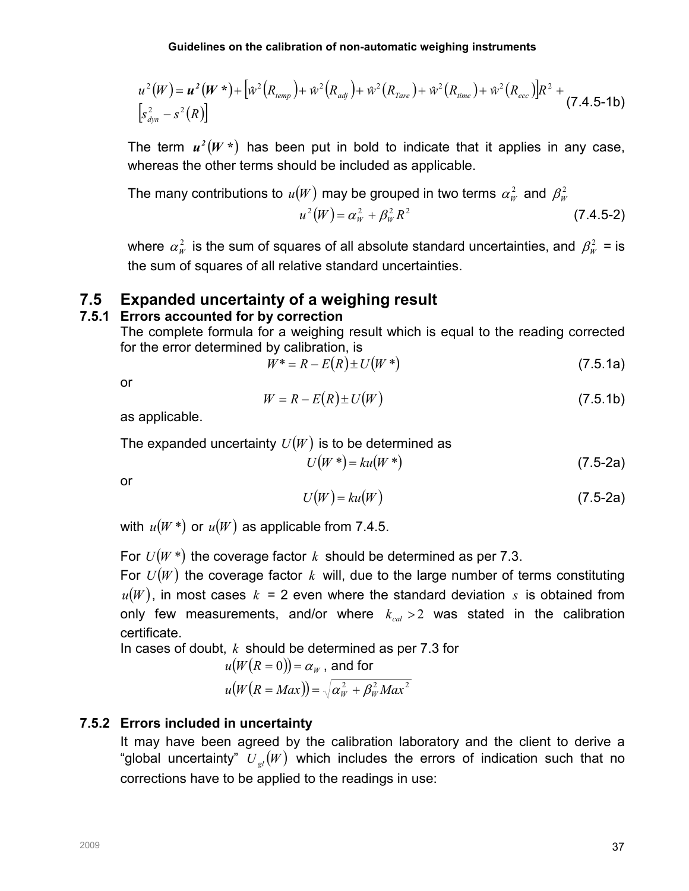$$u^2(W) = \boldsymbol{u^2(W^*)} + \left[\hat{w}^2(R_{temp}) + \hat{w}^2(R_{adj}) + \hat{w}^2(R_{Tare}) + \hat{w}^2(R_{time}) + \hat{w}^2(R_{ecc})\right]R^2 + \left[s_{dyn}^2 - s^2(R)\right] \quad \text{(7.4.5-1b)}$$

The term $\boldsymbol{u^2(W^*)}$ has been put in bold to indicate that it applies in any case, whereas the other terms should be included as applicable.

The many contributions to $u(W)$ may be grouped in two terms $\alpha_W^2$ and $\beta_W^2$

$$u^2(W) = \alpha_W^2 + \beta_W^2 R^2 \quad \text{(7.4.5-2)}$$

where $\alpha_W^2$ is the sum of squares of all absolute standard uncertainties, and $\beta_W^2$ = is the sum of squares of all relative standard uncertainties.

## 7.5 Expanded uncertainty of a weighing result

### 7.5.1 Errors accounted for by correction

The complete formula for a weighing result which is equal to the reading corrected for the error determined by calibration, is

$$W^* = R - E(R) \pm U(W^*) \quad \text{(7.5.1a)}$$

or

$$W = R - E(R) \pm U(W) \quad \text{(7.5.1b)}$$

as applicable.

The expanded uncertainty $U(W)$ is to be determined as

$$U(W^*) = ku(W^*) \quad \text{(7.5-2a)}$$

or

$$U(W) = ku(W) \quad \text{(7.5-2a)}$$

with $u(W^*)$ or $u(W)$ as applicable from 7.4.5.

For $U(W^*)$ the coverage factor $k$ should be determined as per 7.3.

For $U(W)$ the coverage factor $k$ will, due to the large number of terms constituting $u(W)$, in most cases $k$ = 2 even where the standard deviation $s$ is obtained from only few measurements, and/or where $k_{cal} > 2$ was stated in the calibration certificate.

In cases of doubt, $k$ should be determined as per 7.3 for

$u(W(R = 0)) = \alpha_W$ , and for

$u(W(R = Max)) = \sqrt{\alpha_W^2 + \beta_W^2 Max^2}$

### 7.5.2 Errors included in uncertainty

It may have been agreed by the calibration laboratory and the client to derive a "global uncertainty" $U_{gl}(W)$ which includes the errors of indication such that no corrections have to be applied to the readings in use: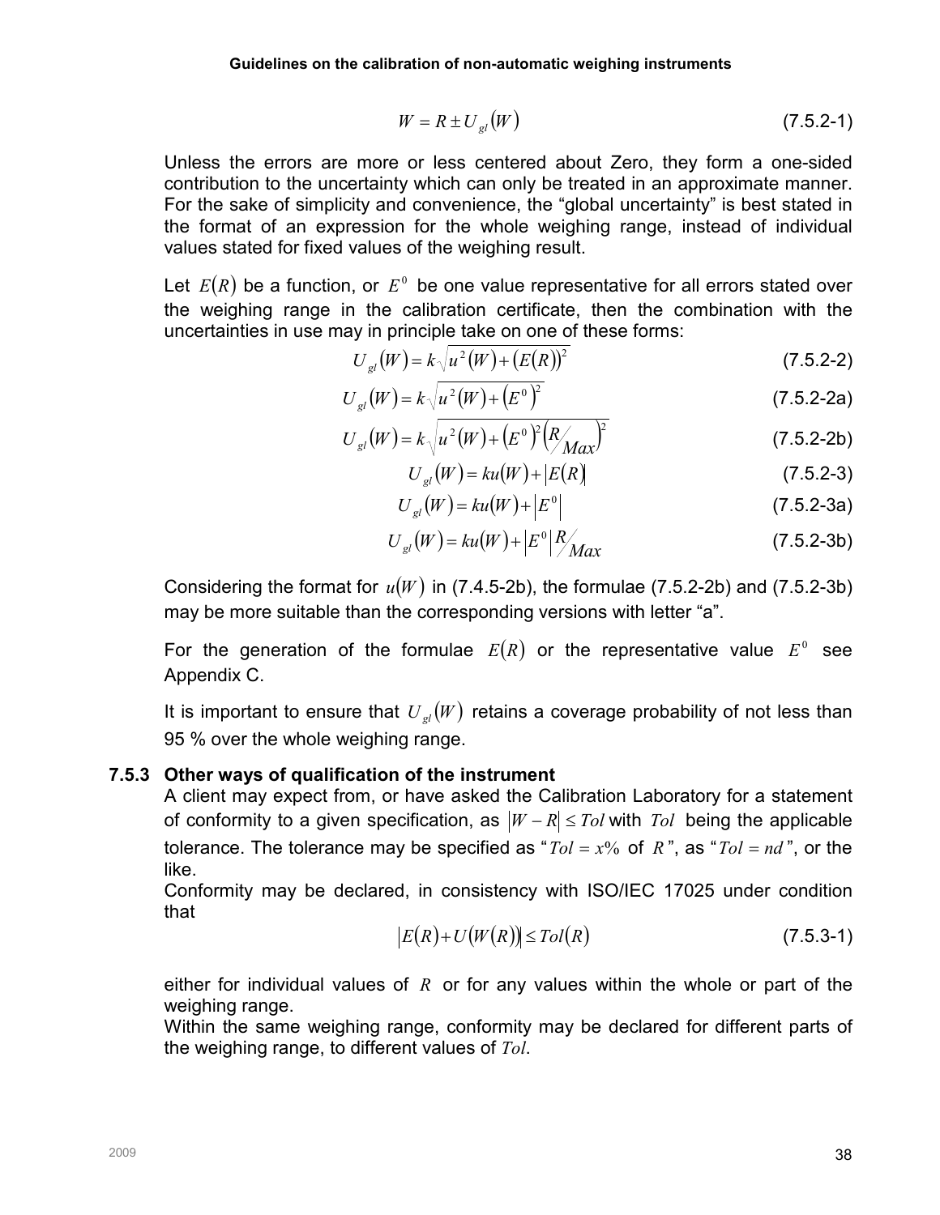$$W = R \pm U_{gl}(W) \tag{7.5.2-1}$$

Unless the errors are more or less centered about Zero, they form a one-sided contribution to the uncertainty which can only be treated in an approximate manner. For the sake of simplicity and convenience, the "global uncertainty" is best stated in the format of an expression for the whole weighing range, instead of individual values stated for fixed values of the weighing result.

Let $E(R)$ be a function, or $E^0$ be one value representative for all errors stated over the weighing range in the calibration certificate, then the combination with the uncertainties in use may in principle take on one of these forms:

$$U_{gl}(W) = k\sqrt{u^2(W) + (E(R))^2} \tag{7.5.2-2}$$

$$U_{gl}(W) = k\sqrt{u^2(W) + (E^0)^2} \tag{7.5.2-2a}$$

$$U_{gl}(W) = k\sqrt{u^2(W) + (E^0)^2 \left(R/_{Max}\right)^2} \tag{7.5.2-2b}$$

$$U_{gl}(W) = ku(W) + |E(R)| \tag{7.5.2-3}$$

$$U_{gl}(W) = ku(W) + \left|E^0\right| \tag{7.5.2-3a}$$

$$U_{gl}(W) = ku(W) + \left|E^0\right| R/_{Max} \tag{7.5.2-3b}$$

Considering the format for $u(W)$ in (7.4.5-2b), the formulae (7.5.2-2b) and (7.5.2-3b) may be more suitable than the corresponding versions with letter "a".

For the generation of the formulae $E(R)$ or the representative value $E^0$ see Appendix C.

It is important to ensure that $U_{gl}(W)$ retains a coverage probability of not less than 95 % over the whole weighing range.

### 7.5.3 Other ways of qualification of the instrument

A client may expect from, or have asked the Calibration Laboratory for a statement of conformity to a given specification, as $|W - R| \leq Tol$ with $Tol$ being the applicable tolerance. The tolerance may be specified as "$Tol = x\%$ of $R$", as "$Tol = nd$", or the like.

Conformity may be declared, in consistency with ISO/IEC 17025 under condition that

$$|E(R) + U(W(R))| \leq Tol(R) \tag{7.5.3-1}$$

either for individual values of $R$ or for any values within the whole or part of the weighing range.

Within the same weighing range, conformity may be declared for different parts of the weighing range, to different values of $Tol$.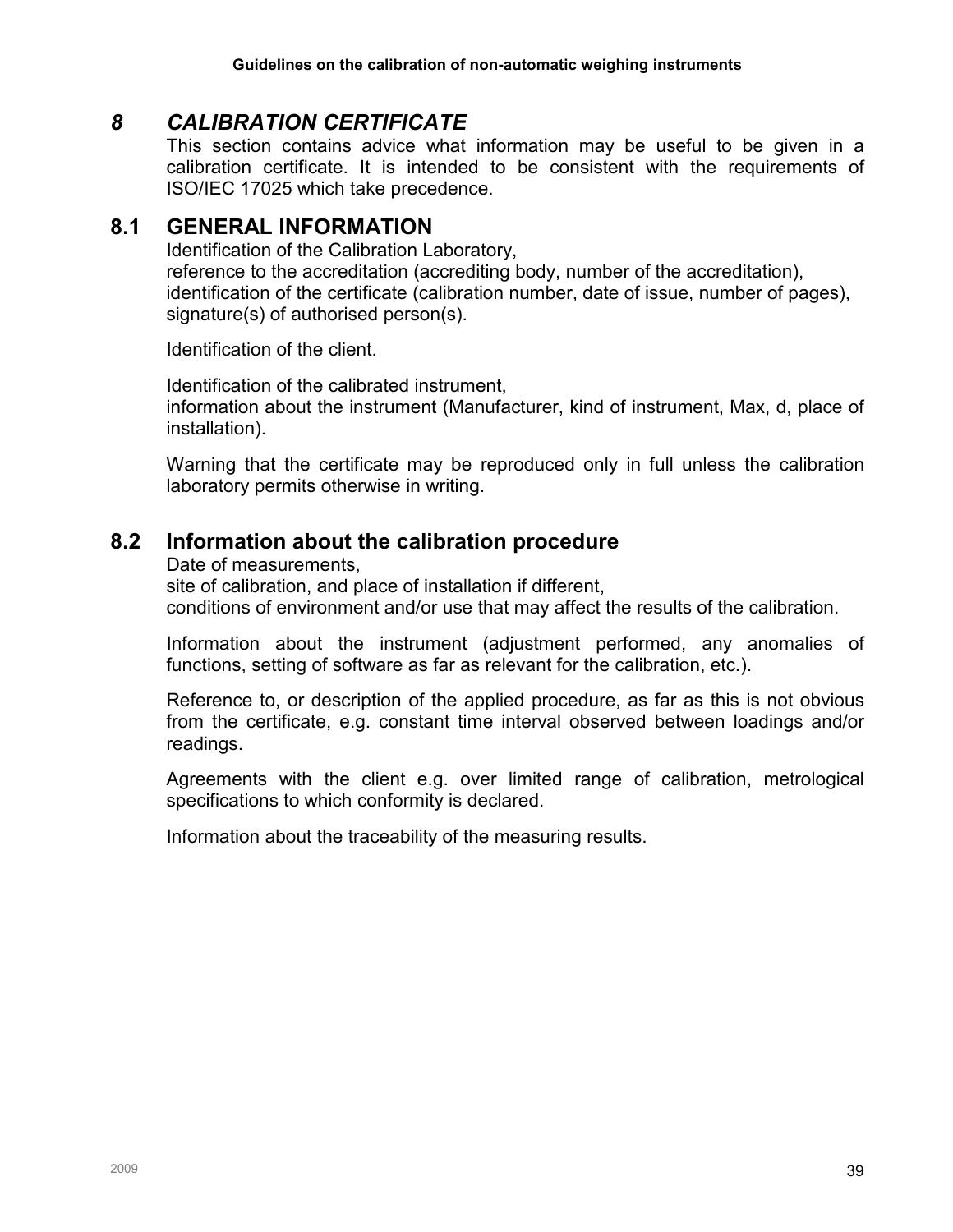# *8 CALIBRATION CERTIFICATE*

This section contains advice what information may be useful to be given in a calibration certificate. It is intended to be consistent with the requirements of ISO/IEC 17025 which take precedence.

## 8.1 GENERAL INFORMATION

Identification of the Calibration Laboratory,
reference to the accreditation (accrediting body, number of the accreditation),
identification of the certificate (calibration number, date of issue, number of pages),
signature(s) of authorised person(s).

Identification of the client.

Identification of the calibrated instrument,
information about the instrument (Manufacturer, kind of instrument, Max, d, place of installation).

Warning that the certificate may be reproduced only in full unless the calibration laboratory permits otherwise in writing.

## 8.2 Information about the calibration procedure

Date of measurements,
site of calibration, and place of installation if different,
conditions of environment and/or use that may affect the results of the calibration.

Information about the instrument (adjustment performed, any anomalies of functions, setting of software as far as relevant for the calibration, etc.).

Reference to, or description of the applied procedure, as far as this is not obvious from the certificate, e.g. constant time interval observed between loadings and/or readings.

Agreements with the client e.g. over limited range of calibration, metrological specifications to which conformity is declared.

Information about the traceability of the measuring results.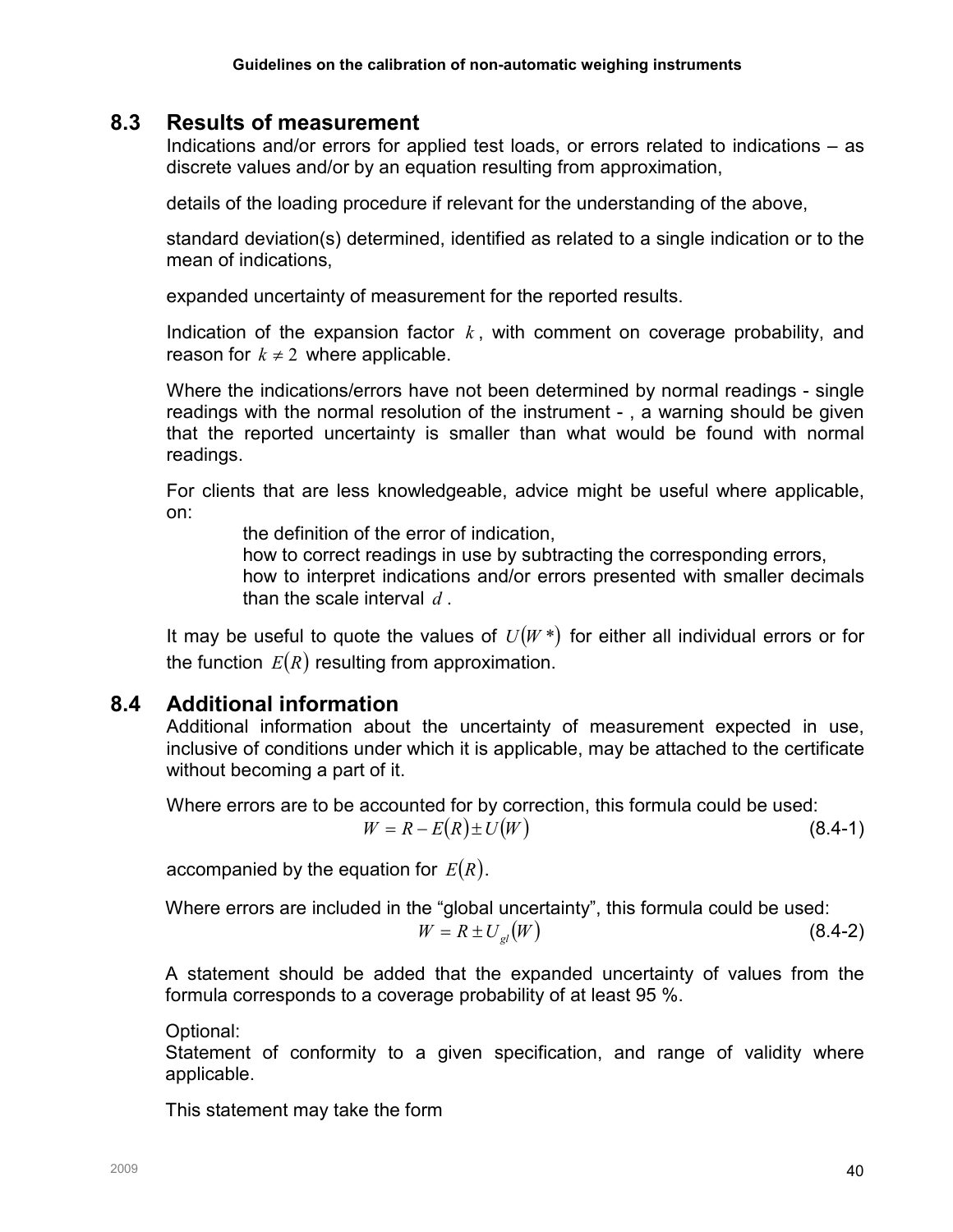## 8.3 Results of measurement

Indications and/or errors for applied test loads, or errors related to indications – as discrete values and/or by an equation resulting from approximation,

details of the loading procedure if relevant for the understanding of the above,

standard deviation(s) determined, identified as related to a single indication or to the mean of indications,

expanded uncertainty of measurement for the reported results.

Indication of the expansion factor $k$, with comment on coverage probability, and reason for $k \neq 2$ where applicable.

Where the indications/errors have not been determined by normal readings - single readings with the normal resolution of the instrument - , a warning should be given that the reported uncertainty is smaller than what would be found with normal readings.

For clients that are less knowledgeable, advice might be useful where applicable, on:

- the definition of the error of indication,
- how to correct readings in use by subtracting the corresponding errors,
- how to interpret indications and/or errors presented with smaller decimals than the scale interval $d$.

It may be useful to quote the values of $U(W^*)$ for either all individual errors or for the function $E(R)$ resulting from approximation.

## 8.4 Additional information

Additional information about the uncertainty of measurement expected in use, inclusive of conditions under which it is applicable, may be attached to the certificate without becoming a part of it.

Where errors are to be accounted for by correction, this formula could be used:

$$W = R - E(R) \pm U(W) \tag{8.4-1}$$

accompanied by the equation for $E(R)$.

Where errors are included in the "global uncertainty", this formula could be used:

$$W = R \pm U_{gl}(W) \tag{8.4-2}$$

A statement should be added that the expanded uncertainty of values from the formula corresponds to a coverage probability of at least 95 %.

Optional:
Statement of conformity to a given specification, and range of validity where applicable.

This statement may take the form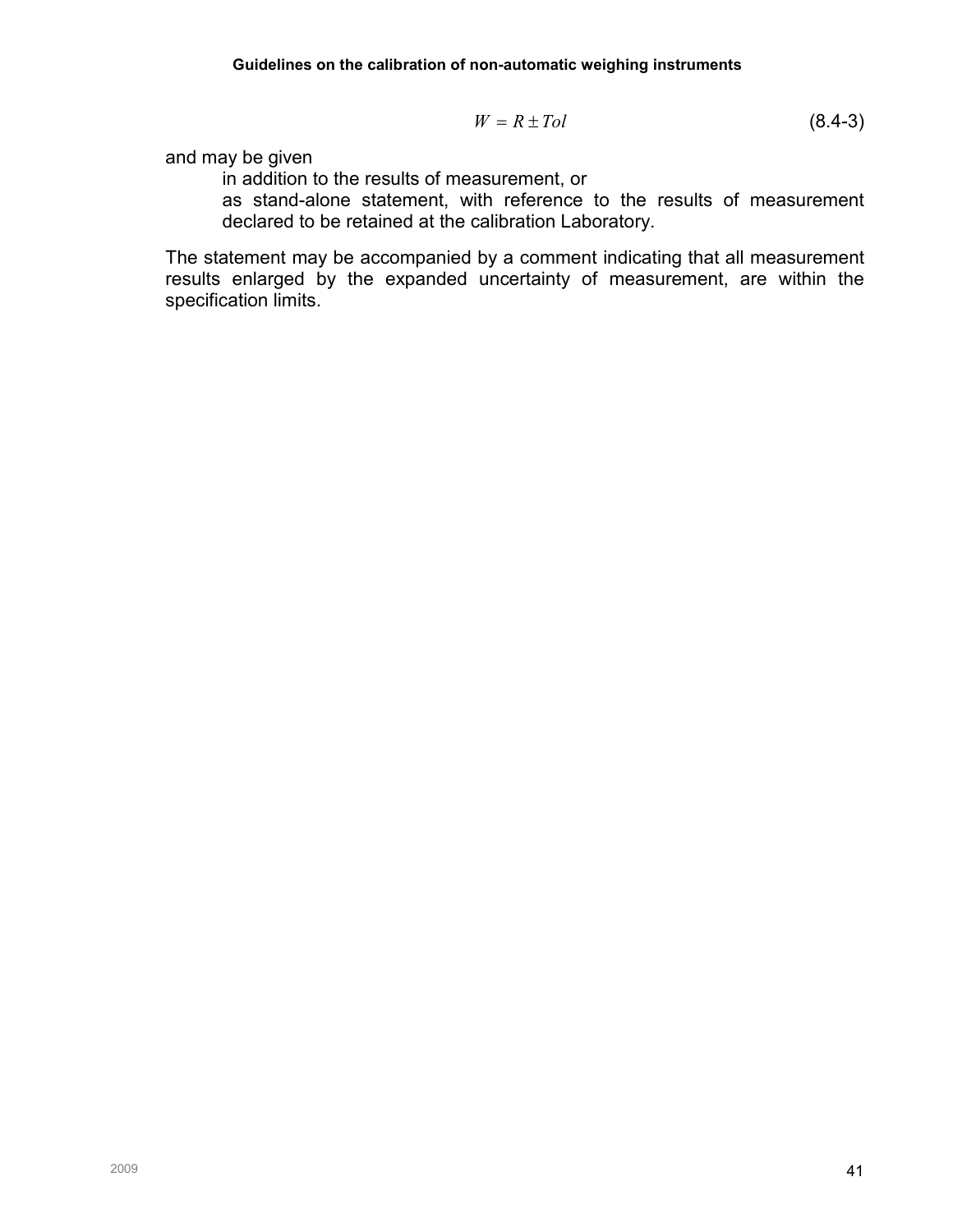$$W = R \pm Tol \tag{8.4-3}$$

and may be given

- in addition to the results of measurement, or
- as stand-alone statement, with reference to the results of measurement declared to be retained at the calibration Laboratory.

The statement may be accompanied by a comment indicating that all measurement results enlarged by the expanded uncertainty of measurement, are within the specification limits.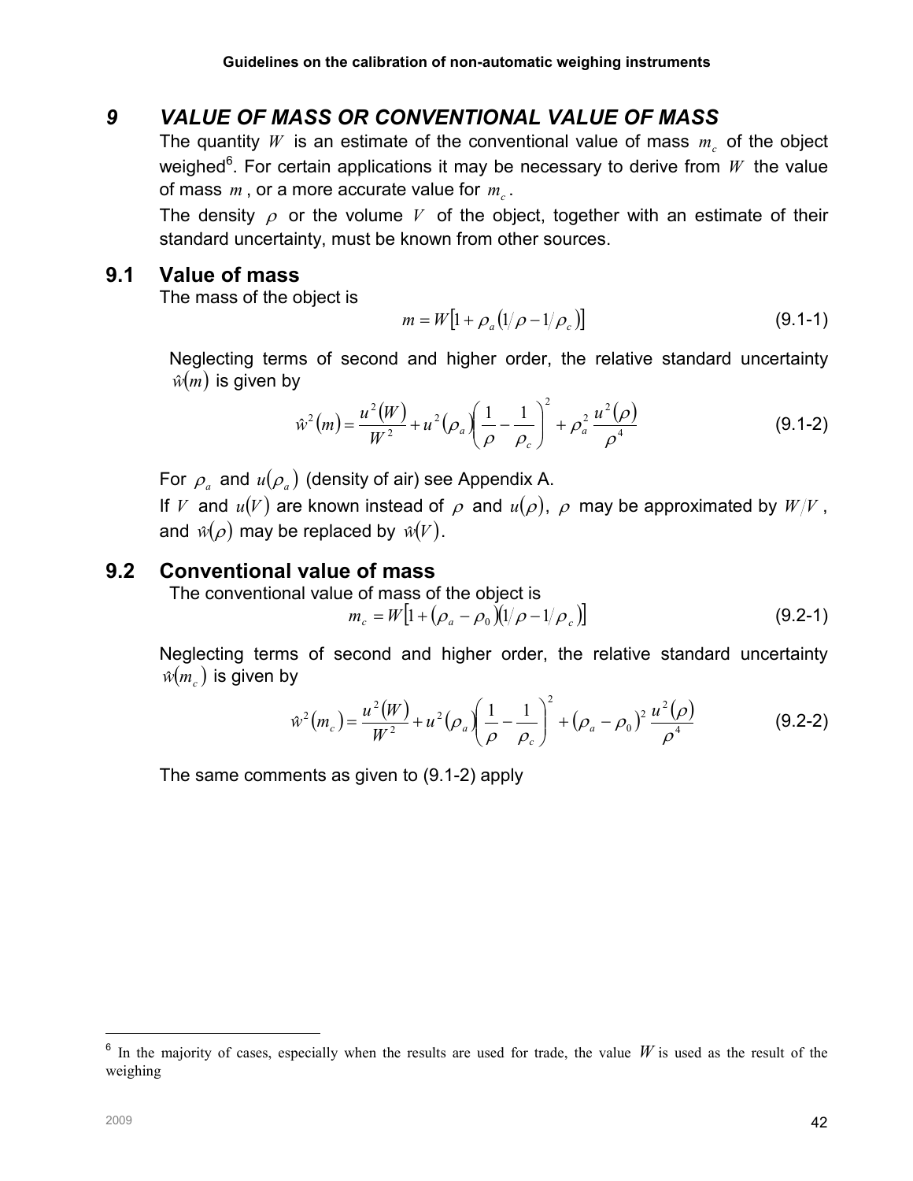# 9 VALUE OF MASS OR CONVENTIONAL VALUE OF MASS

The quantity $W$ is an estimate of the conventional value of mass $m_c$ of the object weighed[6]. For certain applications it may be necessary to derive from $W$ the value of mass $m$, or a more accurate value for $m_c$.

The density $\rho$ or the volume $V$ of the object, together with an estimate of their standard uncertainty, must be known from other sources.

## 9.1 Value of mass

The mass of the object is

$$m = W\left[1 + \rho_a \left(1/\rho - 1/\rho_c\right)\right] \tag{9.1-1}$$

Neglecting terms of second and higher order, the relative standard uncertainty $\hat{w}(m)$ is given by

$$\hat{w}^2(m) = \frac{u^2(W)}{W^2} + u^2(\rho_a)\left(\frac{1}{\rho} - \frac{1}{\rho_c}\right)^2 + \rho_a^2 \frac{u^2(\rho)}{\rho^4} \tag{9.1-2}$$

For $\rho_a$ and $u(\rho_a)$ (density of air) see Appendix A.

If $V$ and $u(V)$ are known instead of $\rho$ and $u(\rho)$, $\rho$ may be approximated by $W/V$, and $\hat{w}(\rho)$ may be replaced by $\hat{w}(V)$.

## 9.2 Conventional value of mass

The conventional value of mass of the object is

$$m_c = W\left[1 + \left(\rho_a - \rho_0\right)\left(1/\rho - 1/\rho_c\right)\right] \tag{9.2-1}$$

Neglecting terms of second and higher order, the relative standard uncertainty $\hat{w}(m_c)$ is given by

$$\hat{w}^2(m_c) = \frac{u^2(W)}{W^2} + u^2(\rho_a)\left(\frac{1}{\rho} - \frac{1}{\rho_c}\right)^2 + \left(\rho_a - \rho_0\right)^2 \frac{u^2(\rho)}{\rho^4} \tag{9.2-2}$$

The same comments as given to (9.1-2) apply

---

[6] In the majority of cases, especially when the results are used for trade, the value $W$ is used as the result of the weighing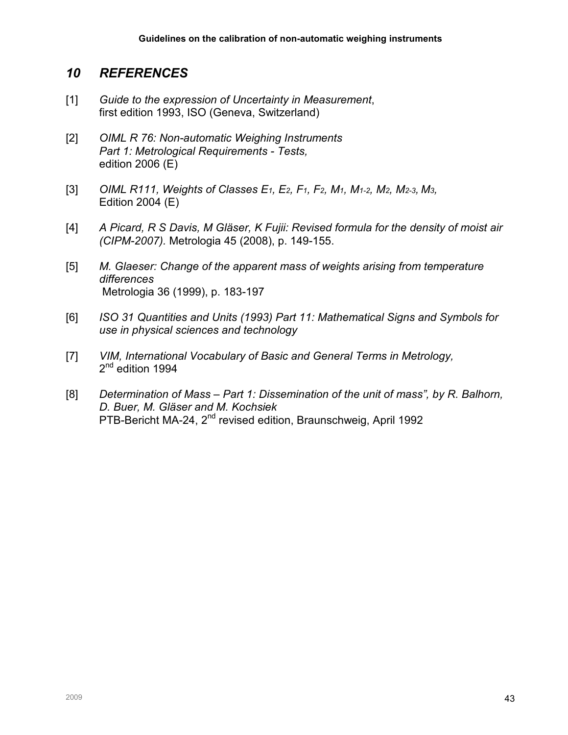## *10 REFERENCES*

[1] *Guide to the expression of Uncertainty in Measurement*, first edition 1993, ISO (Geneva, Switzerland)

[2] *OIML R 76: Non-automatic Weighing Instruments Part 1: Metrological Requirements - Tests,* edition 2006 (E)

[3] *OIML R111, Weights of Classes $E_1$, $E_2$, $F_1$, $F_2$, $M_1$, $M_{1\text{-}2}$, $M_2$, $M_{2\text{-}3}$, $M_3$,* Edition 2004 (E)

[4] *A Picard, R S Davis, M Gläser, K Fujii: Revised formula for the density of moist air (CIPM-2007).* Metrologia 45 (2008), p. 149-155.

[5] *M. Glaeser: Change of the apparent mass of weights arising from temperature differences* Metrologia 36 (1999), p. 183-197

[6] *ISO 31 Quantities and Units (1993) Part 11: Mathematical Signs and Symbols for use in physical sciences and technology*

[7] *VIM, International Vocabulary of Basic and General Terms in Metrology,* 2nd edition 1994

[8] *Determination of Mass – Part 1: Dissemination of the unit of mass", by R. Balhorn, D. Buer, M. Gläser and M. Kochsiek* PTB-Bericht MA-24, 2nd revised edition, Braunschweig, April 1992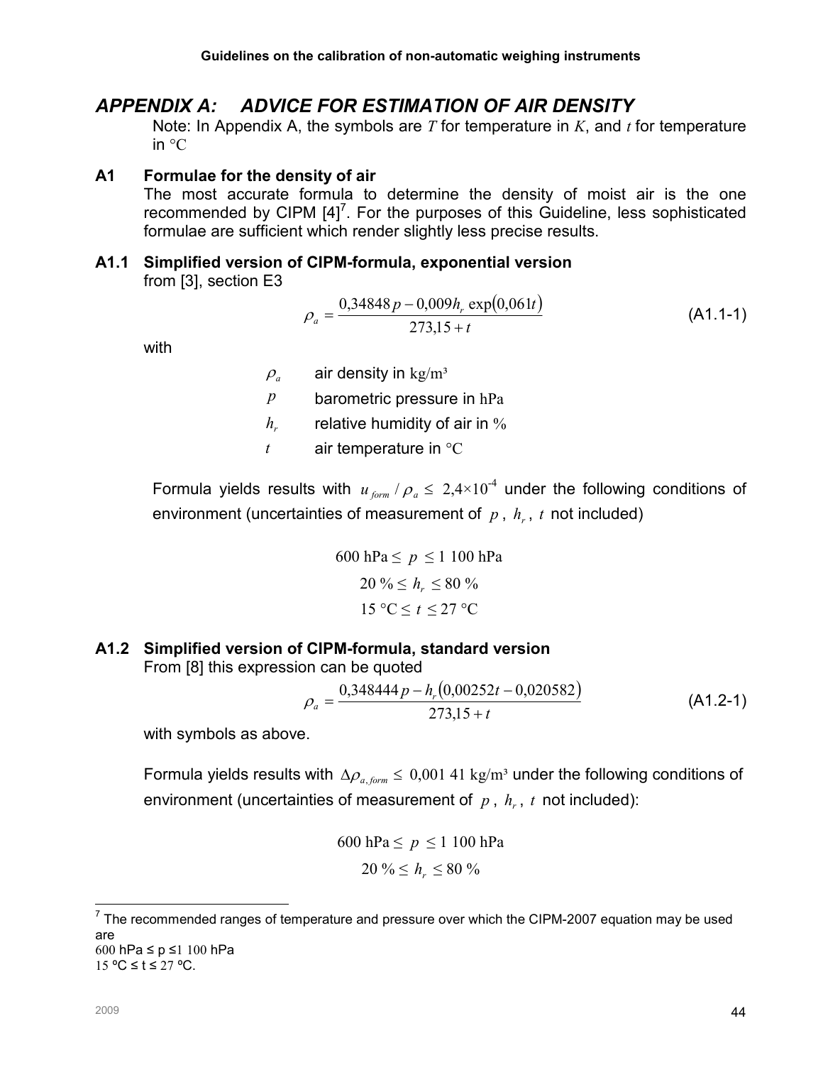# APPENDIX A: ADVICE FOR ESTIMATION OF AIR DENSITY

Note: In Appendix A, the symbols are $T$ for temperature in $K$, and $t$ for temperature in °C

## A1 Formulae for the density of air

The most accurate formula to determine the density of moist air is the one recommended by CIPM [4][7]. For the purposes of this Guideline, less sophisticated formulae are sufficient which render slightly less precise results.

### A1.1 Simplified version of CIPM-formula, exponential version

from [3], section E3

$$\rho_a = \frac{0{,}34848\,p - 0{,}009 h_r \exp(0{,}061t)}{273{,}15 + t} \tag{A1.1-1}$$

with

- $\rho_a$ air density in kg/m³
- $p$ barometric pressure in hPa
- $h_r$ relative humidity of air in %
- $t$ air temperature in °C

Formula yields results with $u_{form} / \rho_a \leq 2{,}4 \times 10^{-4}$ under the following conditions of environment (uncertainties of measurement of $p$, $h_r$, $t$ not included)

$$600 \text{ hPa} \leq p \leq 1\,100 \text{ hPa}$$

$$20\,\% \leq h_r \leq 80\,\%$$

$$15\ °\text{C} \leq t \leq 27\ °\text{C}$$

### A1.2 Simplified version of CIPM-formula, standard version

From [8] this expression can be quoted

$$\rho_a = \frac{0{,}348444\,p - h_r(0{,}00252t - 0{,}020582)}{273{,}15 + t} \tag{A1.2-1}$$

with symbols as above.

Formula yields results with $\Delta\rho_{a,form} \leq 0{,}001\,41$ kg/m³ under the following conditions of environment (uncertainties of measurement of $p$, $h_r$, $t$ not included):

$$600 \text{ hPa} \leq p \leq 1\,100 \text{ hPa}$$

$$20\,\% \leq h_r \leq 80\,\%$$

---

[7] The recommended ranges of temperature and pressure over which the CIPM-2007 equation may be used are
600 hPa ≤ p ≤1 100 hPa
15 ºC ≤ t ≤ 27 ºC.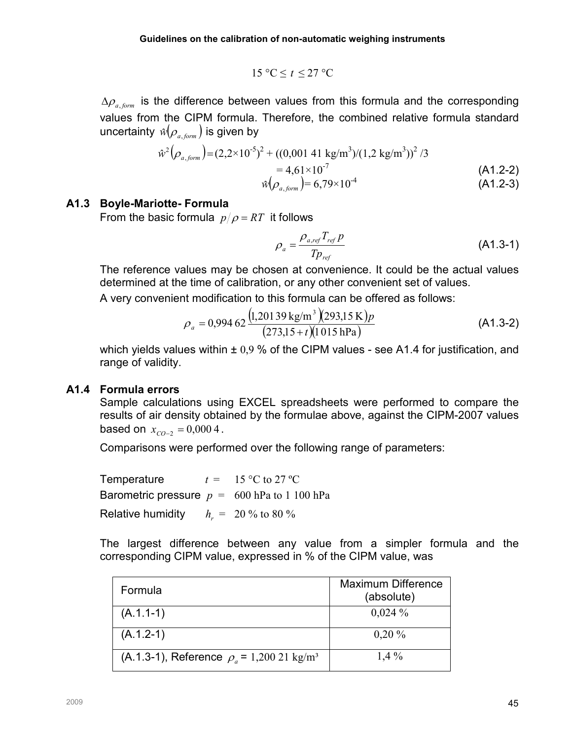$$15\ °\mathrm{C} \le t \le 27\ °\mathrm{C}$$

$\Delta\rho_{a,form}$ is the difference between values from this formula and the corresponding values from the CIPM formula. Therefore, the combined relative formula standard uncertainty $\hat{w}(\rho_{a,form})$ is given by

$$\hat{w}^2(\rho_{a,form}) = (2{,}2\times10^{-5})^2 + ((0{,}001\ 41\ \mathrm{kg/m^3})/(1{,}2\ \mathrm{kg/m^3}))^2/3$$

$$= 4{,}61\times10^{-7} \qquad \text{(A1.2-2)}$$

$$\hat{w}(\rho_{a,form}) = 6{,}79\times10^{-4} \qquad \text{(A1.2-3)}$$

### A1.3 Boyle-Mariotte- Formula

From the basic formula $p/\rho = RT$ it follows

$$\rho_a = \frac{\rho_{a,ref} T_{ref}\, p}{T p_{ref}} \qquad \text{(A1.3-1)}$$

The reference values may be chosen at convenience. It could be the actual values determined at the time of calibration, or any other convenient set of values.

A very convenient modification to this formula can be offered as follows:

$$\rho_a = 0{,}994\,62 \frac{(1{,}201\,39\ \mathrm{kg/m^3})(293{,}15\ \mathrm{K})p}{(273{,}15 + t)(1\,015\ \mathrm{hPa})} \qquad \text{(A1.3-2)}$$

which yields values within ± 0,9 % of the CIPM values - see A1.4 for justification, and range of validity.

### A1.4 Formula errors

Sample calculations using EXCEL spreadsheets were performed to compare the results of air density obtained by the formulae above, against the CIPM-2007 values based on $x_{CO-2} = 0{,}000\,4$.

Comparisons were performed over the following range of parameters:

Temperature $t =$ 15 °C to 27 ºC

Barometric pressure $p =$ 600 hPa to 1 100 hPa

Relative humidity $h_r =$ 20 % to 80 %

The largest difference between any value from a simpler formula and the corresponding CIPM value, expressed in % of the CIPM value, was

| Formula | Maximum Difference (absolute) |
|---|---|
| (A.1.1-1) | 0,024 % |
| (A.1.2-1) | 0,20 % |
| (A.1.3-1), Reference $\rho_a$ = 1,200 21 kg/m³ | 1,4 % |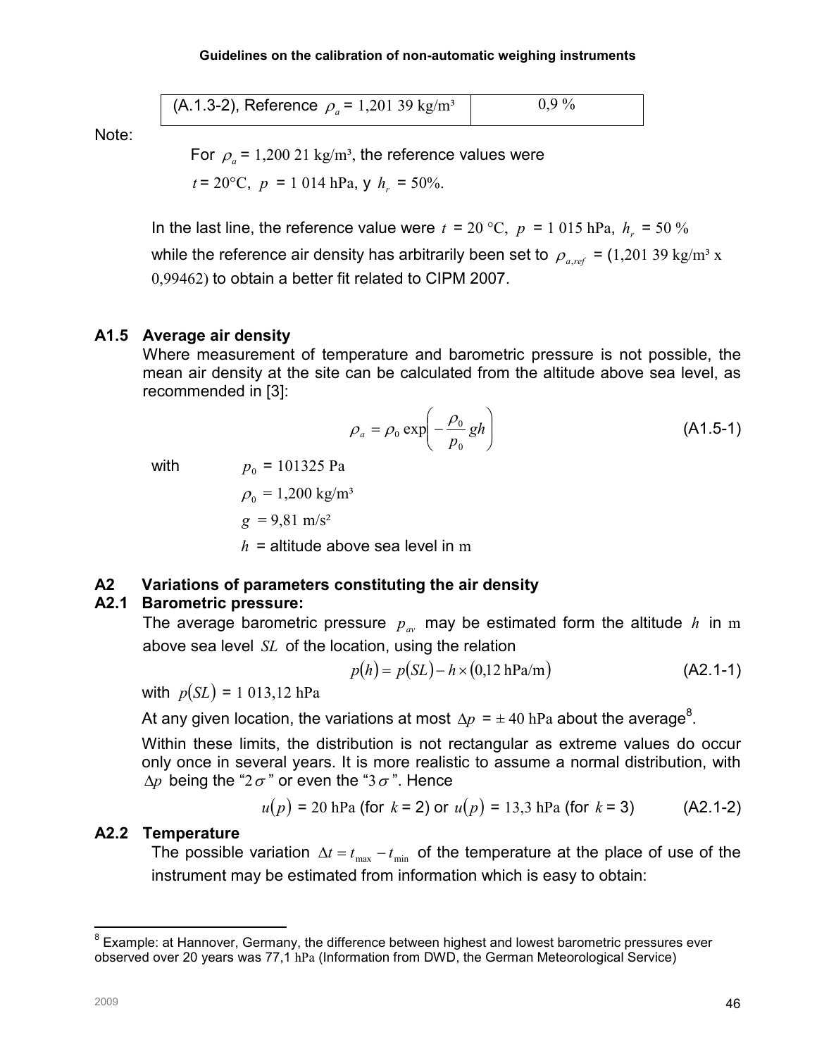| (A.1.3-2), Reference $\rho_a$ = 1,201 39 kg/m³ | 0,9 % |
|---|---|

Note:

For $\rho_a$ = 1,200 21 kg/m³, the reference values were

$t$ = 20°C, $p$ = 1 014 hPa, y $h_r$ = 50%.

In the last line, the reference value were $t$ = 20 °C, $p$ = 1 015 hPa, $h_r$ = 50 % while the reference air density has arbitrarily been set to $\rho_{a,ref}$ = (1,201 39 kg/m³ x 0,99462) to obtain a better fit related to CIPM 2007.

### A1.5 Average air density

Where measurement of temperature and barometric pressure is not possible, the mean air density at the site can be calculated from the altitude above sea level, as recommended in [3]:

$$\rho_a = \rho_0 \exp\left( -\frac{\rho_0}{p_0} g h \right) \tag{A1.5-1}$$

with

$p_0$ = 101325 Pa

$\rho_0$ = 1,200 kg/m³

$g$ = 9,81 m/s²

$h$ = altitude above sea level in m

## A2 Variations of parameters constituting the air density

### A2.1 Barometric pressure:

The average barometric pressure $p_{av}$ may be estimated form the altitude $h$ in m above sea level $SL$ of the location, using the relation

$$p(h) = p(SL) - h \times (0{,}12 \text{ hPa/m}) \tag{A2.1-1}$$

with $p(SL)$ = 1 013,12 hPa

At any given location, the variations at most $\Delta p$ = ± 40 hPa about the average[8].

Within these limits, the distribution is not rectangular as extreme values do occur only once in several years. It is more realistic to assume a normal distribution, with $\Delta p$ being the "$2\sigma$" or even the "$3\sigma$". Hence

$$u(p) = 20 \text{ hPa (for } k = 2\text{) or } u(p) = 13{,}3 \text{ hPa (for } k = 3\text{)} \tag{A2.1-2}$$

### A2.2 Temperature

The possible variation $\Delta t = t_{max} - t_{min}$ of the temperature at the place of use of the instrument may be estimated from information which is easy to obtain:

---

[8] Example: at Hannover, Germany, the difference between highest and lowest barometric pressures ever observed over 20 years was 77,1 hPa (Information from DWD, the German Meteorological Service)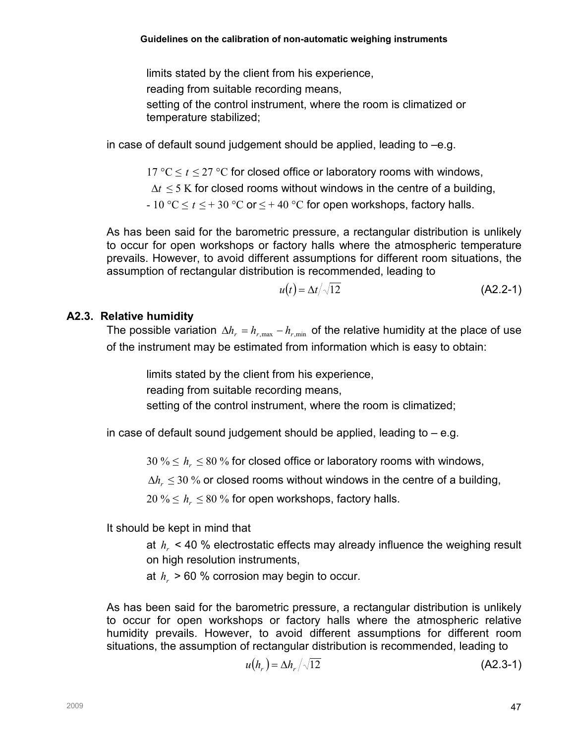limits stated by the client from his experience,

reading from suitable recording means,

setting of the control instrument, where the room is climatized or temperature stabilized;

in case of default sound judgement should be applied, leading to –e.g.

$17\ °C \leq t \leq 27\ °C$ for closed office or laboratory rooms with windows,

$\Delta t \leq 5\ K$ for closed rooms without windows in the centre of a building,

$-10\ °C \leq t \leq +30\ °C$ or $\leq +40\ °C$ for open workshops, factory halls.

As has been said for the barometric pressure, a rectangular distribution is unlikely to occur for open workshops or factory halls where the atmospheric temperature prevails. However, to avoid different assumptions for different room situations, the assumption of rectangular distribution is recommended, leading to

$$u(t) = \Delta t / \sqrt{12} \qquad \text{(A2.2-1)}$$

### A2.3. Relative humidity

The possible variation $\Delta h_r = h_{r,\max} - h_{r,\min}$ of the relative humidity at the place of use of the instrument may be estimated from information which is easy to obtain:

limits stated by the client from his experience,

reading from suitable recording means,

setting of the control instrument, where the room is climatized;

in case of default sound judgement should be applied, leading to – e.g.

$30\ \% \leq h_r \leq 80\ \%$ for closed office or laboratory rooms with windows,

$\Delta h_r \leq 30\ \%$ or closed rooms without windows in the centre of a building,

$20\ \% \leq h_r \leq 80\ \%$ for open workshops, factory halls.

It should be kept in mind that

at $h_r$ < 40 % electrostatic effects may already influence the weighing result on high resolution instruments,

at $h_r$ > 60 % corrosion may begin to occur.

As has been said for the barometric pressure, a rectangular distribution is unlikely to occur for open workshops or factory halls where the atmospheric relative humidity prevails. However, to avoid different assumptions for different room situations, the assumption of rectangular distribution is recommended, leading to

$$u(h_r) = \Delta h_r / \sqrt{12} \qquad \text{(A2.3-1)}$$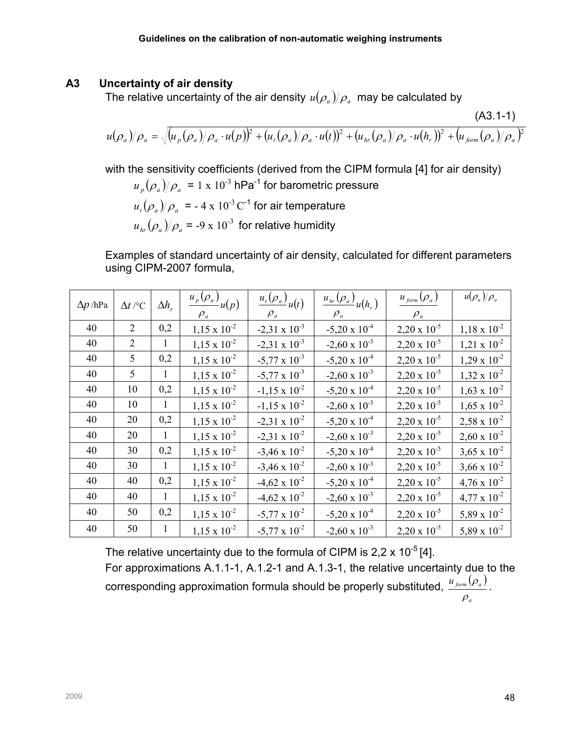## A3 Uncertainty of air density

The relative uncertainty of the air density $u(\rho_a)/\rho_a$ may be calculated by

(A3.1-1)

$$u(\rho_a)/\rho_a = \sqrt{\left(u_p(\rho_a)/\rho_a \cdot u(p)\right)^2 + \left(u_t(\rho_a)/\rho_a \cdot u(t)\right)^2 + \left(u_{hr}(\rho_a)/\rho_a \cdot u(h_r)\right)^2 + \left(u_{form}(\rho_a)/\rho_a\right)^2}$$

with the sensitivity coefficients (derived from the CIPM formula [4] for air density)

$u_p(\rho_a)/\rho_a$ = 1 x $10^{-3}$ hPa$^{-1}$ for barometric pressure

$u_t(\rho_a)/\rho_a$ = - 4 x $10^{-3}$ C$^{-1}$ for air temperature

$u_{hr}(\rho_a)/\rho_a$ = -9 x $10^{-3}$ for relative humidity

Examples of standard uncertainty of air density, calculated for different parameters using CIPM-2007 formula,

| $\Delta p$ /hPa | $\Delta t$ /°C | $\Delta h_r$ | $\frac{u_p(\rho_a)}{\rho_a}u(p)$ | $\frac{u_t(\rho_a)}{\rho_a}u(t)$ | $\frac{u_{hr}(\rho_a)}{\rho_a}u(h_r)$ | $\frac{u_{form}(\rho_a)}{\rho_a}$ | $u(\rho_a)/\rho_a$ |
|---|---|---|---|---|---|---|---|
| 40 | 2 | 0,2 | 1,15 x $10^{-2}$ | -2,31 x $10^{-3}$ | -5,20 x $10^{-4}$ | 2,20 x $10^{-5}$ | 1,18 x $10^{-2}$ |
| 40 | 2 | 1 | 1,15 x $10^{-2}$ | -2,31 x $10^{-3}$ | -2,60 x $10^{-3}$ | 2,20 x $10^{-5}$ | 1,21 x $10^{-2}$ |
| 40 | 5 | 0,2 | 1,15 x $10^{-2}$ | -5,77 x $10^{-3}$ | -5,20 x $10^{-4}$ | 2,20 x $10^{-5}$ | 1,29 x $10^{-2}$ |
| 40 | 5 | 1 | 1,15 x $10^{-2}$ | -5,77 x $10^{-3}$ | -2,60 x $10^{-3}$ | 2,20 x $10^{-5}$ | 1,32 x $10^{-2}$ |
| 40 | 10 | 0,2 | 1,15 x $10^{-2}$ | -1,15 x $10^{-2}$ | -5,20 x $10^{-4}$ | 2,20 x $10^{-5}$ | 1,63 x $10^{-2}$ |
| 40 | 10 | 1 | 1,15 x $10^{-2}$ | -1,15 x $10^{-2}$ | -2,60 x $10^{-3}$ | 2,20 x $10^{-5}$ | 1,65 x $10^{-2}$ |
| 40 | 20 | 0,2 | 1,15 x $10^{-2}$ | -2,31 x $10^{-2}$ | -5,20 x $10^{-4}$ | 2,20 x $10^{-5}$ | 2,58 x $10^{-2}$ |
| 40 | 20 | 1 | 1,15 x $10^{-2}$ | -2,31 x $10^{-2}$ | -2,60 x $10^{-3}$ | 2,20 x $10^{-5}$ | 2,60 x $10^{-2}$ |
| 40 | 30 | 0,2 | 1,15 x $10^{-2}$ | -3,46 x $10^{-2}$ | -5,20 x $10^{-4}$ | 2,20 x $10^{-5}$ | 3,65 x $10^{-2}$ |
| 40 | 30 | 1 | 1,15 x $10^{-2}$ | -3,46 x $10^{-2}$ | -2,60 x $10^{-3}$ | 2,20 x $10^{-5}$ | 3,66 x $10^{-2}$ |
| 40 | 40 | 0,2 | 1,15 x $10^{-2}$ | -4,62 x $10^{-2}$ | -5,20 x $10^{-4}$ | 2,20 x $10^{-5}$ | 4,76 x $10^{-2}$ |
| 40 | 40 | 1 | 1,15 x $10^{-2}$ | -4,62 x $10^{-2}$ | -2,60 x $10^{-3}$ | 2,20 x $10^{-5}$ | 4,77 x $10^{-2}$ |
| 40 | 50 | 0,2 | 1,15 x $10^{-2}$ | -5,77 x $10^{-2}$ | -5,20 x $10^{-4}$ | 2,20 x $10^{-5}$ | 5,89 x $10^{-2}$ |
| 40 | 50 | 1 | 1,15 x $10^{-2}$ | -5,77 x $10^{-2}$ | -2,60 x $10^{-3}$ | 2,20 x $10^{-5}$ | 5,89 x $10^{-2}$ |

The relative uncertainty due to the formula of CIPM is 2,2 x $10^{-5}$ [4].
For approximations A.1.1-1, A.1.2-1 and A.1.3-1, the relative uncertainty due to the corresponding approximation formula should be properly substituted, $\frac{u_{form}(\rho_a)}{\rho_a}$.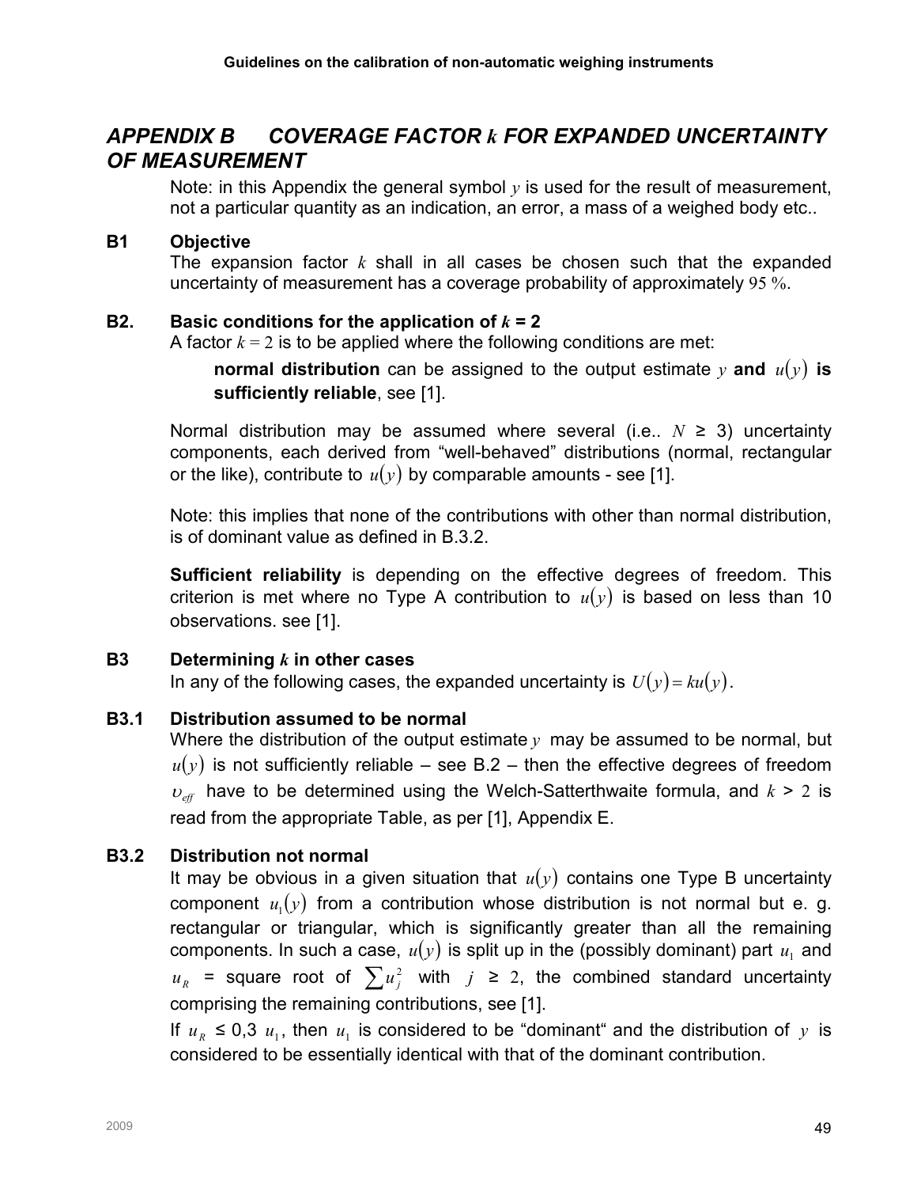## *APPENDIX B COVERAGE FACTOR $k$ FOR EXPANDED UNCERTAINTY OF MEASUREMENT*

Note: in this Appendix the general symbol $y$ is used for the result of measurement, not a particular quantity as an indication, an error, a mass of a weighed body etc..

### B1 Objective

The expansion factor $k$ shall in all cases be chosen such that the expanded uncertainty of measurement has a coverage probability of approximately 95 %.

### B2. Basic conditions for the application of $k = 2$

A factor $k = 2$ is to be applied where the following conditions are met:

> **normal distribution** can be assigned to the output estimate $y$ **and** $u(y)$ **is sufficiently reliable**, see [1].

Normal distribution may be assumed where several (i.e.. $N \geq 3$) uncertainty components, each derived from "well-behaved" distributions (normal, rectangular or the like), contribute to $u(y)$ by comparable amounts - see [1].

Note: this implies that none of the contributions with other than normal distribution, is of dominant value as defined in B.3.2.

**Sufficient reliability** is depending on the effective degrees of freedom. This criterion is met where no Type A contribution to $u(y)$ is based on less than 10 observations. see [1].

### B3 Determining $k$ in other cases

In any of the following cases, the expanded uncertainty is $U(y) = ku(y)$.

### B3.1 Distribution assumed to be normal

Where the distribution of the output estimate $y$ may be assumed to be normal, but $u(y)$ is not sufficiently reliable – see B.2 – then the effective degrees of freedom $\upsilon_{eff}$ have to be determined using the Welch-Satterthwaite formula, and $k > 2$ is read from the appropriate Table, as per [1], Appendix E.

### B3.2 Distribution not normal

It may be obvious in a given situation that $u(y)$ contains one Type B uncertainty component $u_1(y)$ from a contribution whose distribution is not normal but e. g. rectangular or triangular, which is significantly greater than all the remaining components. In such a case, $u(y)$ is split up in the (possibly dominant) part $u_1$ and $u_R$ = square root of $\sum u_j^2$ with $j \geq 2$, the combined standard uncertainty comprising the remaining contributions, see [1].

If $u_R \leq 0{,}3\ u_1$, then $u_1$ is considered to be "dominant" and the distribution of $y$ is considered to be essentially identical with that of the dominant contribution.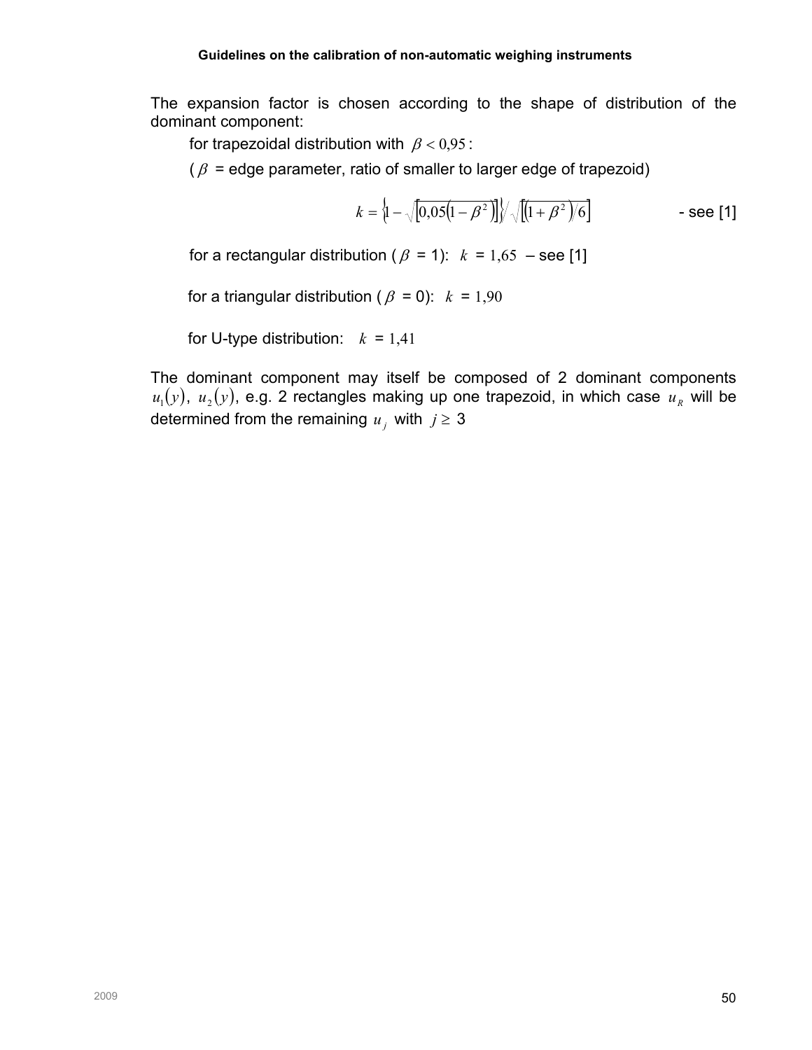The expansion factor is chosen according to the shape of distribution of the dominant component:

for trapezoidal distribution with $\beta < 0{,}95$:

($\beta$ = edge parameter, ratio of smaller to larger edge of trapezoid)

$$k = \left\{1 - \sqrt{\left[0{,}05\left(1 - \beta^2\right)\right]}\right\} / \sqrt{\left[\left(1 + \beta^2\right)/6\right]} \qquad \text{- see [1]}$$

for a rectangular distribution ($\beta$ = 1): $k$ = 1,65 – see [1]

for a triangular distribution ($\beta$ = 0): $k$ = 1,90

for U-type distribution: $k$ = 1,41

The dominant component may itself be composed of 2 dominant components $u_1(y)$, $u_2(y)$, e.g. 2 rectangles making up one trapezoid, in which case $u_R$ will be determined from the remaining $u_j$ with $j \geq 3$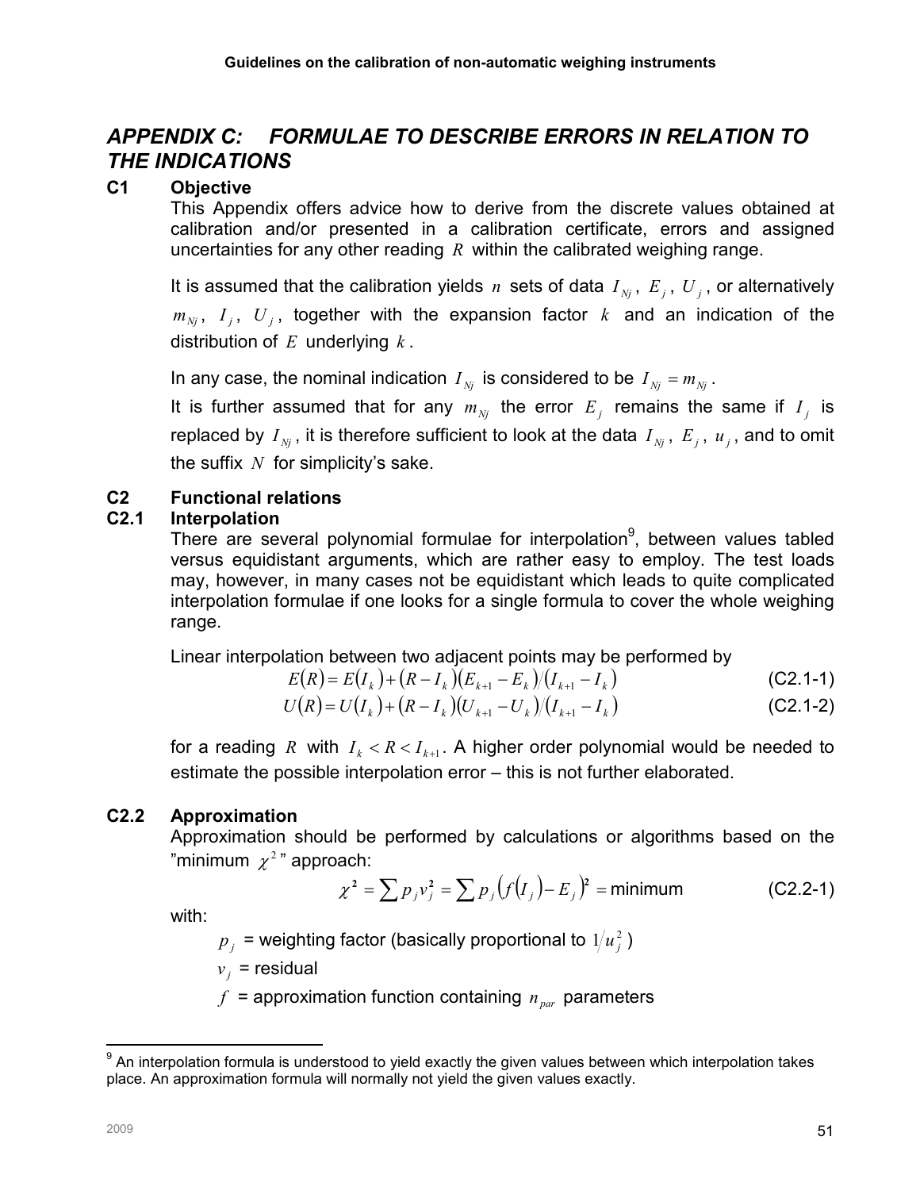# APPENDIX C: FORMULAE TO DESCRIBE ERRORS IN RELATION TO THE INDICATIONS

## C1 Objective

This Appendix offers advice how to derive from the discrete values obtained at calibration and/or presented in a calibration certificate, errors and assigned uncertainties for any other reading $R$ within the calibrated weighing range.

It is assumed that the calibration yields $n$ sets of data $I_{Nj}$, $E_j$, $U_j$, or alternatively $m_{Nj}$, $I_j$, $U_j$, together with the expansion factor $k$ and an indication of the distribution of $E$ underlying $k$.

In any case, the nominal indication $I_{Nj}$ is considered to be $I_{Nj} = m_{Nj}$.

It is further assumed that for any $m_{Nj}$ the error $E_j$ remains the same if $I_j$ is replaced by $I_{Nj}$, it is therefore sufficient to look at the data $I_{Nj}$, $E_j$, $u_j$, and to omit the suffix $N$ for simplicity's sake.

## C2 Functional relations

### C2.1 Interpolation

There are several polynomial formulae for interpolation[9], between values tabled versus equidistant arguments, which are rather easy to employ. The test loads may, however, in many cases not be equidistant which leads to quite complicated interpolation formulae if one looks for a single formula to cover the whole weighing range.

Linear interpolation between two adjacent points may be performed by

$$E(R) = E(I_k) + (R - I_k)(E_{k+1} - E_k)/(I_{k+1} - I_k) \tag{C2.1-1}$$

$$U(R) = U(I_k) + (R - I_k)(U_{k+1} - U_k)/(I_{k+1} - I_k) \tag{C2.1-2}$$

for a reading $R$ with $I_k < R < I_{k+1}$. A higher order polynomial would be needed to estimate the possible interpolation error – this is not further elaborated.

### C2.2 Approximation

Approximation should be performed by calculations or algorithms based on the "minimum $\chi^2$" approach:

$$\chi^2 = \sum p_j v_j^2 = \sum p_j \left(f(I_j) - E_j\right)^2 = \text{minimum} \tag{C2.2-1}$$

with:

- $p_j$ = weighting factor (basically proportional to $1/u_j^2$)
- $v_j$ = residual
- $f$ = approximation function containing $n_{par}$ parameters

[9] An interpolation formula is understood to yield exactly the given values between which interpolation takes place. An approximation formula will normally not yield the given values exactly.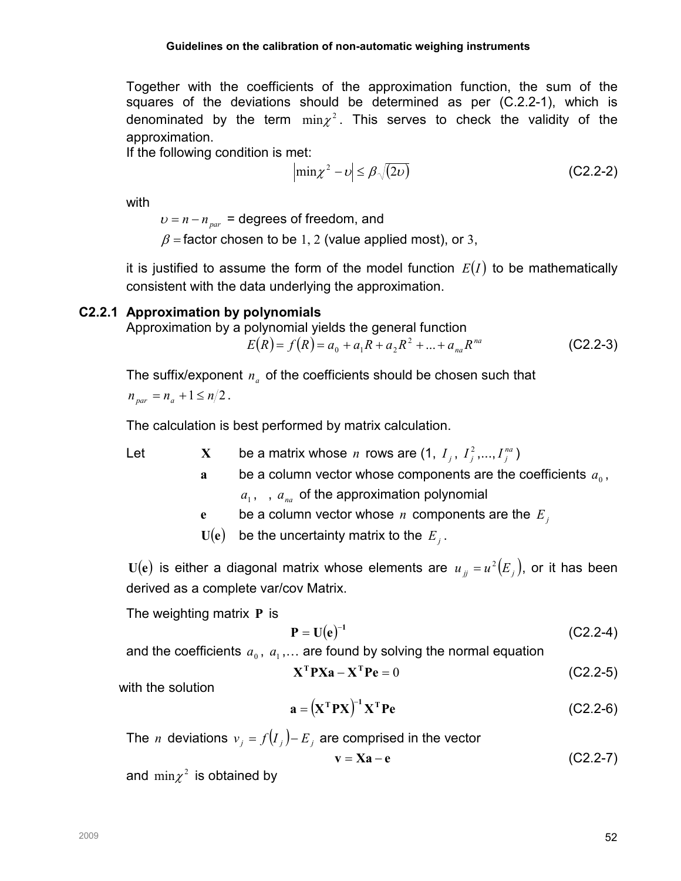Together with the coefficients of the approximation function, the sum of the squares of the deviations should be determined as per (C.2.2-1), which is denominated by the term $\min\chi^2$. This serves to check the validity of the approximation.

If the following condition is met:

$$\left|\min\chi^2 - \upsilon\right| \le \beta\sqrt{(2\upsilon)} \tag{C2.2-2}$$

with

$\upsilon = n - n_{par}$ = degrees of freedom, and

$\beta =$ factor chosen to be $1$, $2$ (value applied most), or $3$,

it is justified to assume the form of the model function $E(I)$ to be mathematically consistent with the data underlying the approximation.

### C2.2.1 Approximation by polynomials

Approximation by a polynomial yields the general function

$$E(R) = f(R) = a_0 + a_1 R + a_2 R^2 + ... + a_{na} R^{na} \tag{C2.2-3}$$

The suffix/exponent $n_a$ of the coefficients should be chosen such that $n_{par} = n_a + 1 \le n/2$.

The calculation is best performed by matrix calculation.

Let

- $\mathbf{X}$ be a matrix whose $n$ rows are ($1$, $I_j$, $I_j^2$,..., $I_j^{na}$)
- $\mathbf{a}$ be a column vector whose components are the coefficients $a_0$, $a_1$, , $a_{na}$ of the approximation polynomial
- $\mathbf{e}$ be a column vector whose $n$ components are the $E_j$
- $\mathbf{U}(\mathbf{e})$ be the uncertainty matrix to the $E_j$.

$\mathbf{U}(\mathbf{e})$ is either a diagonal matrix whose elements are $u_{jj} = u^2(E_j)$, or it has been derived as a complete var/cov Matrix.

The weighting matrix $\mathbf{P}$ is

$$\mathbf{P} = \mathbf{U}(\mathbf{e})^{-1} \tag{C2.2-4}$$

and the coefficients $a_0$, $a_1$,… are found by solving the normal equation

$$\mathbf{X^T P X a} - \mathbf{X^T P e} = 0 \tag{C2.2-5}$$

with the solution

$$\mathbf{a} = \left(\mathbf{X^T P X}\right)^{-1} \mathbf{X^T P e} \tag{C2.2-6}$$

The $n$ deviations $v_j = f(I_j) - E_j$ are comprised in the vector

$$\mathbf{v} = \mathbf{Xa} - \mathbf{e} \tag{C2.2-7}$$

and $\min\chi^2$ is obtained by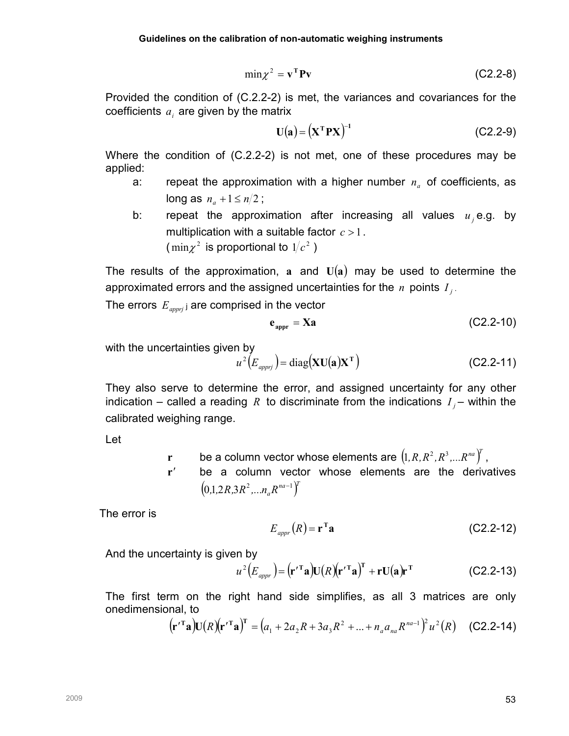$$\min \chi^2 = \mathbf{v}^{\mathbf{T}} \mathbf{P} \mathbf{v} \tag{C2.2-8}$$

Provided the condition of (C.2.2-2) is met, the variances and covariances for the coefficients $a_i$ are given by the matrix

$$\mathbf{U}(\mathbf{a}) = \left(\mathbf{X}^{\mathbf{T}} \mathbf{P} \mathbf{X}\right)^{-1} \tag{C2.2-9}$$

Where the condition of (C.2.2-2) is not met, one of these procedures may be applied:

a: repeat the approximation with a higher number $n_a$ of coefficients, as long as $n_a + 1 \le n/2$;

b: repeat the approximation after increasing all values $u_j$ e.g. by multiplication with a suitable factor $c > 1$.
($\min \chi^2$ is proportional to $1/c^2$ )

The results of the approximation, $\mathbf{a}$ and $\mathbf{U}(\mathbf{a})$ may be used to determine the approximated errors and the assigned uncertainties for the $n$ points $I_j$.

The errors $E_{apprj}$ j are comprised in the vector

$$\mathbf{e}_{\mathbf{appr}} = \mathbf{X}\mathbf{a} \tag{C2.2-10}$$

with the uncertainties given by

$$u^2\left(E_{apprj}\right) = \operatorname{diag}\left(\mathbf{X}\mathbf{U}(\mathbf{a})\mathbf{X}^{\mathbf{T}}\right) \tag{C2.2-11}$$

They also serve to determine the error, and assigned uncertainty for any other indication – called a reading $R$ to discriminate from the indications $I_j$ – within the calibrated weighing range.

Let

$\mathbf{r}$ be a column vector whose elements are $\left(1, R, R^2, R^3, ... R^{na}\right)^T$,

$\mathbf{r}'$ be a column vector whose elements are the derivatives $\left(0, 1, 2R, 3R^2, ... n_a R^{na-1}\right)^T$

The error is

$$E_{appr}(R) = \mathbf{r}^{\mathbf{T}} \mathbf{a} \tag{C2.2-12}$$

And the uncertainty is given by

$$u^2\left(E_{appr}\right) = \left(\mathbf{r}'^{\mathbf{T}} \mathbf{a}\right) \mathbf{U}(R) \left(\mathbf{r}'^{\mathbf{T}} \mathbf{a}\right)^{\mathbf{T}} + \mathbf{r}\mathbf{U}(\mathbf{a})\mathbf{r}^{\mathbf{T}} \tag{C2.2-13}$$

The first term on the right hand side simplifies, as all 3 matrices are only onedimensional, to

$$\left(\mathbf{r}'^{\mathbf{T}} \mathbf{a}\right) \mathbf{U}(R) \left(\mathbf{r}'^{\mathbf{T}} \mathbf{a}\right)^{\mathbf{T}} = \left(a_1 + 2a_2 R + 3a_3 R^2 + ... + n_a a_{na} R^{na-1}\right)^2 u^2(R) \tag{C2.2-14}$$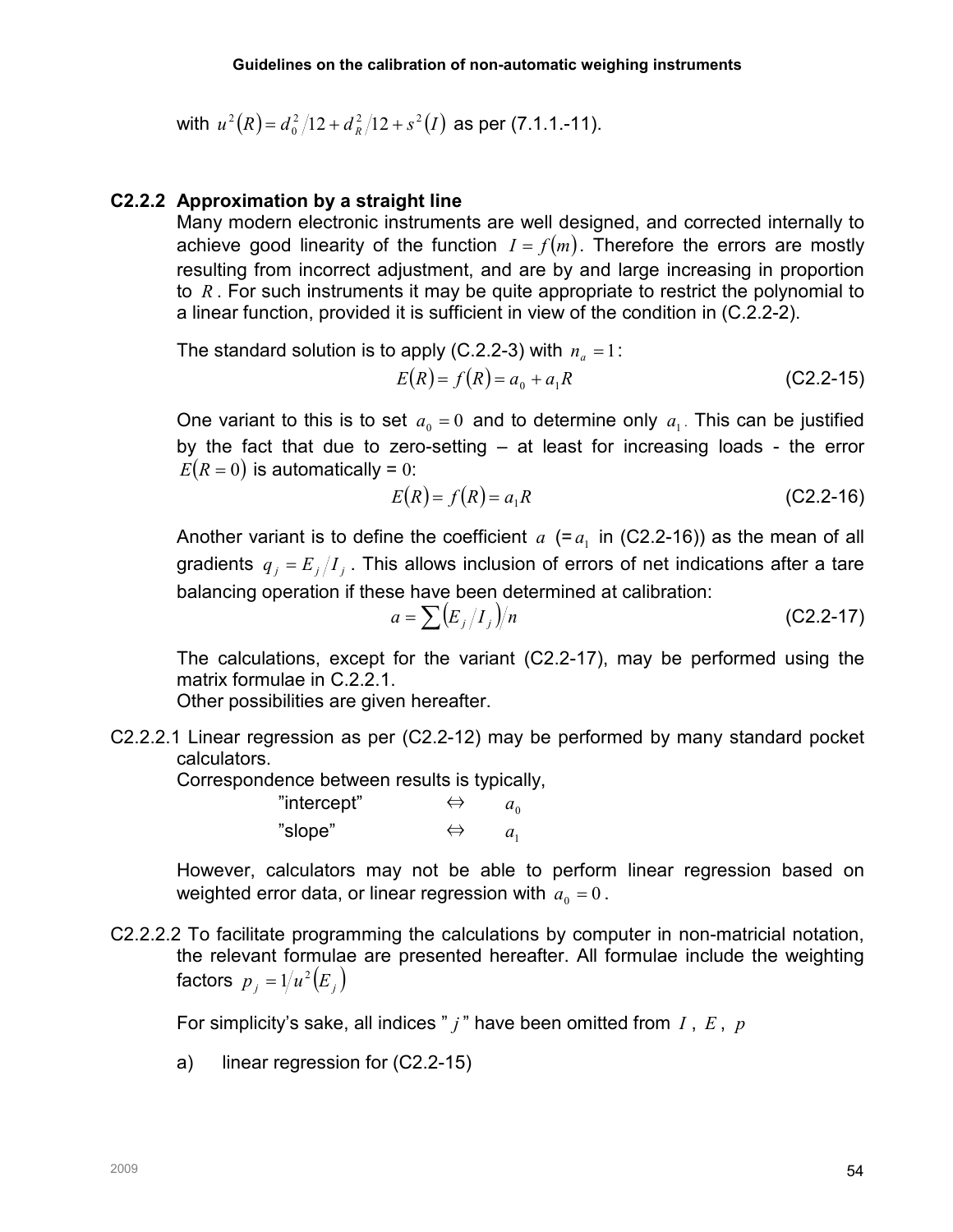with $u^2(R) = d_0^2/12 + d_R^2/12 + s^2(I)$ as per (7.1.1.-11).

### C2.2.2 Approximation by a straight line

Many modern electronic instruments are well designed, and corrected internally to achieve good linearity of the function $I = f(m)$. Therefore the errors are mostly resulting from incorrect adjustment, and are by and large increasing in proportion to $R$. For such instruments it may be quite appropriate to restrict the polynomial to a linear function, provided it is sufficient in view of the condition in (C.2.2-2).

The standard solution is to apply (C.2.2-3) with $n_a = 1$:

$$E(R) = f(R) = a_0 + a_1 R \qquad \text{(C2.2-15)}$$

One variant to this is to set $a_0 = 0$ and to determine only $a_1$. This can be justified by the fact that due to zero-setting – at least for increasing loads - the error $E(R = 0)$ is automatically = 0:

$$E(R) = f(R) = a_1 R \qquad \text{(C2.2-16)}$$

Another variant is to define the coefficient $a$ (= $a_1$ in (C2.2-16)) as the mean of all gradients $q_j = E_j / I_j$. This allows inclusion of errors of net indications after a tare balancing operation if these have been determined at calibration:

$$a = \sum \left( E_j / I_j \right) / n \qquad \text{(C2.2-17)}$$

The calculations, except for the variant (C2.2-17), may be performed using the matrix formulae in C.2.2.1.
Other possibilities are given hereafter.

C2.2.2.1 Linear regression as per (C2.2-12) may be performed by many standard pocket calculators.
Correspondence between results is typically,

| | | |
|---|---|---|
| "intercept" | ⇔ | $a_0$ |
| "slope" | ⇔ | $a_1$ |

However, calculators may not be able to perform linear regression based on weighted error data, or linear regression with $a_0 = 0$.

C2.2.2.2 To facilitate programming the calculations by computer in non-matricial notation, the relevant formulae are presented hereafter. All formulae include the weighting factors $p_j = 1/u^2(E_j)$

For simplicity's sake, all indices "$j$" have been omitted from $I$, $E$, $p$

a) linear regression for (C2.2-15)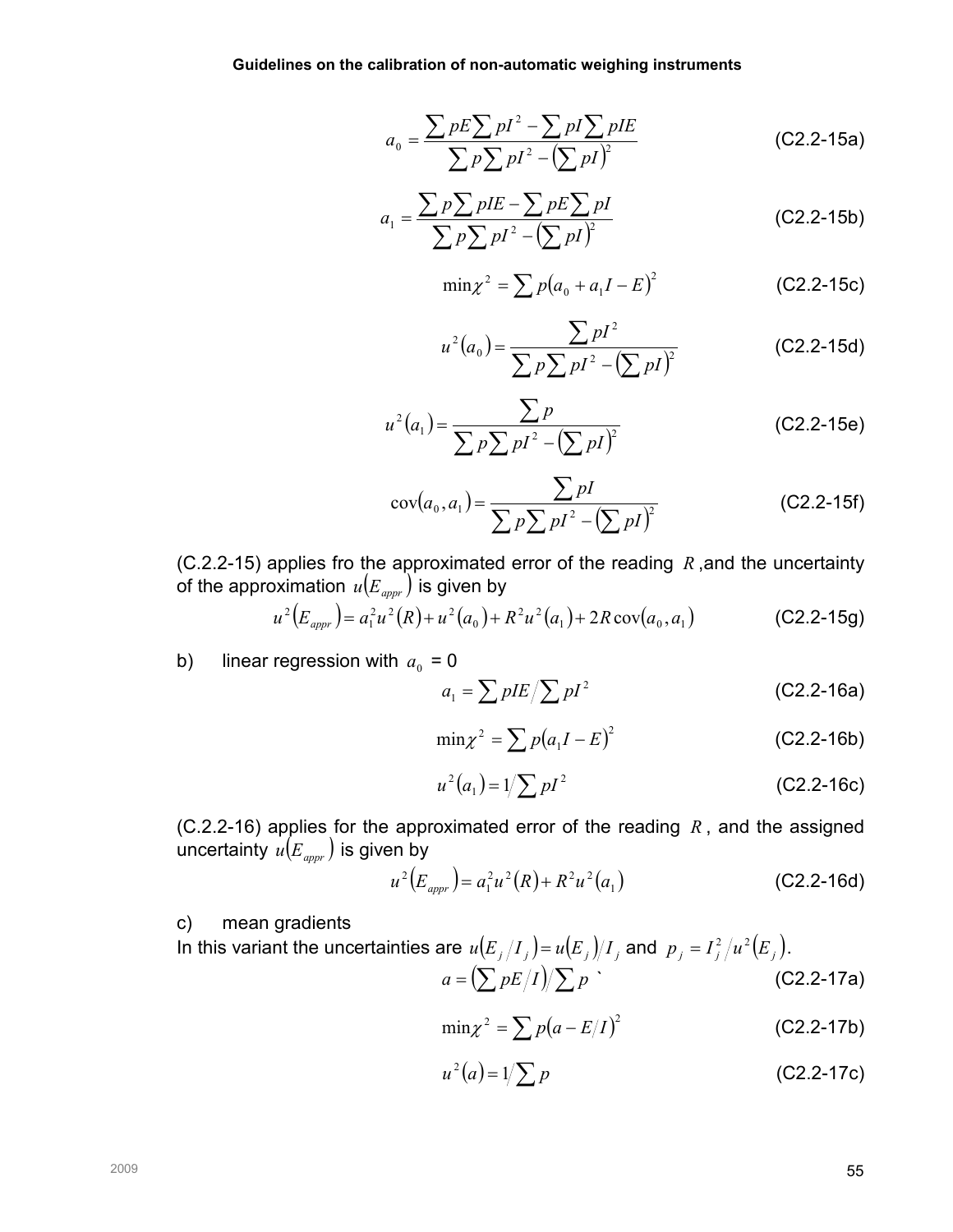$$a_0 = \frac{\sum pE \sum pI^2 - \sum pI \sum pIE}{\sum p \sum pI^2 - \left(\sum pI\right)^2} \qquad \text{(C2.2-15a)}$$

$$a_1 = \frac{\sum p \sum pIE - \sum pE \sum pI}{\sum p \sum pI^2 - \left(\sum pI\right)^2} \qquad \text{(C2.2-15b)}$$

$$\min\chi^2 = \sum p\left(a_0 + a_1 I - E\right)^2 \qquad \text{(C2.2-15c)}$$

$$u^2\left(a_0\right) = \frac{\sum pI^2}{\sum p \sum pI^2 - \left(\sum pI\right)^2} \qquad \text{(C2.2-15d)}$$

$$u^2\left(a_1\right) = \frac{\sum p}{\sum p \sum pI^2 - \left(\sum pI\right)^2} \qquad \text{(C2.2-15e)}$$

$$\operatorname{cov}\left(a_0, a_1\right) = \frac{\sum pI}{\sum p \sum pI^2 - \left(\sum pI\right)^2} \qquad \text{(C2.2-15f)}$$

(C.2.2-15) applies fro the approximated error of the reading $R$ ,and the uncertainty of the approximation $u\left(E_{appr}\right)$ is given by

$$u^2\left(E_{appr}\right) = a_1^2 u^2\left(R\right) + u^2\left(a_0\right) + R^2 u^2\left(a_1\right) + 2R\operatorname{cov}\left(a_0, a_1\right) \qquad \text{(C2.2-15g)}$$

b) linear regression with $a_0$ = 0

$$a_1 = \sum pIE \Big/ \sum pI^2 \qquad \text{(C2.2-16a)}$$

$$\min\chi^2 = \sum p\left(a_1 I - E\right)^2 \qquad \text{(C2.2-16b)}$$

$$u^2\left(a_1\right) = 1 \Big/ \sum pI^2 \qquad \text{(C2.2-16c)}$$

(C.2.2-16) applies for the approximated error of the reading $R$, and the assigned uncertainty $u\left(E_{appr}\right)$ is given by

$$u^2\left(E_{appr}\right) = a_1^2 u^2\left(R\right) + R^2 u^2\left(a_1\right) \qquad \text{(C2.2-16d)}$$

c) mean gradients

In this variant the uncertainties are $u\left(E_j / I_j\right) = u\left(E_j\right) / I_j$ and $p_j = I_j^2 / u^2\left(E_j\right)$.

$$a = \left(\sum pE/I\right) \Big/ \sum p \qquad \text{(C2.2-17a)}$$

$$\min\chi^2 = \sum p\left(a - E/I\right)^2 \qquad \text{(C2.2-17b)}$$

$$u^2\left(a\right) = 1 \Big/ \sum p \qquad \text{(C2.2-17c)}$$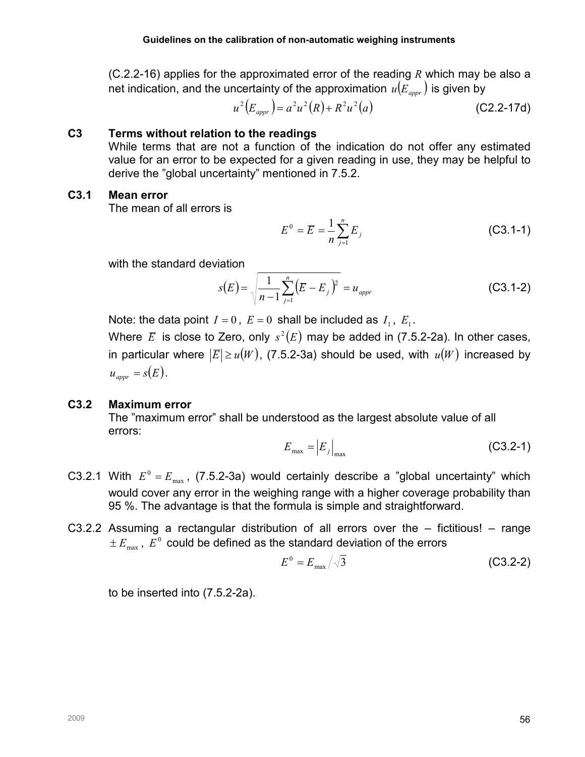(C.2.2-16) applies for the approximated error of the reading $R$ which may be also a net indication, and the uncertainty of the approximation $u(E_{appr})$ is given by

$$u^2(E_{appr}) = a^2 u^2(R) + R^2 u^2(a) \tag{C2.2-17d}$$

## C3 Terms without relation to the readings

While terms that are not a function of the indication do not offer any estimated value for an error to be expected for a given reading in use, they may be helpful to derive the "global uncertainty" mentioned in 7.5.2.

### C3.1 Mean error

The mean of all errors is

$$E^0 = \overline{E} = \frac{1}{n}\sum_{j=1}^{n} E_j \tag{C3.1-1}$$

with the standard deviation

$$s(E) = \sqrt{\frac{1}{n-1}\sum_{j=1}^{n}\left(\overline{E} - E_j\right)^2} = u_{appr} \tag{C3.1-2}$$

Note: the data point $I = 0$, $E = 0$ shall be included as $I_1$, $E_1$.

Where $\overline{E}$ is close to Zero, only $s^2(E)$ may be added in (7.5.2-2a). In other cases, in particular where $|\overline{E}| \geq u(W)$, (7.5.2-3a) should be used, with $u(W)$ increased by $u_{appr} = s(E)$.

### C3.2 Maximum error

The "maximum error" shall be understood as the largest absolute value of all errors:

$$E_{max} = |E_j|_{max} \tag{C3.2-1}$$

C3.2.1 With $E^0 = E_{max}$, (7.5.2-3a) would certainly describe a "global uncertainty" which would cover any error in the weighing range with a higher coverage probability than 95 %. The advantage is that the formula is simple and straightforward.

C3.2.2 Assuming a rectangular distribution of all errors over the – fictitious! – range $\pm E_{max}$, $E^0$ could be defined as the standard deviation of the errors

$$E^0 = E_{max} / \sqrt{3} \tag{C3.2-2}$$

to be inserted into (7.5.2-2a).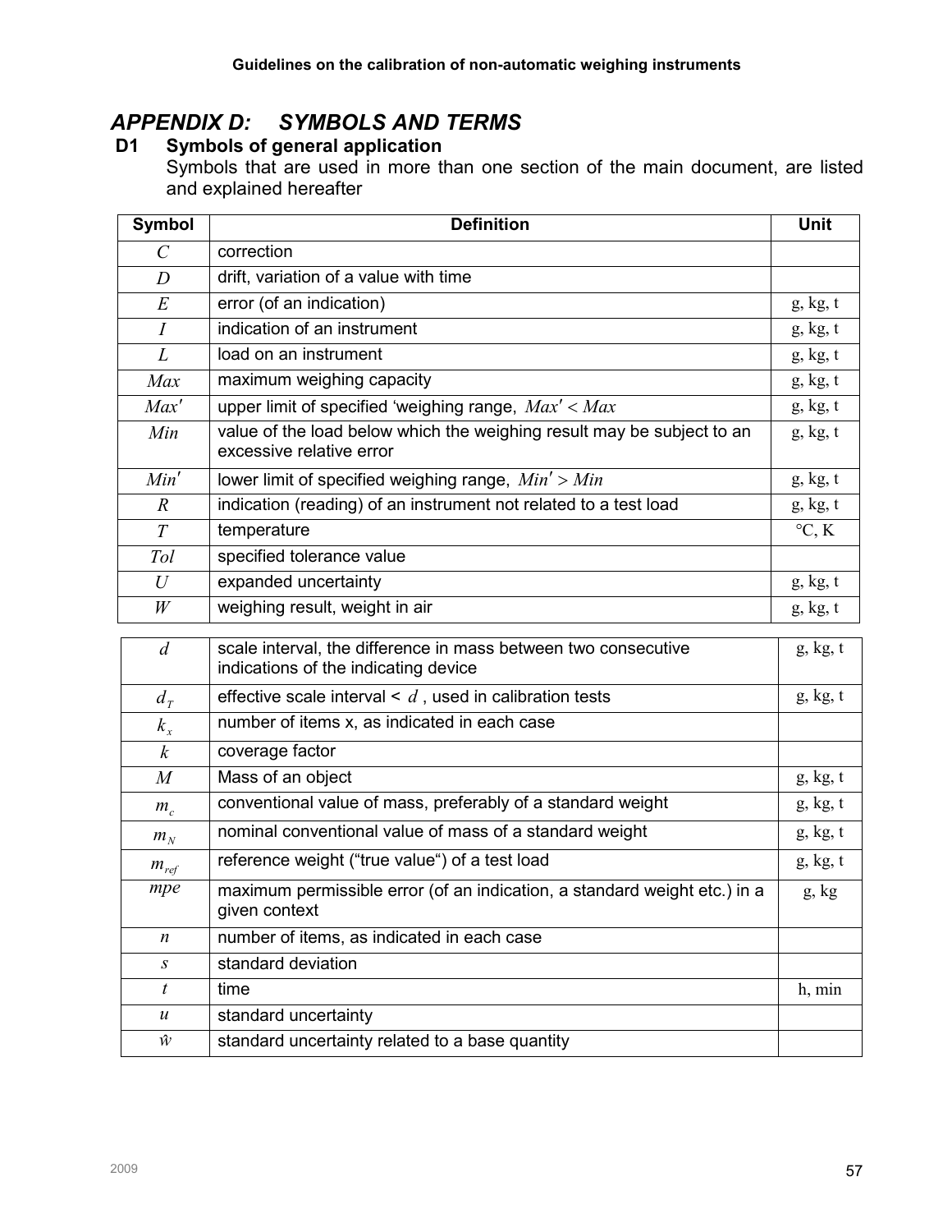# APPENDIX D: SYMBOLS AND TERMS

## D1 Symbols of general application

Symbols that are used in more than one section of the main document, are listed and explained hereafter

| Symbol | Definition | Unit |
|---|---|---|
| $C$ | correction | |
| $D$ | drift, variation of a value with time | |
| $E$ | error (of an indication) | g, kg, t |
| $I$ | indication of an instrument | g, kg, t |
| $L$ | load on an instrument | g, kg, t |
| $Max$ | maximum weighing capacity | g, kg, t |
| $Max'$ | upper limit of specified 'weighing range, $Max' < Max$ | g, kg, t |
| $Min$ | value of the load below which the weighing result may be subject to an excessive relative error | g, kg, t |
| $Min'$ | lower limit of specified weighing range, $Min' > Min$ | g, kg, t |
| $R$ | indication (reading) of an instrument not related to a test load | g, kg, t |
| $T$ | temperature | °C, K |
| $Tol$ | specified tolerance value | |
| $U$ | expanded uncertainty | g, kg, t |
| $W$ | weighing result, weight in air | g, kg, t |
| $d$ | scale interval, the difference in mass between two consecutive indications of the indicating device | g, kg, t |
| $d_T$ | effective scale interval < $d$ , used in calibration tests | g, kg, t |
| $k_x$ | number of items x, as indicated in each case | |
| $k$ | coverage factor | |
| $M$ | Mass of an object | g, kg, t |
| $m_c$ | conventional value of mass, preferably of a standard weight | g, kg, t |
| $m_N$ | nominal conventional value of mass of a standard weight | g, kg, t |
| $m_{ref}$ | reference weight ("true value") of a test load | g, kg, t |
| $mpe$ | maximum permissible error (of an indication, a standard weight etc.) in a given context | g, kg |
| $n$ | number of items, as indicated in each case | |
| $s$ | standard deviation | |
| $t$ | time | h, min |
| $u$ | standard uncertainty | |
| $\hat{w}$ | standard uncertainty related to a base quantity | |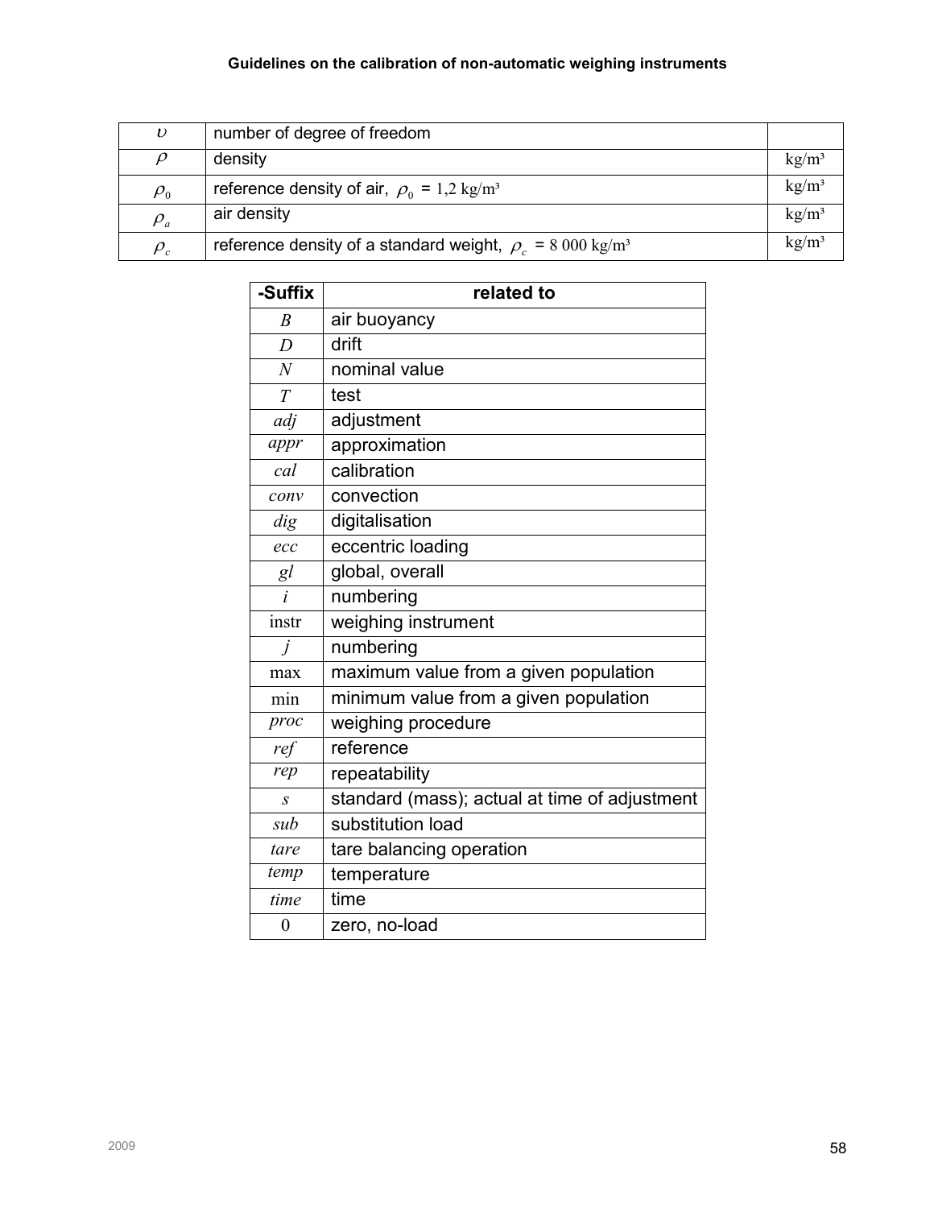| | | |
|---|---|---|
| $\upsilon$ | number of degree of freedom | |
| $\rho$ | density | kg/m³ |
| $\rho_0$ | reference density of air, $\rho_0$ = 1,2 kg/m³ | kg/m³ |
| $\rho_a$ | air density | kg/m³ |
| $\rho_c$ | reference density of a standard weight, $\rho_c$ = 8 000 kg/m³ | kg/m³ |

| -Suffix | related to |
|---|---|
| $B$ | air buoyancy |
| $D$ | drift |
| $N$ | nominal value |
| $T$ | test |
| $adj$ | adjustment |
| $appr$ | approximation |
| $cal$ | calibration |
| $conv$ | convection |
| $dig$ | digitalisation |
| $ecc$ | eccentric loading |
| $gl$ | global, overall |
| $i$ | numbering |
| instr | weighing instrument |
| $j$ | numbering |
| max | maximum value from a given population |
| min | minimum value from a given population |
| $proc$ | weighing procedure |
| $ref$ | reference |
| $rep$ | repeatability |
| $s$ | standard (mass); actual at time of adjustment |
| $sub$ | substitution load |
| $tare$ | tare balancing operation |
| $temp$ | temperature |
| $time$ | time |
| 0 | zero, no-load |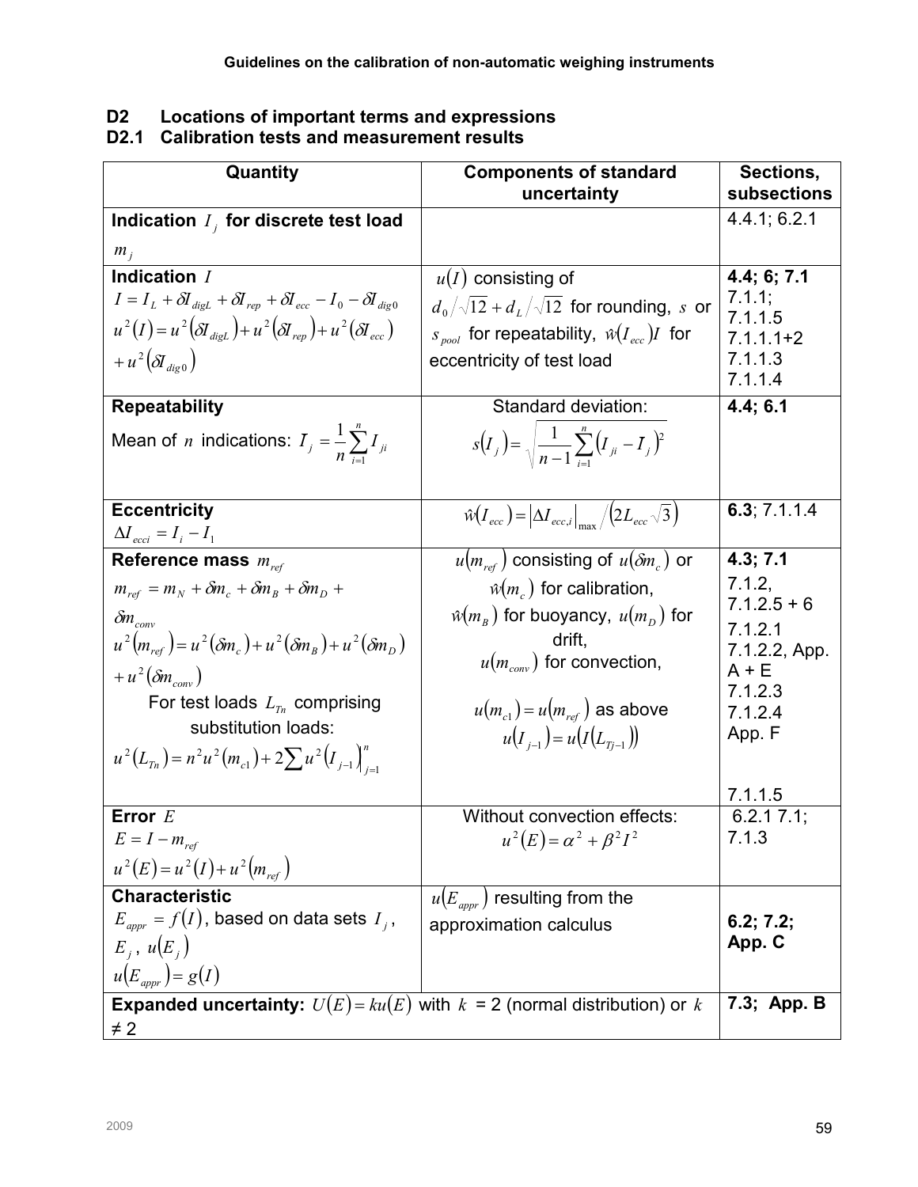## D2 Locations of important terms and expressions

### D2.1 Calibration tests and measurement results

| Quantity | Components of standard uncertainty | Sections, subsections |
|---|---|---|
| **Indication $I_j$ for discrete test load $m_j$** | | 4.4.1; 6.2.1 |
| **Indication $I$**<br>$I = I_L + \delta I_{digL} + \delta I_{rep} + \delta I_{ecc} - I_0 - \delta I_{dig0}$<br>$u^2(I) = u^2(\delta I_{digL}) + u^2(\delta I_{rep}) + u^2(\delta I_{ecc}) + u^2(\delta I_{dig0})$ | $u(I)$ consisting of<br>$d_0/\sqrt{12} + d_L/\sqrt{12}$ for rounding, $s$ or $s_{pool}$ for repeatability, $\hat{w}(I_{ecc})I$ for eccentricity of test load | **4.4; 6; 7.1**<br>7.1.1;<br>7.1.1.5<br>7.1.1.1+2<br>7.1.1.3<br>7.1.1.4 |
| **Repeatability**<br>Mean of $n$ indications: $I_j = \frac{1}{n}\sum_{i=1}^{n} I_{ji}$ | Standard deviation:<br>$s(I_j) = \sqrt{\frac{1}{n-1}\sum_{i=1}^{n}(I_{ji} - I_j)^2}$ | **4.4; 6.1** |
| **Eccentricity**<br>$\Delta I_{ecci} = I_i - I_1$ | $\hat{w}(I_{ecc}) = \lvert \Delta I_{ecc,i} \rvert_{max} / (2L_{ecc}\sqrt{3})$ | **6.3**; 7.1.1.4 |
| **Reference mass $m_{ref}$**<br>$m_{ref} = m_N + \delta m_c + \delta m_B + \delta m_D + \delta m_{conv}$<br>$u^2(m_{ref}) = u^2(\delta m_c) + u^2(\delta m_B) + u^2(\delta m_D) + u^2(\delta m_{conv})$<br>For test loads $L_{Tn}$ comprising substitution loads:<br>$u^2(L_{Tn}) = n^2 u^2(m_{c1}) + 2\sum u^2(I_{j-1})\Big\rvert_{j=1}^{n}$ | $u(m_{ref})$ consisting of $u(\delta m_c)$ or $\hat{w}(m_c)$ for calibration,<br>$\hat{w}(m_B)$ for buoyancy, $u(m_D)$ for drift,<br>$u(m_{conv})$ for convection,<br>$u(m_{c1}) = u(m_{ref})$ as above<br>$u(I_{j-1}) = u(I(L_{Tj-1}))$ | **4.3; 7.1**<br>7.1.2,<br>7.1.2.5 + 6<br>7.1.2.1<br>7.1.2.2, App. A + E<br>7.1.2.3<br>7.1.2.4<br>App. F<br><br>7.1.1.5 |
| **Error $E$**<br>$E = I - m_{ref}$<br>$u^2(E) = u^2(I) + u^2(m_{ref})$ | Without convection effects:<br>$u^2(E) = \alpha^2 + \beta^2 I^2$ | 6.2.1 7.1;<br>7.1.3 |
| **Characteristic**<br>$E_{appr} = f(I)$, based on data sets $I_j$, $E_j$, $u(E_j)$<br>$u(E_{appr}) = g(I)$ | $u(E_{appr})$ resulting from the approximation calculus | **6.2; 7.2; App. C** |
| **Expanded uncertainty:** $U(E) = ku(E)$ with $k$ = 2 (normal distribution) or $k$ ≠ 2 | | **7.3; App. B** |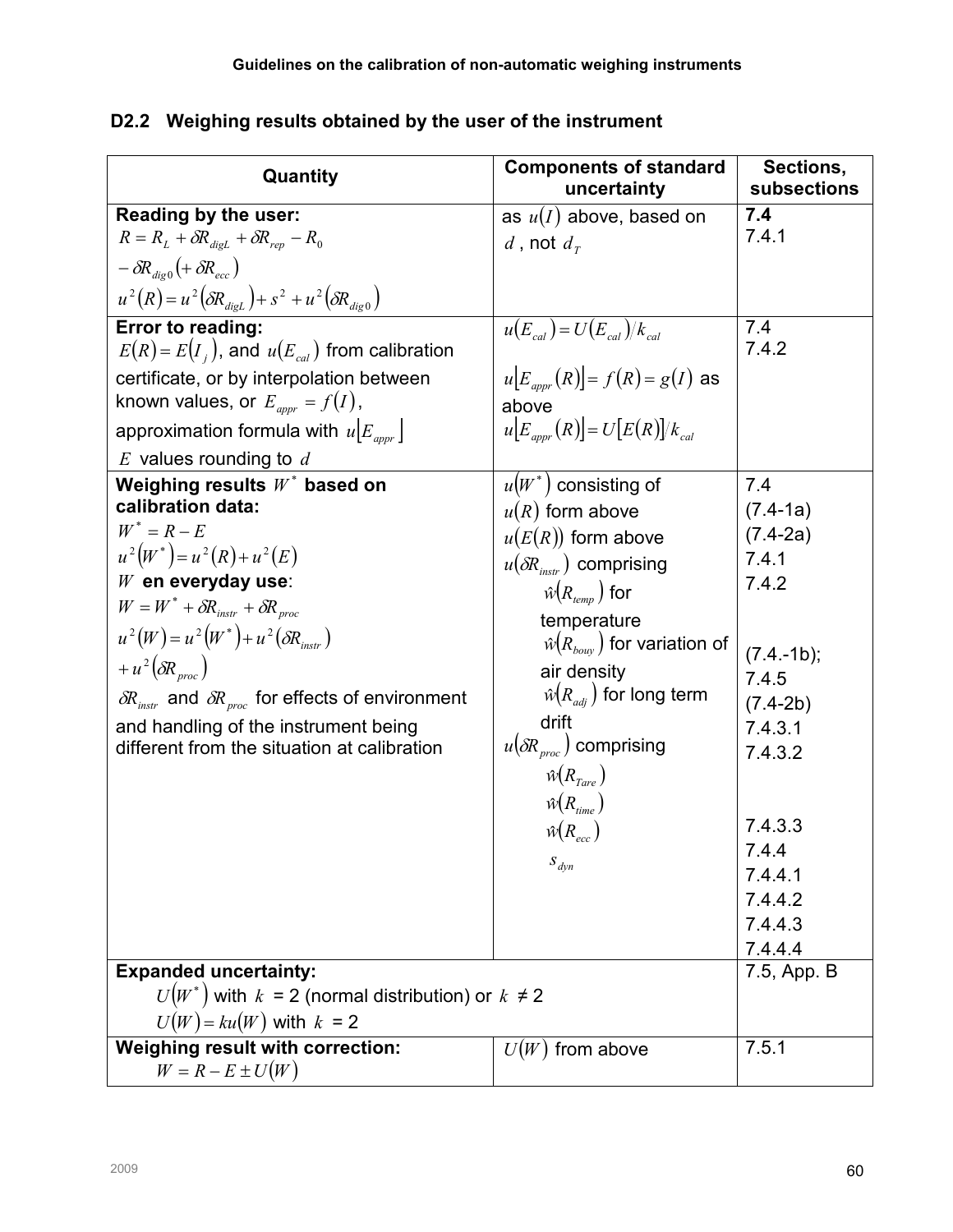### D2.2 Weighing results obtained by the user of the instrument

| Quantity | Components of standard uncertainty | Sections, subsections |
|---|---|---|
| **Reading by the user:**<br>$R = R_L + \delta R_{digL} + \delta R_{rep} - R_0$<br>$- \delta R_{dig0} (+ \delta R_{ecc})$<br>$u^2(R) = u^2(\delta R_{digL}) + s^2 + u^2(\delta R_{dig0})$ | as $u(I)$ above, based on $d$ , not $d_T$ | **7.4**<br>7.4.1 |
| **Error to reading:**<br>$E(R) = E(I_j)$, and $u(E_{cal})$ from calibration certificate, or by interpolation between known values, or $E_{appr} = f(I)$, approximation formula with $u[E_{appr}]$<br>$E$ values rounding to $d$ | $u(E_{cal}) = U(E_{cal})/k_{cal}$<br><br>$u[E_{appr}(R)] = f(R) = g(I)$ as above<br>$u[E_{appr}(R)] = U[E(R)]/k_{cal}$ | 7.4<br>7.4.2 |
| **Weighing results $W^*$ based on calibration data:**<br>$W^* = R - E$<br>$u^2(W^*) = u^2(R) + u^2(E)$<br>$W$ **en everyday use**:<br>$W = W^* + \delta R_{instr} + \delta R_{proc}$<br>$u^2(W) = u^2(W^*) + u^2(\delta R_{instr})$<br>$+ u^2(\delta R_{proc})$<br>$\delta R_{instr}$ and $\delta R_{proc}$ for effects of environment and handling of the instrument being different from the situation at calibration | $u(W^*)$ consisting of<br>$u(R)$ form above<br>$u(E(R))$ form above<br>$u(\delta R_{instr})$ comprising<br>$\hat{w}(R_{temp})$ for temperature<br>$\hat{w}(R_{bouy})$ for variation of air density<br>$\hat{w}(R_{adj})$ for long term drift<br>$u(\delta R_{proc})$ comprising<br>$\hat{w}(R_{Tare})$<br>$\hat{w}(R_{time})$<br>$\hat{w}(R_{ecc})$<br>$s_{dyn}$ | 7.4<br>(7.4-1a)<br>(7.4-2a)<br>7.4.1<br>7.4.2<br><br>(7.4.-1b);<br>7.4.5<br>(7.4-2b)<br>7.4.3.1<br>7.4.3.2<br><br>7.4.3.3<br>7.4.4<br>7.4.4.1<br>7.4.4.2<br>7.4.4.3<br>7.4.4.4 |
| **Expanded uncertainty:**<br>$U(W^*)$ with $k$ = 2 (normal distribution) or $k$ ≠ 2<br>$U(W) = ku(W)$ with $k$ = 2 | | 7.5, App. B |
| **Weighing result with correction:**<br>$W = R - E \pm U(W)$ | $U(W)$ from above | 7.5.1 |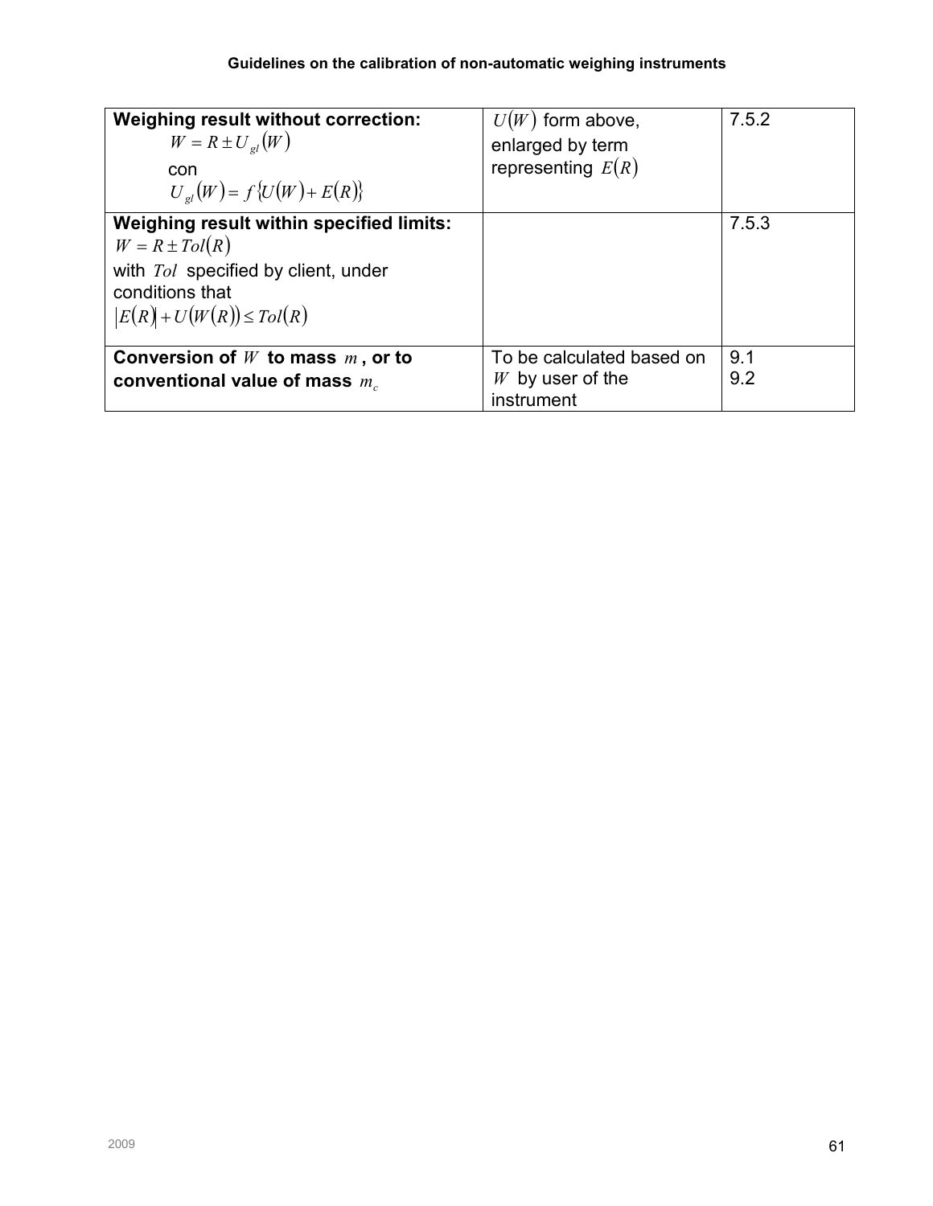| **Weighing result without correction:** $W = R \pm U_{gl}(W)$ con $U_{gl}(W) = f\{U(W) + E(R)\}$ | $U(W)$ form above, enlarged by term representing $E(R)$ | 7.5.2 |
|---|---|---|
| **Weighing result within specified limits:** $W = R \pm Tol(R)$ with $Tol$ specified by client, under conditions that $\lvert E(R)\rvert + U(W(R)) \leq Tol(R)$ | | 7.5.3 |
| **Conversion of $W$ to mass $m$, or to conventional value of mass $m_c$** | To be calculated based on $W$ by user of the instrument | 9.1<br>9.2 |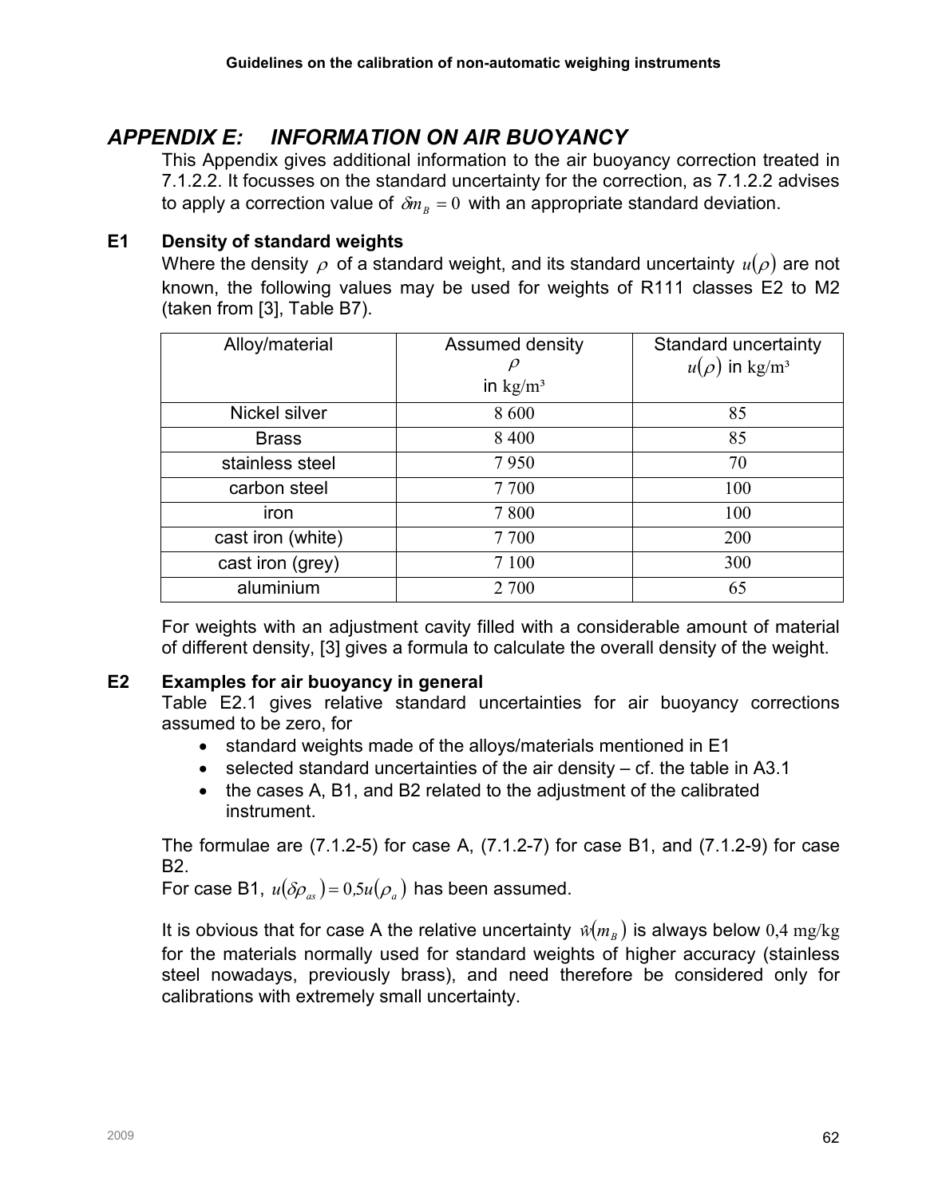# APPENDIX E: INFORMATION ON AIR BUOYANCY

This Appendix gives additional information to the air buoyancy correction treated in 7.1.2.2. It focusses on the standard uncertainty for the correction, as 7.1.2.2 advises to apply a correction value of $\delta m_B = 0$ with an appropriate standard deviation.

## E1 Density of standard weights

Where the density $\rho$ of a standard weight, and its standard uncertainty $u(\rho)$ are not known, the following values may be used for weights of R111 classes E2 to M2 (taken from [3], Table B7).

| Alloy/material | Assumed density $\rho$ in kg/m³ | Standard uncertainty $u(\rho)$ in kg/m³ |
|---|---|---|
| Nickel silver | 8 600 | 85 |
| Brass | 8 400 | 85 |
| stainless steel | 7 950 | 70 |
| carbon steel | 7 700 | 100 |
| iron | 7 800 | 100 |
| cast iron (white) | 7 700 | 200 |
| cast iron (grey) | 7 100 | 300 |
| aluminium | 2 700 | 65 |

For weights with an adjustment cavity filled with a considerable amount of material of different density, [3] gives a formula to calculate the overall density of the weight.

## E2 Examples for air buoyancy in general

Table E2.1 gives relative standard uncertainties for air buoyancy corrections assumed to be zero, for

- standard weights made of the alloys/materials mentioned in E1
- selected standard uncertainties of the air density – cf. the table in A3.1
- the cases A, B1, and B2 related to the adjustment of the calibrated instrument.

The formulae are (7.1.2-5) for case A, (7.1.2-7) for case B1, and (7.1.2-9) for case B2.

For case B1, $u(\delta\rho_{as}) = 0{,}5u(\rho_a)$ has been assumed.

It is obvious that for case A the relative uncertainty $\hat{w}(m_B)$ is always below 0,4 mg/kg for the materials normally used for standard weights of higher accuracy (stainless steel nowadays, previously brass), and need therefore be considered only for calibrations with extremely small uncertainty.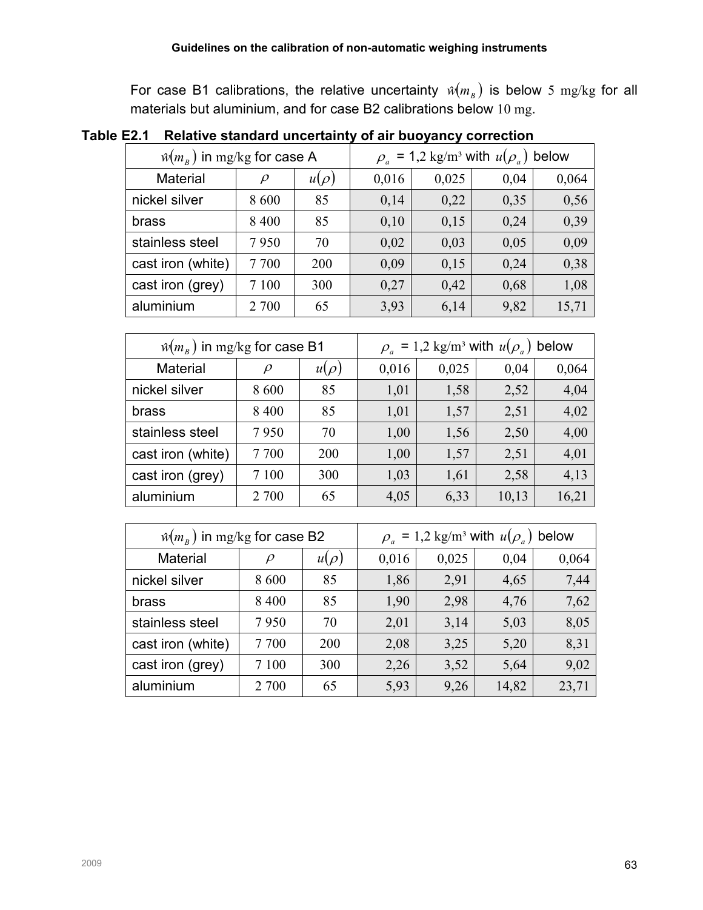For case B1 calibrations, the relative uncertainty $\hat{w}(m_B)$ is below 5 mg/kg for all materials but aluminium, and for case B2 calibrations below 10 mg.

**Table E2.1 Relative standard uncertainty of air buoyancy correction**

| $\hat{w}(m_B)$ in mg/kg for case A | | | $\rho_a$ = 1,2 kg/m³ with $u(\rho_a)$ below | | | |
|---|---|---|---|---|---|---|
| Material | $\rho$ | $u(\rho)$ | 0,016 | 0,025 | 0,04 | 0,064 |
| nickel silver | 8 600 | 85 | 0,14 | 0,22 | 0,35 | 0,56 |
| brass | 8 400 | 85 | 0,10 | 0,15 | 0,24 | 0,39 |
| stainless steel | 7 950 | 70 | 0,02 | 0,03 | 0,05 | 0,09 |
| cast iron (white) | 7 700 | 200 | 0,09 | 0,15 | 0,24 | 0,38 |
| cast iron (grey) | 7 100 | 300 | 0,27 | 0,42 | 0,68 | 1,08 |
| aluminium | 2 700 | 65 | 3,93 | 6,14 | 9,82 | 15,71 |

| $\hat{w}(m_B)$ in mg/kg for case B1 | | | $\rho_a$ = 1,2 kg/m³ with $u(\rho_a)$ below | | | |
|---|---|---|---|---|---|---|
| Material | $\rho$ | $u(\rho)$ | 0,016 | 0,025 | 0,04 | 0,064 |
| nickel silver | 8 600 | 85 | 1,01 | 1,58 | 2,52 | 4,04 |
| brass | 8 400 | 85 | 1,01 | 1,57 | 2,51 | 4,02 |
| stainless steel | 7 950 | 70 | 1,00 | 1,56 | 2,50 | 4,00 |
| cast iron (white) | 7 700 | 200 | 1,00 | 1,57 | 2,51 | 4,01 |
| cast iron (grey) | 7 100 | 300 | 1,03 | 1,61 | 2,58 | 4,13 |
| aluminium | 2 700 | 65 | 4,05 | 6,33 | 10,13 | 16,21 |

| $\hat{w}(m_B)$ in mg/kg for case B2 | | | $\rho_a$ = 1,2 kg/m³ with $u(\rho_a)$ below | | | |
|---|---|---|---|---|---|---|
| Material | $\rho$ | $u(\rho)$ | 0,016 | 0,025 | 0,04 | 0,064 |
| nickel silver | 8 600 | 85 | 1,86 | 2,91 | 4,65 | 7,44 |
| brass | 8 400 | 85 | 1,90 | 2,98 | 4,76 | 7,62 |
| stainless steel | 7 950 | 70 | 2,01 | 3,14 | 5,03 | 8,05 |
| cast iron (white) | 7 700 | 200 | 2,08 | 3,25 | 5,20 | 8,31 |
| cast iron (grey) | 7 100 | 300 | 2,26 | 3,52 | 5,64 | 9,02 |
| aluminium | 2 700 | 65 | 5,93 | 9,26 | 14,82 | 23,71 |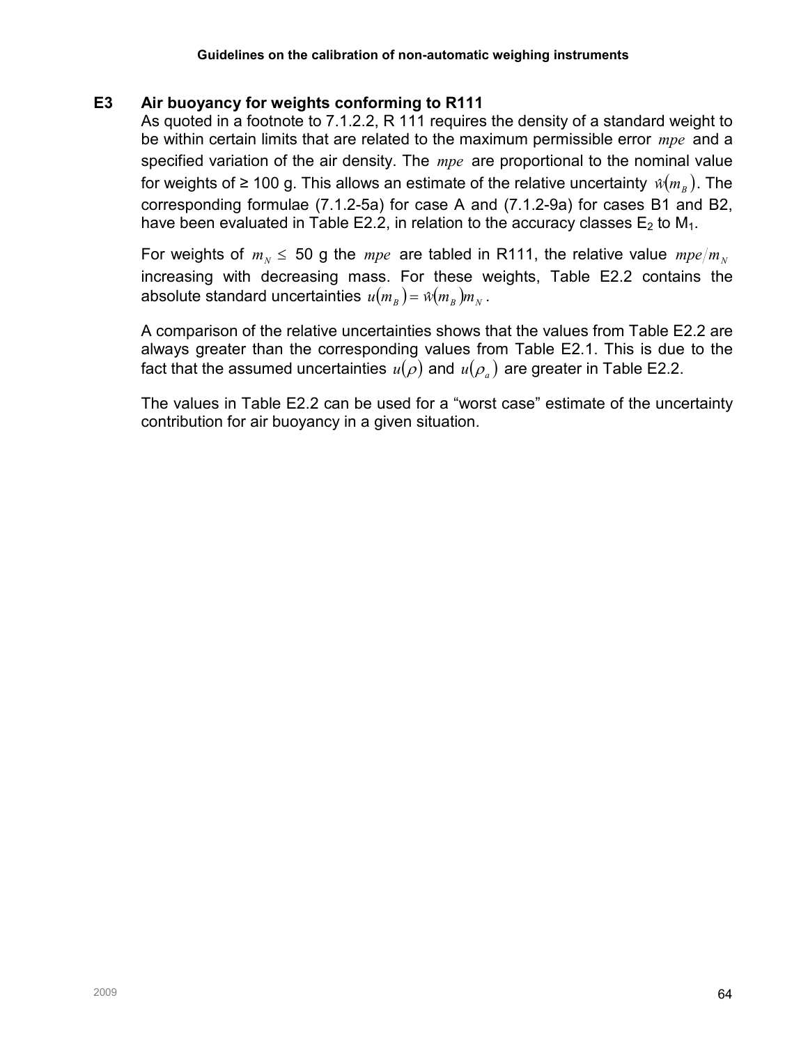## E3 Air buoyancy for weights conforming to R111

As quoted in a footnote to 7.1.2.2, R 111 requires the density of a standard weight to be within certain limits that are related to the maximum permissible error $mpe$ and a specified variation of the air density. The $mpe$ are proportional to the nominal value for weights of ≥ 100 g. This allows an estimate of the relative uncertainty $\hat{w}(m_B)$. The corresponding formulae (7.1.2-5a) for case A and (7.1.2-9a) for cases B1 and B2, have been evaluated in Table E2.2, in relation to the accuracy classes $E_2$ to $M_1$.

For weights of $m_N \leq$ 50 g the $mpe$ are tabled in R111, the relative value $mpe/m_N$ increasing with decreasing mass. For these weights, Table E2.2 contains the absolute standard uncertainties $u(m_B) = \hat{w}(m_B)m_N$.

A comparison of the relative uncertainties shows that the values from Table E2.2 are always greater than the corresponding values from Table E2.1. This is due to the fact that the assumed uncertainties $u(\rho)$ and $u(\rho_a)$ are greater in Table E2.2.

The values in Table E2.2 can be used for a “worst case” estimate of the uncertainty contribution for air buoyancy in a given situation.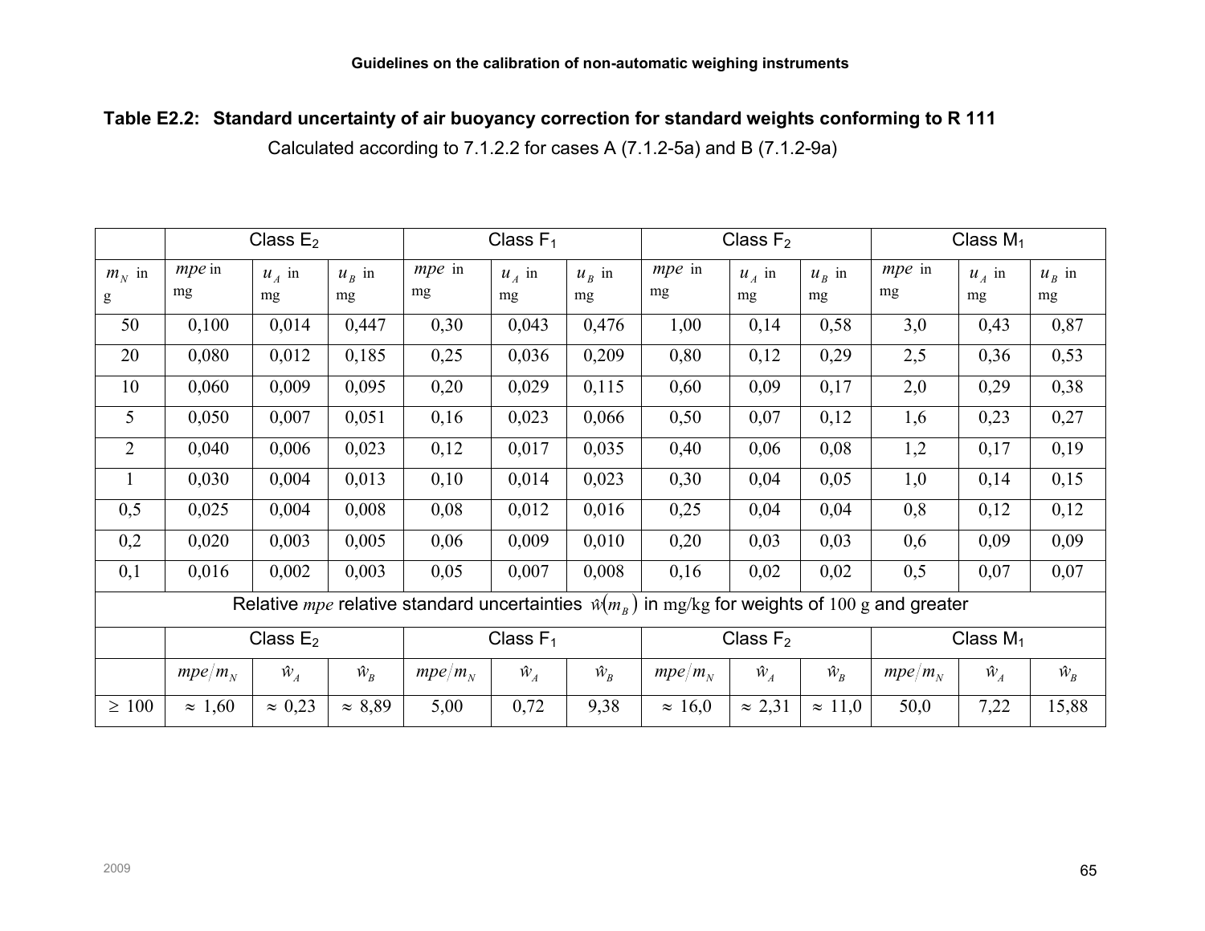**Table E2.2: Standard uncertainty of air buoyancy correction for standard weights conforming to R 111**

Calculated according to 7.1.2.2 for cases A (7.1.2-5a) and B (7.1.2-9a)

| | Class $E_2$ | | | Class $F_1$ | | | Class $F_2$ | | | Class $M_1$ | | |
|---|---|---|---|---|---|---|---|---|---|---|---|---|
| $m_N$ in g | $mpe$ in mg | $u_A$ in mg | $u_B$ in mg | $mpe$ in mg | $u_A$ in mg | $u_B$ in mg | $mpe$ in mg | $u_A$ in mg | $u_B$ in mg | $mpe$ in mg | $u_A$ in mg | $u_B$ in mg |
| 50 | 0,100 | 0,014 | 0,447 | 0,30 | 0,043 | 0,476 | 1,00 | 0,14 | 0,58 | 3,0 | 0,43 | 0,87 |
| 20 | 0,080 | 0,012 | 0,185 | 0,25 | 0,036 | 0,209 | 0,80 | 0,12 | 0,29 | 2,5 | 0,36 | 0,53 |
| 10 | 0,060 | 0,009 | 0,095 | 0,20 | 0,029 | 0,115 | 0,60 | 0,09 | 0,17 | 2,0 | 0,29 | 0,38 |
| 5 | 0,050 | 0,007 | 0,051 | 0,16 | 0,023 | 0,066 | 0,50 | 0,07 | 0,12 | 1,6 | 0,23 | 0,27 |
| 2 | 0,040 | 0,006 | 0,023 | 0,12 | 0,017 | 0,035 | 0,40 | 0,06 | 0,08 | 1,2 | 0,17 | 0,19 |
| 1 | 0,030 | 0,004 | 0,013 | 0,10 | 0,014 | 0,023 | 0,30 | 0,04 | 0,05 | 1,0 | 0,14 | 0,15 |
| 0,5 | 0,025 | 0,004 | 0,008 | 0,08 | 0,012 | 0,016 | 0,25 | 0,04 | 0,04 | 0,8 | 0,12 | 0,12 |
| 0,2 | 0,020 | 0,003 | 0,005 | 0,06 | 0,009 | 0,010 | 0,20 | 0,03 | 0,03 | 0,6 | 0,09 | 0,09 |
| 0,1 | 0,016 | 0,002 | 0,003 | 0,05 | 0,007 | 0,008 | 0,16 | 0,02 | 0,02 | 0,5 | 0,07 | 0,07 |
| Relative $mpe$ relative standard uncertainties $\hat{w}(m_B)$ in mg/kg for weights of 100 g and greater | | | | | | | | | | | | |
| | Class $E_2$ | | | Class $F_1$ | | | Class $F_2$ | | | Class $M_1$ | | |
| | $mpe/m_N$ | $\hat{w}_A$ | $\hat{w}_B$ | $mpe/m_N$ | $\hat{w}_A$ | $\hat{w}_B$ | $mpe/m_N$ | $\hat{w}_A$ | $\hat{w}_B$ | $mpe/m_N$ | $\hat{w}_A$ | $\hat{w}_B$ |
| $\geq$ 100 | $\approx$ 1,60 | $\approx$ 0,23 | $\approx$ 8,89 | 5,00 | 0,72 | 9,38 | $\approx$ 16,0 | $\approx$ 2,31 | $\approx$ 11,0 | 50,0 | 7,22 | 15,88 |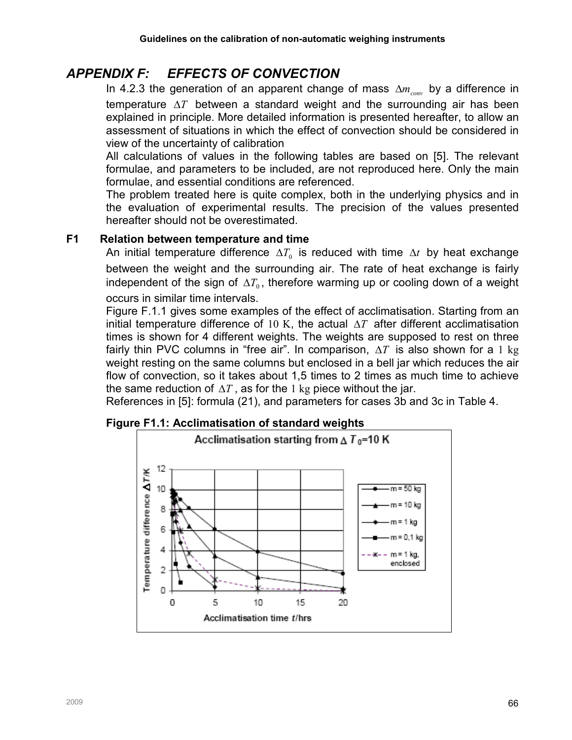## APPENDIX F: EFFECTS OF CONVECTION

In 4.2.3 the generation of an apparent change of mass $\Delta m_{conv}$ by a difference in temperature $\Delta T$ between a standard weight and the surrounding air has been explained in principle. More detailed information is presented hereafter, to allow an assessment of situations in which the effect of convection should be considered in view of the uncertainty of calibration

All calculations of values in the following tables are based on [5]. The relevant formulae, and parameters to be included, are not reproduced here. Only the main formulae, and essential conditions are referenced.

The problem treated here is quite complex, both in the underlying physics and in the evaluation of experimental results. The precision of the values presented hereafter should not be overestimated.

### F1 Relation between temperature and time

An initial temperature difference $\Delta T_0$ is reduced with time $\Delta t$ by heat exchange between the weight and the surrounding air. The rate of heat exchange is fairly independent of the sign of $\Delta T_0$, therefore warming up or cooling down of a weight occurs in similar time intervals.

Figure F.1.1 gives some examples of the effect of acclimatisation. Starting from an initial temperature difference of 10 K, the actual $\Delta T$ after different acclimatisation times is shown for 4 different weights. The weights are supposed to rest on three fairly thin PVC columns in "free air". In comparison, $\Delta T$ is also shown for a 1 kg weight resting on the same columns but enclosed in a bell jar which reduces the air flow of convection, so it takes about 1,5 times to 2 times as much time to achieve the same reduction of $\Delta T$, as for the 1 kg piece without the jar.

References in [5]: formula (21), and parameters for cases 3b and 3c in Table 4.

**Figure F1.1: Acclimatisation of standard weights**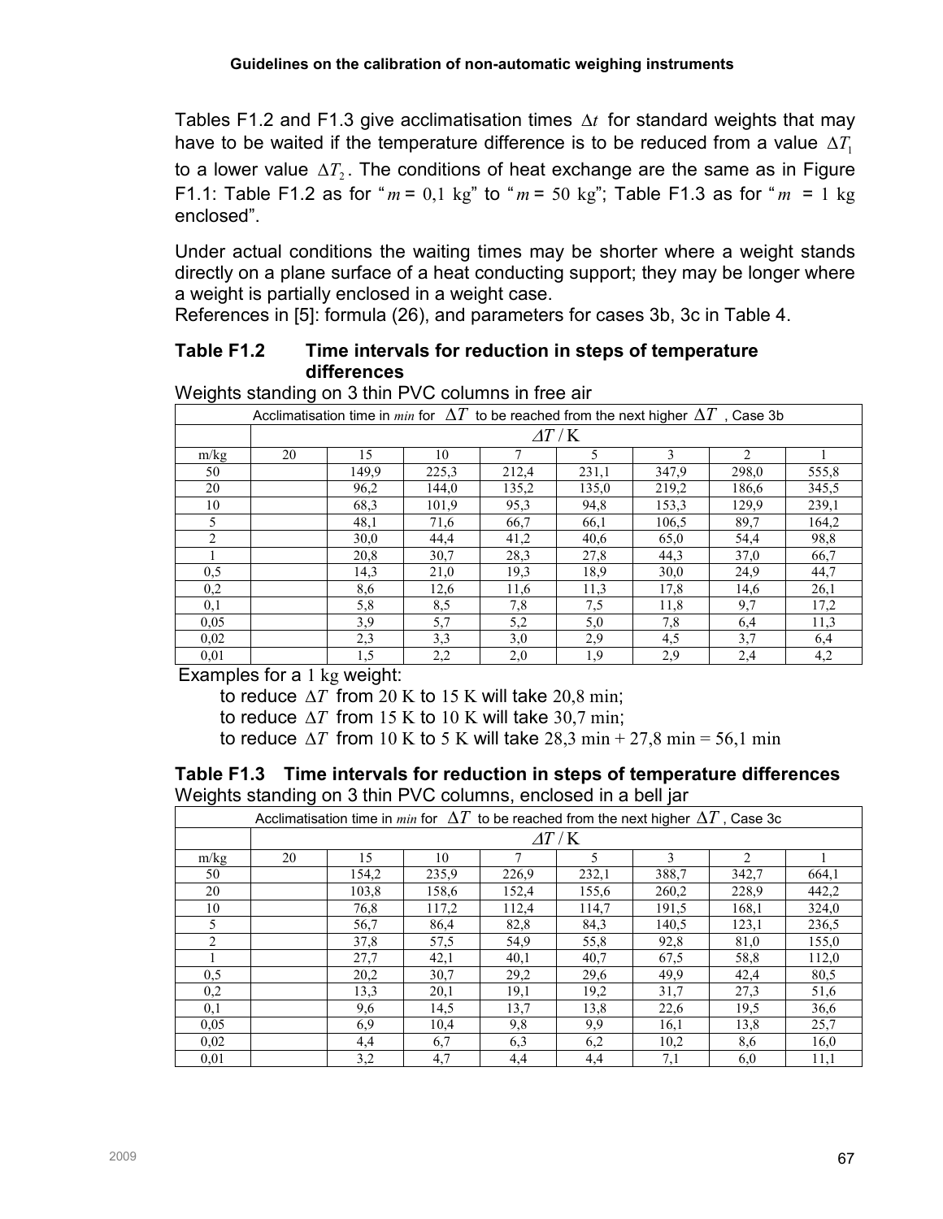Tables F1.2 and F1.3 give acclimatisation times $\Delta t$ for standard weights that may have to be waited if the temperature difference is to be reduced from a value $\Delta T_1$ to a lower value $\Delta T_2$. The conditions of heat exchange are the same as in Figure F1.1: Table F1.2 as for "$m$ = 0,1 kg" to "$m$ = 50 kg"; Table F1.3 as for "$m$ = 1 kg enclosed".

Under actual conditions the waiting times may be shorter where a weight stands directly on a plane surface of a heat conducting support; they may be longer where a weight is partially enclosed in a weight case.

References in [5]: formula (26), and parameters for cases 3b, 3c in Table 4.

**Table F1.2 Time intervals for reduction in steps of temperature differences**

Weights standing on 3 thin PVC columns in free air

| Acclimatisation time in *min* for $\Delta T$ to be reached from the next higher $\Delta T$, Case 3b | | | | | | | | |
|---|---|---|---|---|---|---|---|---|
| | $\Delta T$ / K | | | | | | | |
| m/kg | 20 | 15 | 10 | 7 | 5 | 3 | 2 | 1 |
| 50 | | 149,9 | 225,3 | 212,4 | 231,1 | 347,9 | 298,0 | 555,8 |
| 20 | | 96,2 | 144,0 | 135,2 | 135,0 | 219,2 | 186,6 | 345,5 |
| 10 | | 68,3 | 101,9 | 95,3 | 94,8 | 153,3 | 129,9 | 239,1 |
| 5 | | 48,1 | 71,6 | 66,7 | 66,1 | 106,5 | 89,7 | 164,2 |
| 2 | | 30,0 | 44,4 | 41,2 | 40,6 | 65,0 | 54,4 | 98,8 |
| 1 | | 20,8 | 30,7 | 28,3 | 27,8 | 44,3 | 37,0 | 66,7 |
| 0,5 | | 14,3 | 21,0 | 19,3 | 18,9 | 30,0 | 24,9 | 44,7 |
| 0,2 | | 8,6 | 12,6 | 11,6 | 11,3 | 17,8 | 14,6 | 26,1 |
| 0,1 | | 5,8 | 8,5 | 7,8 | 7,5 | 11,8 | 9,7 | 17,2 |
| 0,05 | | 3,9 | 5,7 | 5,2 | 5,0 | 7,8 | 6,4 | 11,3 |
| 0,02 | | 2,3 | 3,3 | 3,0 | 2,9 | 4,5 | 3,7 | 6,4 |
| 0,01 | | 1,5 | 2,2 | 2,0 | 1,9 | 2,9 | 2,4 | 4,2 |

Examples for a 1 kg weight:

- to reduce $\Delta T$ from 20 K to 15 K will take 20,8 min;
- to reduce $\Delta T$ from 15 K to 10 K will take 30,7 min;
- to reduce $\Delta T$ from 10 K to 5 K will take 28,3 min + 27,8 min = 56,1 min

**Table F1.3 Time intervals for reduction in steps of temperature differences**

Weights standing on 3 thin PVC columns, enclosed in a bell jar

| Acclimatisation time in *min* for $\Delta T$ to be reached from the next higher $\Delta T$, Case 3c | | | | | | | | |
|---|---|---|---|---|---|---|---|---|
| | $\Delta T$ / K | | | | | | | |
| m/kg | 20 | 15 | 10 | 7 | 5 | 3 | 2 | 1 |
| 50 | | 154,2 | 235,9 | 226,9 | 232,1 | 388,7 | 342,7 | 664,1 |
| 20 | | 103,8 | 158,6 | 152,4 | 155,6 | 260,2 | 228,9 | 442,2 |
| 10 | | 76,8 | 117,2 | 112,4 | 114,7 | 191,5 | 168,1 | 324,0 |
| 5 | | 56,7 | 86,4 | 82,8 | 84,3 | 140,5 | 123,1 | 236,5 |
| 2 | | 37,8 | 57,5 | 54,9 | 55,8 | 92,8 | 81,0 | 155,0 |
| 1 | | 27,7 | 42,1 | 40,1 | 40,7 | 67,5 | 58,8 | 112,0 |
| 0,5 | | 20,2 | 30,7 | 29,2 | 29,6 | 49,9 | 42,4 | 80,5 |
| 0,2 | | 13,3 | 20,1 | 19,1 | 19,2 | 31,7 | 27,3 | 51,6 |
| 0,1 | | 9,6 | 14,5 | 13,7 | 13,8 | 22,6 | 19,5 | 36,6 |
| 0,05 | | 6,9 | 10,4 | 9,8 | 9,9 | 16,1 | 13,8 | 25,7 |
| 0,02 | | 4,4 | 6,7 | 6,3 | 6,2 | 10,2 | 8,6 | 16,0 |
| 0,01 | | 3,2 | 4,7 | 4,4 | 4,4 | 7,1 | 6,0 | 11,1 |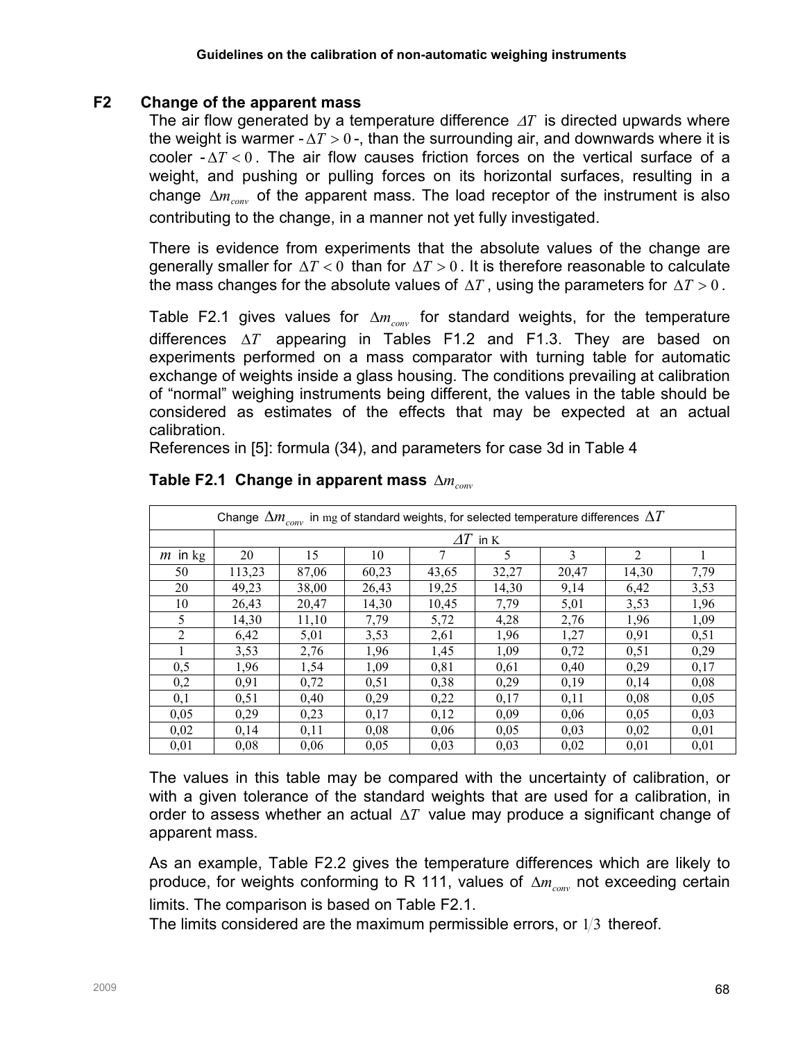## F2 Change of the apparent mass

The air flow generated by a temperature difference $\Delta T$ is directed upwards where the weight is warmer - $\Delta T > 0$ -, than the surrounding air, and downwards where it is cooler - $\Delta T < 0$. The air flow causes friction forces on the vertical surface of a weight, and pushing or pulling forces on its horizontal surfaces, resulting in a change $\Delta m_{conv}$ of the apparent mass. The load receptor of the instrument is also contributing to the change, in a manner not yet fully investigated.

There is evidence from experiments that the absolute values of the change are generally smaller for $\Delta T < 0$ than for $\Delta T > 0$. It is therefore reasonable to calculate the mass changes for the absolute values of $\Delta T$, using the parameters for $\Delta T > 0$.

Table F2.1 gives values for $\Delta m_{conv}$ for standard weights, for the temperature differences $\Delta T$ appearing in Tables F1.2 and F1.3. They are based on experiments performed on a mass comparator with turning table for automatic exchange of weights inside a glass housing. The conditions prevailing at calibration of "normal" weighing instruments being different, the values in the table should be considered as estimates of the effects that may be expected at an actual calibration.

References in [5]: formula (34), and parameters for case 3d in Table 4

**Table F2.1 Change in apparent mass $\Delta m_{conv}$**

| Change $\Delta m_{conv}$ in mg of standard weights, for selected temperature differences $\Delta T$ | | | | | | | | |
|---|---|---|---|---|---|---|---|---|
| | $\Delta T$ in K | | | | | | | |
| $m$ in kg | 20 | 15 | 10 | 7 | 5 | 3 | 2 | 1 |
| 50 | 113,23 | 87,06 | 60,23 | 43,65 | 32,27 | 20,47 | 14,30 | 7,79 |
| 20 | 49,23 | 38,00 | 26,43 | 19,25 | 14,30 | 9,14 | 6,42 | 3,53 |
| 10 | 26,43 | 20,47 | 14,30 | 10,45 | 7,79 | 5,01 | 3,53 | 1,96 |
| 5 | 14,30 | 11,10 | 7,79 | 5,72 | 4,28 | 2,76 | 1,96 | 1,09 |
| 2 | 6,42 | 5,01 | 3,53 | 2,61 | 1,96 | 1,27 | 0,91 | 0,51 |
| 1 | 3,53 | 2,76 | 1,96 | 1,45 | 1,09 | 0,72 | 0,51 | 0,29 |
| 0,5 | 1,96 | 1,54 | 1,09 | 0,81 | 0,61 | 0,40 | 0,29 | 0,17 |
| 0,2 | 0,91 | 0,72 | 0,51 | 0,38 | 0,29 | 0,19 | 0,14 | 0,08 |
| 0,1 | 0,51 | 0,40 | 0,29 | 0,22 | 0,17 | 0,11 | 0,08 | 0,05 |
| 0,05 | 0,29 | 0,23 | 0,17 | 0,12 | 0,09 | 0,06 | 0,05 | 0,03 |
| 0,02 | 0,14 | 0,11 | 0,08 | 0,06 | 0,05 | 0,03 | 0,02 | 0,01 |
| 0,01 | 0,08 | 0,06 | 0,05 | 0,03 | 0,03 | 0,02 | 0,01 | 0,01 |

The values in this table may be compared with the uncertainty of calibration, or with a given tolerance of the standard weights that are used for a calibration, in order to assess whether an actual $\Delta T$ value may produce a significant change of apparent mass.

As an example, Table F2.2 gives the temperature differences which are likely to produce, for weights conforming to R 111, values of $\Delta m_{conv}$ not exceeding certain limits. The comparison is based on Table F2.1.

The limits considered are the maximum permissible errors, or $1/3$ thereof.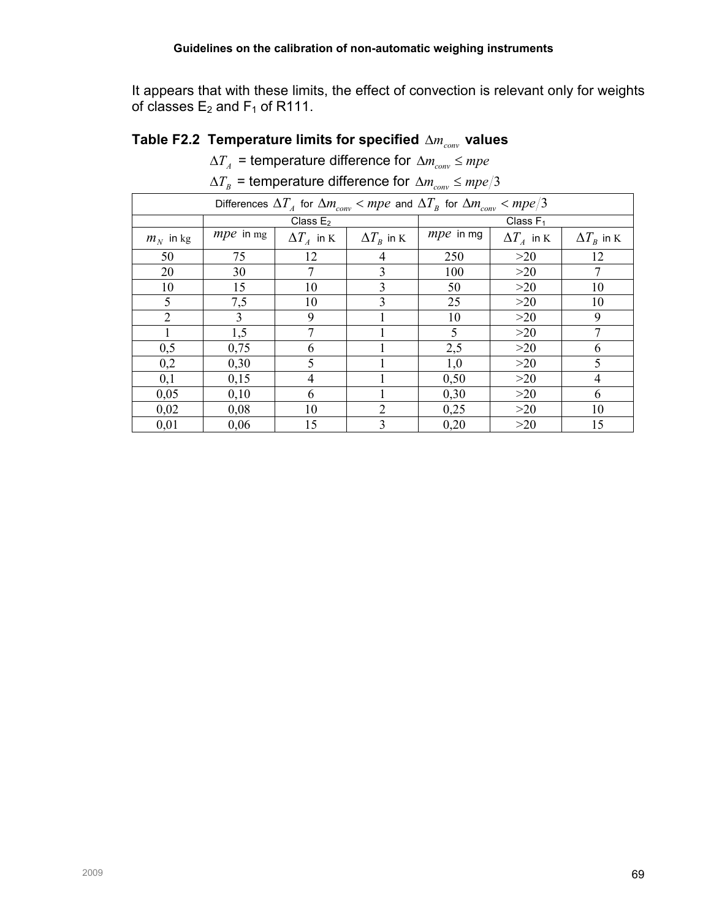It appears that with these limits, the effect of convection is relevant only for weights of classes $E_2$ and $F_1$ of R111.

### Table F2.2 Temperature limits for specified $\Delta m_{conv}$ values

$\Delta T_A$ = temperature difference for $\Delta m_{conv} \leq mpe$

$\Delta T_B$ = temperature difference for $\Delta m_{conv} \leq mpe/3$

| Differences $\Delta T_A$ for $\Delta m_{conv} < mpe$ and $\Delta T_B$ for $\Delta m_{conv} < mpe/3$ | | | | | | |
|---|---|---|---|---|---|---|
| | Class $E_2$ | | | Class $F_1$ | | |
| $m_N$ in kg | $mpe$ in mg | $\Delta T_A$ in K | $\Delta T_B$ in K | $mpe$ in mg | $\Delta T_A$ in K | $\Delta T_B$ in K |
| 50 | 75 | 12 | 4 | 250 | >20 | 12 |
| 20 | 30 | 7 | 3 | 100 | >20 | 7 |
| 10 | 15 | 10 | 3 | 50 | >20 | 10 |
| 5 | 7,5 | 10 | 3 | 25 | >20 | 10 |
| 2 | 3 | 9 | 1 | 10 | >20 | 9 |
| 1 | 1,5 | 7 | 1 | 5 | >20 | 7 |
| 0,5 | 0,75 | 6 | 1 | 2,5 | >20 | 6 |
| 0,2 | 0,30 | 5 | 1 | 1,0 | >20 | 5 |
| 0,1 | 0,15 | 4 | 1 | 0,50 | >20 | 4 |
| 0,05 | 0,10 | 6 | 1 | 0,30 | >20 | 6 |
| 0,02 | 0,08 | 10 | 2 | 0,25 | >20 | 10 |
| 0,01 | 0,06 | 15 | 3 | 0,20 | >20 | 15 |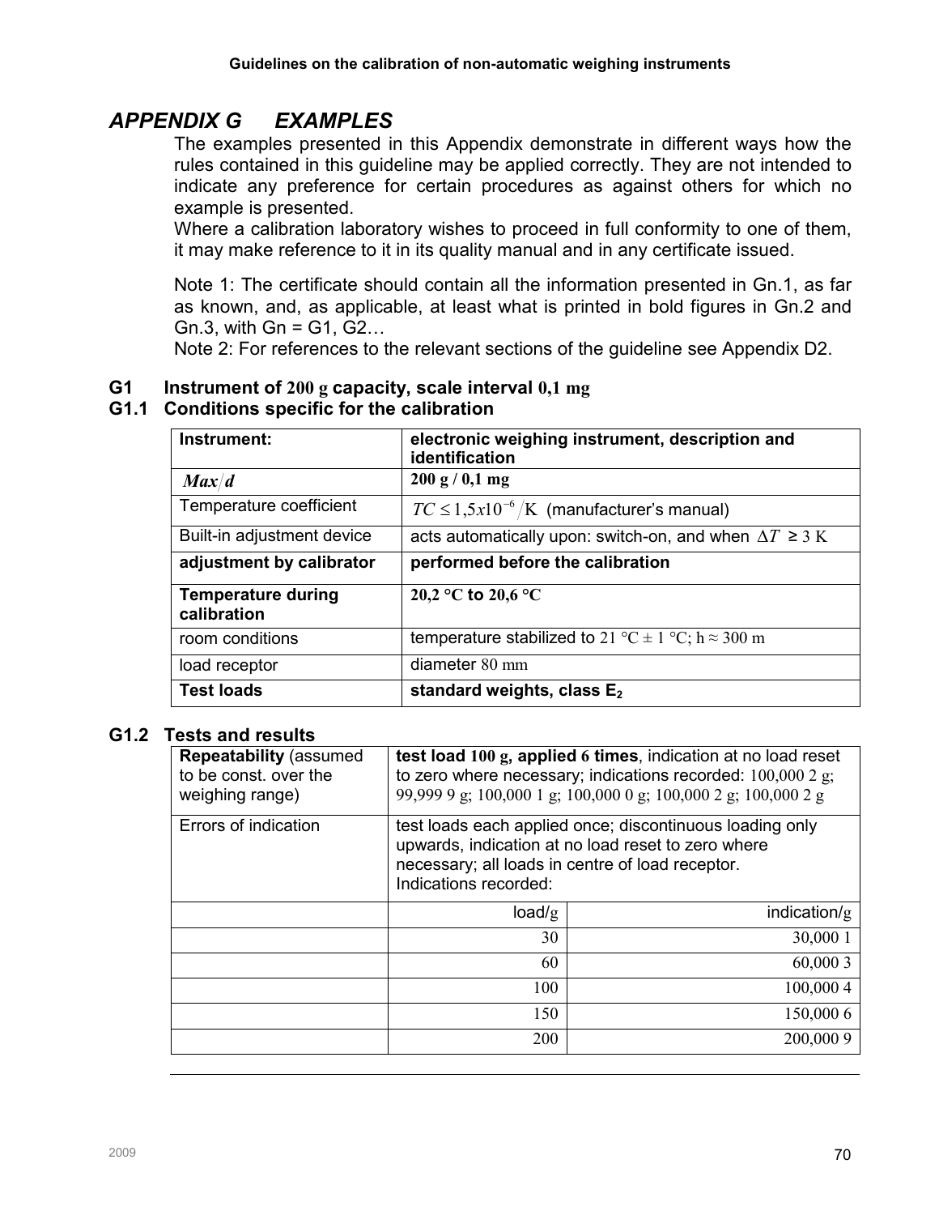# APPENDIX G EXAMPLES

The examples presented in this Appendix demonstrate in different ways how the rules contained in this guideline may be applied correctly. They are not intended to indicate any preference for certain procedures as against others for which no example is presented.

Where a calibration laboratory wishes to proceed in full conformity to one of them, it may make reference to it in its quality manual and in any certificate issued.

Note 1: The certificate should contain all the information presented in Gn.1, as far as known, and, as applicable, at least what is printed in bold figures in Gn.2 and Gn.3, with Gn = G1, G2…

Note 2: For references to the relevant sections of the guideline see Appendix D2.

## G1 Instrument of 200 g capacity, scale interval 0,1 mg

### G1.1 Conditions specific for the calibration

| Instrument: | **electronic weighing instrument, description and identification** |
|---|---|
| $Max/d$ | **200 g / 0,1 mg** |
| Temperature coefficient | $TC \leq 1{,}5x10^{-6}/\text{K}$ (manufacturer's manual) |
| Built-in adjustment device | acts automatically upon: switch-on, and when $\Delta T \geq 3$ K |
| **adjustment by calibrator** | **performed before the calibration** |
| **Temperature during calibration** | **20,2 °C to 20,6 °C** |
| room conditions | temperature stabilized to 21 °C ± 1 °C; h ≈ 300 m |
| load receptor | diameter 80 mm |
| **Test loads** | **standard weights, class $E_2$** |

### G1.2 Tests and results

| | | |
|---|---|---|
| **Repeatability** (assumed to be const. over the weighing range) | **test load 100 g, applied 6 times**, indication at no load reset to zero where necessary; indications recorded: 100,000 2 g; 99,999 9 g; 100,000 1 g; 100,000 0 g; 100,000 2 g; 100,000 2 g | |
| Errors of indication | test loads each applied once; discontinuous loading only upwards, indication at no load reset to zero where necessary; all loads in centre of load receptor. Indications recorded: | |
| | load/g | indication/g |
| | 30 | 30,000 1 |
| | 60 | 60,000 3 |
| | 100 | 100,000 4 |
| | 150 | 150,000 6 |
| | 200 | 200,000 9 |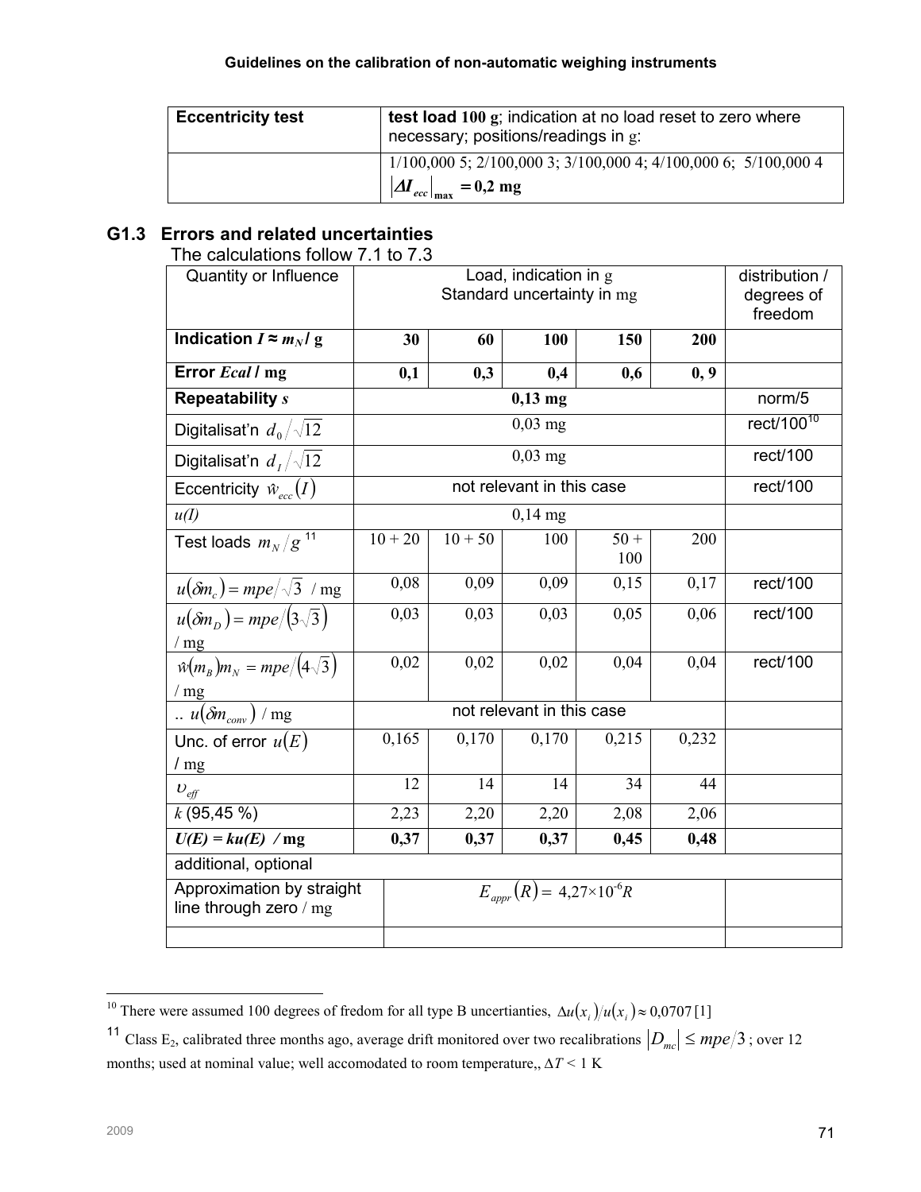| Eccentricity test | **test load 100 g**; indication at no load reset to zero where necessary; positions/readings in g: |
|---|---|
| | 1/100,000 5; 2/100,000 3; 3/100,000 4; 4/100,000 6; 5/100,000 4 $\left\|\Delta I_{ecc}\right\|_{max} = 0{,}2$ **mg** |

## G1.3 Errors and related uncertainties

The calculations follow 7.1 to 7.3

| Quantity or Influence | Load, indication in g Standard uncertainty in mg | | | | | distribution / degrees of freedom |
|---|---|---|---|---|---|---|
| **Indication** $I \approx m_N$ **/ g** | **30** | **60** | **100** | **150** | **200** | |
| **Error** $E cal$ **/ mg** | **0,1** | **0,3** | **0,4** | **0,6** | **0, 9** | |
| **Repeatability** $s$ | **0,13 mg** | | | | | norm/5 |
| Digitalisat'n $d_0/\sqrt{12}$ | 0,03 mg | | | | | rect/100[10] |
| Digitalisat'n $d_I/\sqrt{12}$ | 0,03 mg | | | | | rect/100 |
| Eccentricity $\hat{w}_{ecc}(I)$ | not relevant in this case | | | | | rect/100 |
| $u(I)$ | 0,14 mg | | | | | |
| Test loads $m_N/g$ [11] | 10 + 20 | 10 + 50 | 100 | 50 + 100 | 200 | |
| $u(\delta m_c) = mpe/\sqrt{3}$ / mg | 0,08 | 0,09 | 0,09 | 0,15 | 0,17 | rect/100 |
| $u(\delta m_D) = mpe/(3\sqrt{3})$ / mg | 0,03 | 0,03 | 0,03 | 0,05 | 0,06 | rect/100 |
| $\hat{w}(m_B)m_N = mpe/(4\sqrt{3})$ / mg | 0,02 | 0,02 | 0,02 | 0,04 | 0,04 | rect/100 |
| .. $u(\delta m_{conv})$ / mg | not relevant in this case | | | | | |
| Unc. of error $u(E)$ / mg | 0,165 | 0,170 | 0,170 | 0,215 | 0,232 | |
| $\upsilon_{eff}$ | 12 | 14 | 14 | 34 | 44 | |
| $k$ (95,45 %) | 2,23 | 2,20 | 2,20 | 2,08 | 2,06 | |
| $U(E) = ku(E)$ **/ mg** | **0,37** | **0,37** | **0,37** | **0,45** | **0,48** | |
| additional, optional | | | | | | |
| Approximation by straight line through zero / mg | $E_{appr}(R) = 4{,}27 \times 10^{-6} R$ | | | | | |
| | | | | | | |

[10] There were assumed 100 degrees of fredom for all type B uncertianties, $\Delta u(x_i)/u(x_i) \approx 0{,}0707$ [1]

[11] Class $E_2$, calibrated three months ago, average drift monitored over two recalibrations $|D_{mc}| \leq mpe/3$; over 12 months; used at nominal value; well accomodated to room temperature,, $\Delta T < 1$ K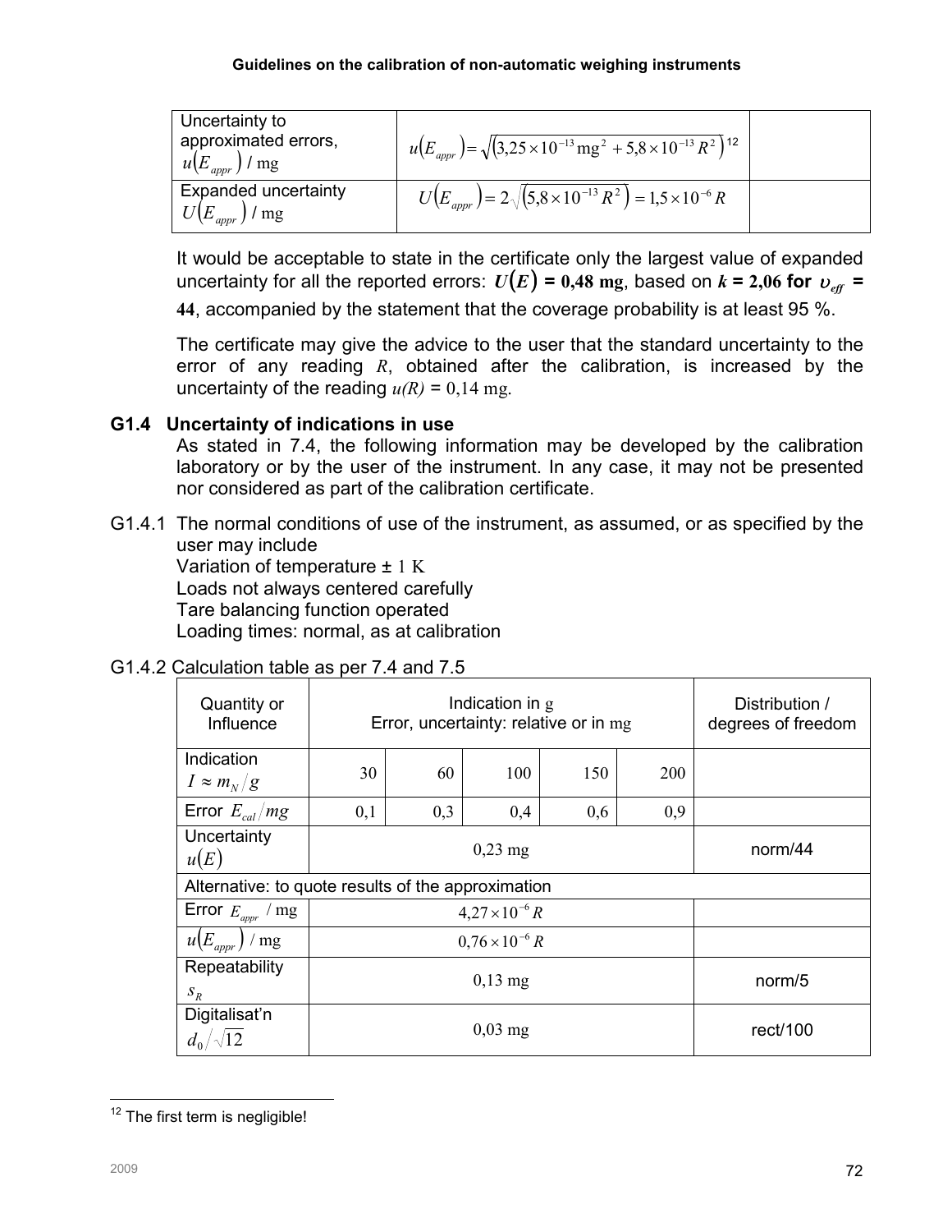| Uncertainty to approximated errors, $u(E_{appr})$ / mg | $u(E_{appr}) = \sqrt{(3,25 \times 10^{-13}\,\text{mg}^2 + 5,8 \times 10^{-13}\,R^2)}$ [12] | |
|---|---|---|
| Expanded uncertainty $U(E_{appr})$ / mg | $U(E_{appr}) = 2\sqrt{(5,8 \times 10^{-13}\,R^2)} = 1,5 \times 10^{-6}\,R$ | |

It would be acceptable to state in the certificate only the largest value of expanded uncertainty for all the reported errors: $U(E)$ **= 0,48 mg**, based on $k$ **= 2,06 for** $\upsilon_{eff}$ **= 44**, accompanied by the statement that the coverage probability is at least 95 %.

The certificate may give the advice to the user that the standard uncertainty to the error of any reading $R$, obtained after the calibration, is increased by the uncertainty of the reading $u(R)$ = 0,14 mg.

### G1.4 Uncertainty of indications in use

As stated in 7.4, the following information may be developed by the calibration laboratory or by the user of the instrument. In any case, it may not be presented nor considered as part of the calibration certificate.

G1.4.1 The normal conditions of use of the instrument, as assumed, or as specified by the user may include
Variation of temperature ± 1 K
Loads not always centered carefully
Tare balancing function operated
Loading times: normal, as at calibration

G1.4.2 Calculation table as per 7.4 and 7.5

| Quantity or Influence | Indication in g<br>Error, uncertainty: relative or in mg | | | | | Distribution / degrees of freedom |
|---|---|---|---|---|---|---|
| Indication $I \approx m_N / g$ | 30 | 60 | 100 | 150 | 200 | |
| Error $E_{cal}/mg$ | 0,1 | 0,3 | 0,4 | 0,6 | 0,9 | |
| Uncertainty $u(E)$ | 0,23 mg | | | | | norm/44 |
| Alternative: to quote results of the approximation | | | | | | |
| Error $E_{appr}$ / mg | $4,27 \times 10^{-6}\,R$ | | | | | |
| $u(E_{appr})$ / mg | $0,76 \times 10^{-6}\,R$ | | | | | |
| Repeatability $s_R$ | 0,13 mg | | | | | norm/5 |
| Digitalisat'n $d_0/\sqrt{12}$ | 0,03 mg | | | | | rect/100 |

[12] The first term is negligible!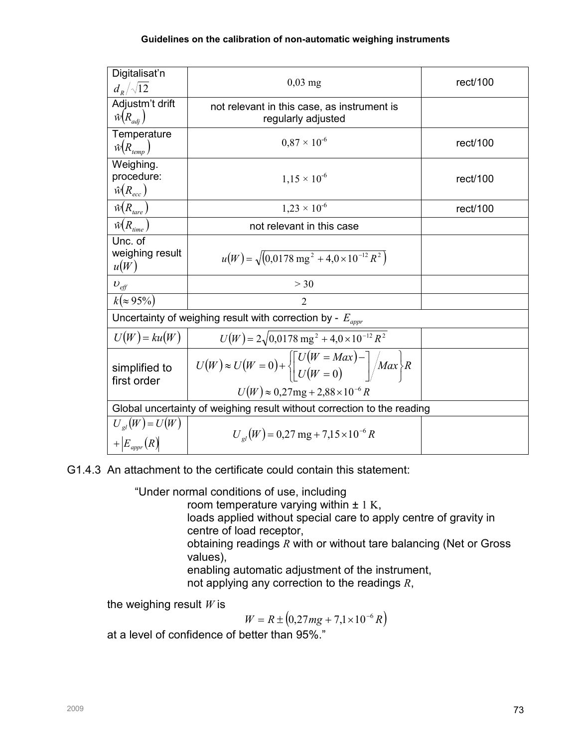| | | |
|---|---|---|
| Digitalisat'n $d_R/\sqrt{12}$ | 0,03 mg | rect/100 |
| Adjustm't drift $\hat{w}(R_{adj})$ | not relevant in this case, as instrument is regularly adjusted | |
| Temperature $\hat{w}(R_{temp})$ | $0{,}87 \times 10^{-6}$ | rect/100 |
| Weighing. procedure: $\hat{w}(R_{ecc})$ | $1{,}15 \times 10^{-6}$ | rect/100 |
| $\hat{w}(R_{tare})$ | $1{,}23 \times 10^{-6}$ | rect/100 |
| $\hat{w}(R_{time})$ | not relevant in this case | |
| Unc. of weighing result $u(W)$ | $u(W) = \sqrt{(0{,}0178 \text{ mg}^2 + 4{,}0 \times 10^{-12} R^2)}$ | |
| $\upsilon_{eff}$ | $> 30$ | |
| $k(\approx 95\%)$ | 2 | |
| Uncertainty of weighing result with correction by - $E_{appr}$ | | |
| $U(W) = ku(W)$ | $U(W) = 2\sqrt{0{,}0178 \text{ mg}^2 + 4{,}0 \times 10^{-12} R^2}$ | |
| simplified to first order | $U(W) \approx U(W=0) + \left\{ \left[ \begin{matrix} U(W=Max) - \\ U(W=0) \end{matrix} \right] \Big/ Max \right\} R$ <br> $U(W) \approx 0{,}27\text{mg} + 2{,}88 \times 10^{-6} R$ | |
| Global uncertainty of weighing result without correction to the reading | | |
| $U_{gl}(W) = U(W) + \lvert E_{appr}(R) \rvert$ | $U_{gl}(W) = 0{,}27 \text{ mg} + 7{,}15 \times 10^{-6} R$ | |

G1.4.3 An attachment to the certificate could contain this statement:

"Under normal conditions of use, including

- room temperature varying within ± 1 K,
- loads applied without special care to apply centre of gravity in centre of load receptor,
- obtaining readings $R$ with or without tare balancing (Net or Gross values),
- enabling automatic adjustment of the instrument,
- not applying any correction to the readings $R$,

the weighing result $W$ is

$$W = R \pm \left(0{,}27mg + 7{,}1 \times 10^{-6} R\right)$$

at a level of confidence of better than 95%."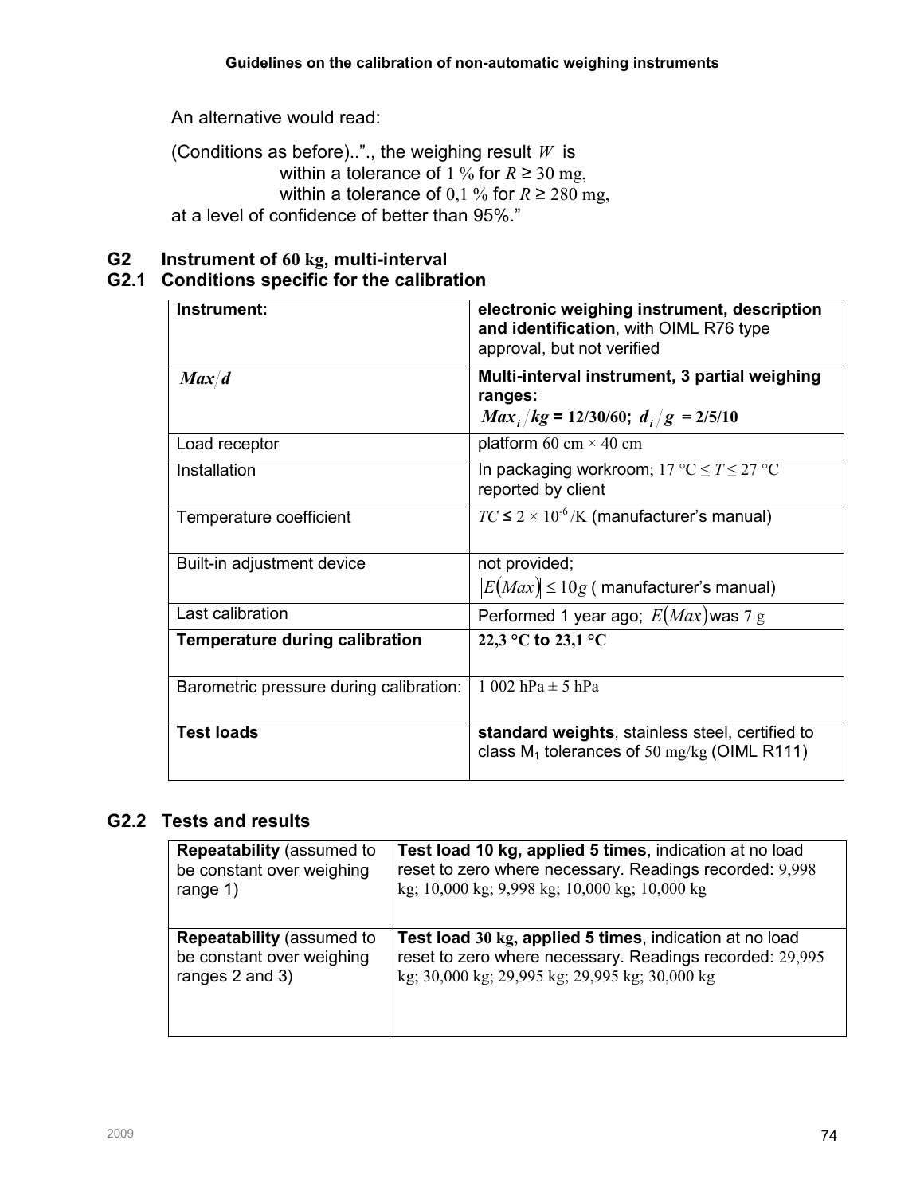An alternative would read:

(Conditions as before)..”., the weighing result $W$ is
within a tolerance of 1 % for $R \geq 30$ mg,
within a tolerance of 0,1 % for $R \geq 280$ mg,
at a level of confidence of better than 95%.”

## G2 Instrument of 60 kg, multi-interval

### G2.1 Conditions specific for the calibration

| Instrument: | **electronic weighing instrument, description and identification**, with OIML R76 type approval, but not verified |
|---|---|
| $Max/d$ | **Multi-interval instrument, 3 partial weighing ranges:** $Max_i/kg$ **= 12/30/60;** $d_i/g$ **= 2/5/10** |
| Load receptor | platform 60 cm × 40 cm |
| Installation | In packaging workroom; 17 °C ≤ $T$ ≤ 27 °C reported by client |
| Temperature coefficient | $TC \leq 2 \times 10^{-6}$/K (manufacturer's manual) |
| Built-in adjustment device | not provided; $\lvert E(Max) \rvert \leq 10 g$ ( manufacturer's manual) |
| Last calibration | Performed 1 year ago; $E(Max)$ was 7 g |
| **Temperature during calibration** | **22,3 °C to 23,1 °C** |
| Barometric pressure during calibration: | 1 002 hPa ± 5 hPa |
| **Test loads** | **standard weights**, stainless steel, certified to class $M_1$ tolerances of 50 mg/kg (OIML R111) |

### G2.2 Tests and results

| **Repeatability** (assumed to be constant over weighing range 1) | **Test load 10 kg, applied 5 times**, indication at no load reset to zero where necessary. Readings recorded: 9,998 kg; 10,000 kg; 9,998 kg; 10,000 kg; 10,000 kg |
|---|---|
| **Repeatability** (assumed to be constant over weighing ranges 2 and 3) | **Test load 30 kg, applied 5 times**, indication at no load reset to zero where necessary. Readings recorded: 29,995 kg; 30,000 kg; 29,995 kg; 29,995 kg; 30,000 kg |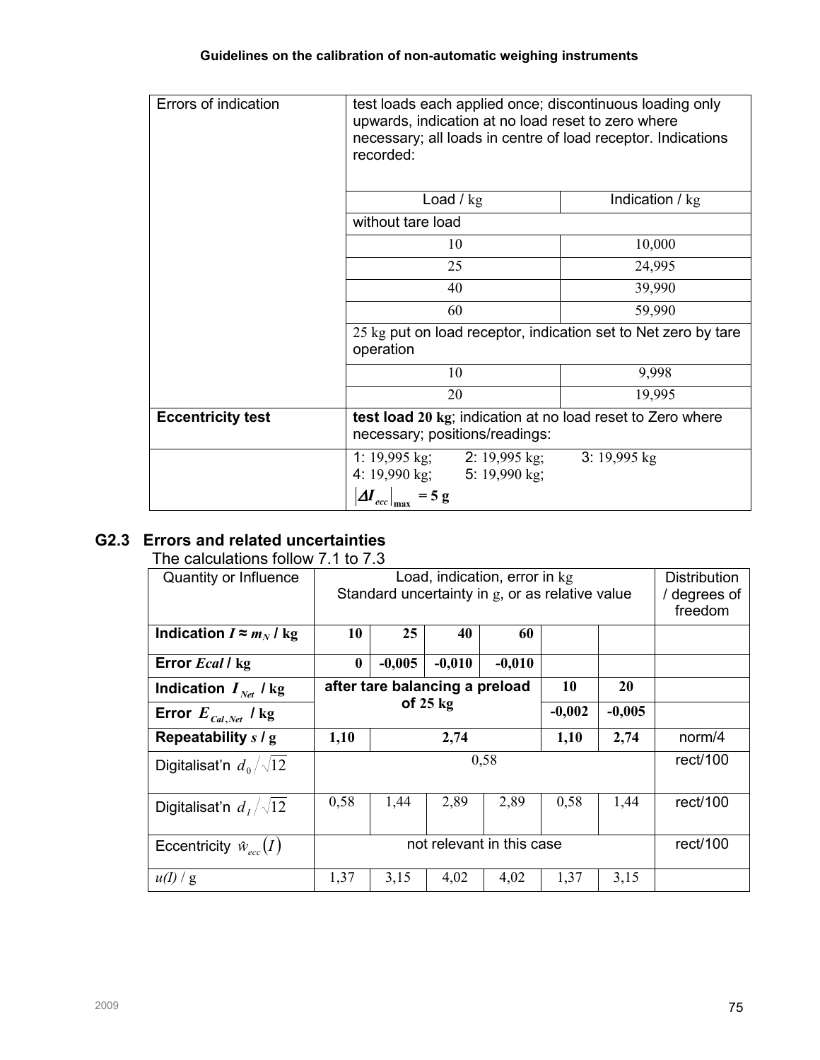| | | |
|---|---|---|
| Errors of indication | test loads each applied once; discontinuous loading only upwards, indication at no load reset to zero where necessary; all loads in centre of load receptor. Indications recorded: | |
| | Load / kg | Indication / kg |
| | without tare load | |
| | 10 | 10,000 |
| | 25 | 24,995 |
| | 40 | 39,990 |
| | 60 | 59,990 |
| | 25 kg put on load receptor, indication set to Net zero by tare operation | |
| | 10 | 9,998 |
| | 20 | 19,995 |
| **Eccentricity test** | **test load 20 kg**; indication at no load reset to Zero where necessary; positions/readings: | |
| | 1: 19,995 kg; 2: 19,995 kg; 3: 19,995 kg<br>4: 19,990 kg; 5: 19,990 kg;<br>$\lvert \Delta I_{ecc} \rvert_{max}$ = 5 g | |

## G2.3 Errors and related uncertainties

The calculations follow 7.1 to 7.3

| Quantity or Influence | Load, indication, error in kg<br>Standard uncertainty in g, or as relative value | | | | | | Distribution / degrees of freedom |
|---|---|---|---|---|---|---|---|
| **Indication $I \approx m_N$ / kg** | **10** | **25** | **40** | **60** | | | |
| **Error $E_{cal}$ / kg** | **0** | **-0,005** | **-0,010** | **-0,010** | | | |
| **Indication $I_{Net}$ / kg** | **after tare balancing a preload of 25 kg** | | | | **10** | **20** | |
| **Error $E_{Cal,Net}$ / kg** | | | | | **-0,002** | **-0,005** | |
| **Repeatability $s$ / g** | **1,10** | **2,74** | | | **1,10** | **2,74** | norm/4 |
| Digitalisat'n $d_0/\sqrt{12}$ | 0,58 | | | | | | rect/100 |
| Digitalisat'n $d_I/\sqrt{12}$ | 0,58 | 1,44 | 2,89 | 2,89 | 0,58 | 1,44 | rect/100 |
| Eccentricity $\hat{w}_{ecc}(I)$ | not relevant in this case | | | | | | rect/100 |
| $u(I)$ / g | 1,37 | 3,15 | 4,02 | 4,02 | 1,37 | 3,15 | |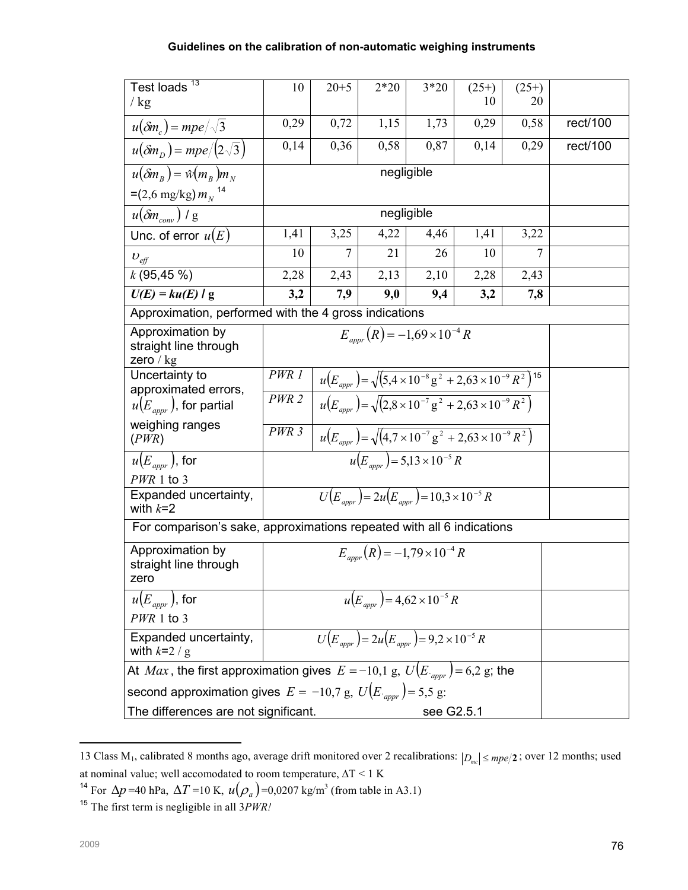| Test loads [13] / kg | 10 | 20+5 | 2*20 | 3*20 | (25+) 10 | (25+) 20 | |
|---|---|---|---|---|---|---|---|
| $u(\delta m_c) = mpe/\sqrt{3}$ | 0,29 | 0,72 | 1,15 | 1,73 | 0,29 | 0,58 | rect/100 |
| $u(\delta m_D) = mpe/(2\sqrt{3})$ | 0,14 | 0,36 | 0,58 | 0,87 | 0,14 | 0,29 | rect/100 |
| $u(\delta m_B) = \hat{w}(m_B)m_N$ =(2,6 mg/kg) $m_N$ [14] | negligible | | | | | | |
| $u(\delta m_{conv})$ / g | negligible | | | | | | |
| Unc. of error $u(E)$ | 1,41 | 3,25 | 4,22 | 4,46 | 1,41 | 3,22 | |
| $\upsilon_{eff}$ | 10 | 7 | 21 | 26 | 10 | 7 | |
| $k$ (95,45 %) | 2,28 | 2,43 | 2,13 | 2,10 | 2,28 | 2,43 | |
| ***U(E) = ku(E)* / g** | **3,2** | **7,9** | **9,0** | **9,4** | **3,2** | **7,8** | |
| Approximation, performed with the 4 gross indications | | | | | | | |
| Approximation by straight line through zero / kg | $E_{appr}(R) = -1{,}69 \times 10^{-4} R$ | | | | | | |
| Uncertainty to approximated errors, $u(E_{appr})$, for partial weighing ranges ($PWR$) | $PWR$ 1 | $u(E_{appr}) = \sqrt{(5{,}4 \times 10^{-8}\,\text{g}^2 + 2{,}63 \times 10^{-9} R^2)}$ [15] | | | | | |
| | $PWR$ 2 | $u(E_{appr}) = \sqrt{(2{,}8 \times 10^{-7}\,\text{g}^2 + 2{,}63 \times 10^{-9} R^2)}$ | | | | | |
| | $PWR$ 3 | $u(E_{appr}) = \sqrt{(4{,}7 \times 10^{-7}\,\text{g}^2 + 2{,}63 \times 10^{-9} R^2)}$ | | | | | |
| $u(E_{appr})$, for $PWR$ 1 to 3 | $u(E_{appr}) = 5{,}13 \times 10^{-5} R$ | | | | | | |
| Expanded uncertainty, with $k$=2 | $U(E_{appr}) = 2u(E_{appr}) = 10{,}3 \times 10^{-5} R$ | | | | | | |
| For comparison's sake, approximations repeated with all 6 indications | | | | | | | |
| Approximation by straight line through zero | $E_{appr}(R) = -1{,}79 \times 10^{-4} R$ | | | | | | |
| $u(E_{appr})$, for $PWR$ 1 to 3 | $u(E_{appr}) = 4{,}62 \times 10^{-5} R$ | | | | | | |
| Expanded uncertainty, with $k$=2 / g | $U(E_{appr}) = 2u(E_{appr}) = 9{,}2 \times 10^{-5} R$ | | | | | | |
| At $Max$, the first approximation gives $E = -10{,}1$ g, $U(E_{appr}) = 6{,}2$ g; the second approximation gives $E = -10{,}7$ g, $U(E_{appr}) = 5{,}5$ g: The differences are not significant. see G2.5.1 | | | | | | | |

[13] Class $M_1$, calibrated 8 months ago, average drift monitored over 2 recalibrations: $|D_{mc}| \leq mpe/\mathbf{2}$; over 12 months; used at nominal value; well accomodated to room temperature, $\Delta T < 1$ K

[14] For $\Delta p$ =40 hPa, $\Delta T$ =10 K, $u(\rho_a)$ =0,0207 kg/m³ (from table in A3.1)

[15] The first term is negligible in all 3*PWR!*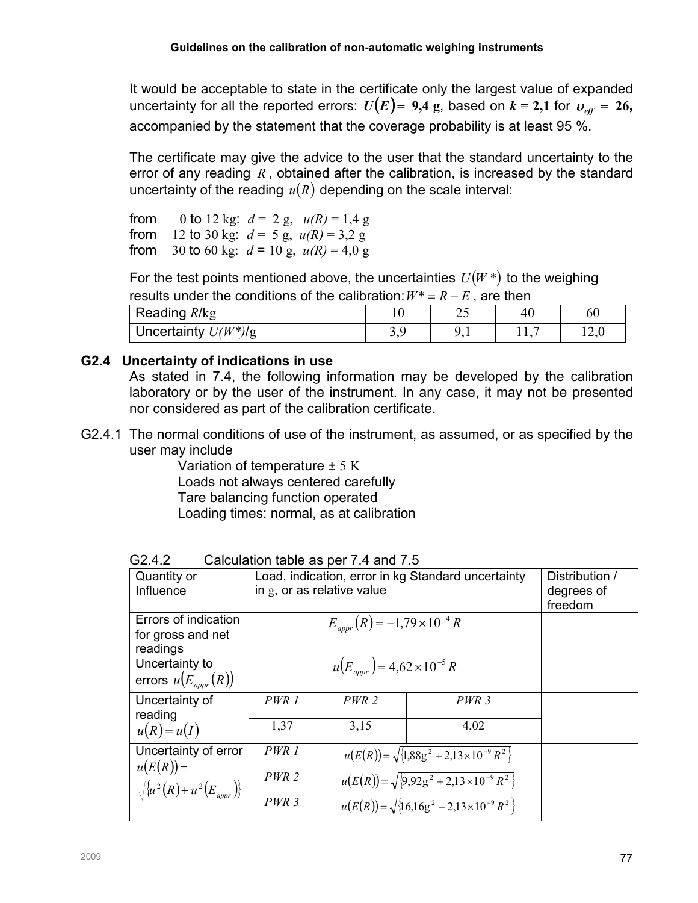It would be acceptable to state in the certificate only the largest value of expanded uncertainty for all the reported errors: $U(E) = 9{,}4$ **g**, based on $k = 2{,}1$ for $\upsilon_{eff} = 26$, accompanied by the statement that the coverage probability is at least 95 %.

The certificate may give the advice to the user that the standard uncertainty to the error of any reading $R$, obtained after the calibration, is increased by the standard uncertainty of the reading $u(R)$ depending on the scale interval:

from 0 to 12 kg: $d = 2$ g, $u(R) = 1{,}4$ g
from 12 to 30 kg: $d = 5$ g, $u(R) = 3{,}2$ g
from 30 to 60 kg: $d = 10$ g, $u(R) = 4{,}0$ g

For the test points mentioned above, the uncertainties $U(W^*)$ to the weighing results under the conditions of the calibration: $W^* = R - E$, are then

| Reading $R$/kg | 10 | 25 | 40 | 60 |
|---|---|---|---|---|
| Uncertainty $U(W^*)$/g | 3,9 | 9,1 | 11,7 | 12,0 |

### G2.4 Uncertainty of indications in use

As stated in 7.4, the following information may be developed by the calibration laboratory or by the user of the instrument. In any case, it may not be presented nor considered as part of the calibration certificate.

G2.4.1 The normal conditions of use of the instrument, as assumed, or as specified by the user may include

Variation of temperature ± 5 K
Loads not always centered carefully
Tare balancing function operated
Loading times: normal, as at calibration

G2.4.2 Calculation table as per 7.4 and 7.5

| Quantity or Influence | Load, indication, error in kg Standard uncertainty in g, or as relative value | | | Distribution / degrees of freedom |
|---|---|---|---|---|
| Errors of indication for gross and net readings | $E_{appr}(R) = -1{,}79 \times 10^{-4} R$ | | | |
| Uncertainty to errors $u(E_{appr}(R))$ | $u(E_{appr}) = 4{,}62 \times 10^{-5} R$ | | | |
| Uncertainty of reading $u(R) = u(I)$ | *PWR 1* | *PWR 2* | *PWR 3* | |
| | 1,37 | 3,15 | 4,02 | |
| Uncertainty of error $u(E(R)) = \sqrt{\{u^2(R) + u^2(E_{appr})\}}$ | *PWR 1* | $u(E(R)) = \sqrt{\{1{,}88\text{g}^2 + 2{,}13 \times 10^{-9} R^2\}}$ | | |
| | *PWR 2* | $u(E(R)) = \sqrt{\{9{,}92\text{g}^2 + 2{,}13 \times 10^{-9} R^2\}}$ | | |
| | *PWR 3* | $u(E(R)) = \sqrt{\{16{,}16\text{g}^2 + 2{,}13 \times 10^{-9} R^2\}}$ | | |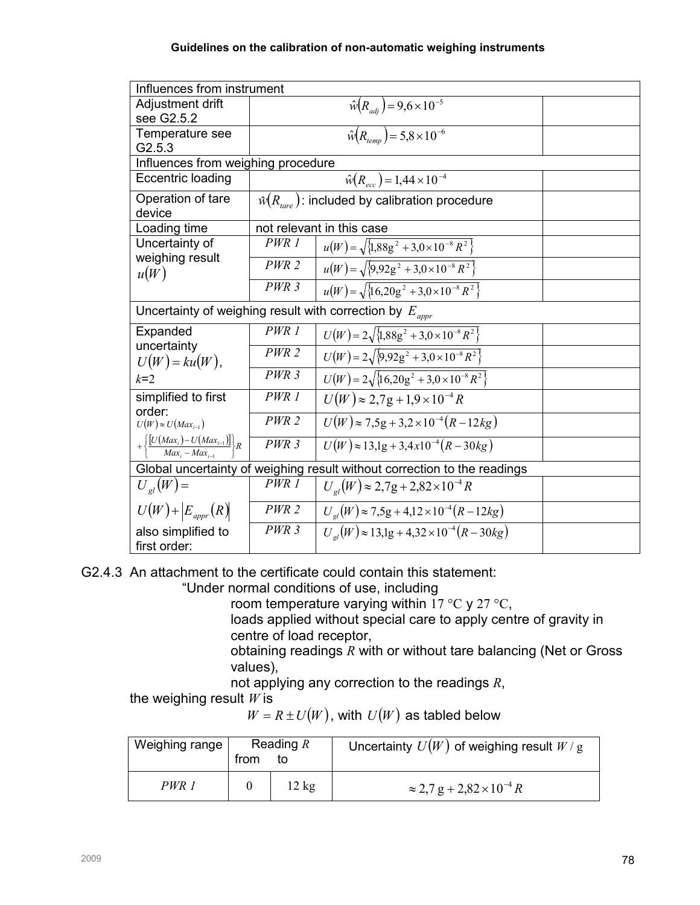| Influences from instrument | | | |
|---|---|---|---|
| Adjustment drift see G2.5.2 | $\hat{w}(R_{adj}) = 9{,}6 \times 10^{-5}$ | | |
| Temperature see G2.5.3 | $\hat{w}(R_{temp}) = 5{,}8 \times 10^{-6}$ | | |
| Influences from weighing procedure | | | |
| Eccentric loading | $\hat{w}(R_{ecc}) = 1{,}44 \times 10^{-4}$ | | |
| Operation of tare device | $\hat{w}(R_{tare})$: included by calibration procedure | | |
| Loading time | not relevant in this case | | |
| Uncertainty of weighing result $u(W)$ | *PWR 1* | $u(W) = \sqrt{\{1{,}88\text{g}^2 + 3{,}0 \times 10^{-8} R^2\}}$ | |
| | *PWR 2* | $u(W) = \sqrt{\{9{,}92\text{g}^2 + 3{,}0 \times 10^{-8} R^2\}}$ | |
| | *PWR 3* | $u(W) = \sqrt{\{16{,}20\text{g}^2 + 3{,}0 \times 10^{-8} R^2\}}$ | |
| Uncertainty of weighing result with correction by $E_{appr}$ | | | |
| Expanded uncertainty $U(W) = ku(W)$, $k$=2 | *PWR 1* | $U(W) = 2\sqrt{\{1{,}88\text{g}^2 + 3{,}0 \times 10^{-8} R^2\}}$ | |
| | *PWR 2* | $U(W) = 2\sqrt{\{9{,}92\text{g}^2 + 3{,}0 \times 10^{-8} R^2\}}$ | |
| | *PWR 3* | $U(W) = 2\sqrt{\{16{,}20\text{g}^2 + 3{,}0 \times 10^{-8} R^2\}}$ | |
| simplified to first order: $U(W) \approx U(Max_{i-1}) + \left\{\frac{[U(Max_i) - U(Max_{i-1})]}{Max_i - Max_{i-1}}\right\} R$ | *PWR 1* | $U(W) \approx 2{,}7\text{g} + 1{,}9 \times 10^{-4} R$ | |
| | *PWR 2* | $U(W) \approx 7{,}5\text{g} + 3{,}2 \times 10^{-4} (R - 12kg)$ | |
| | *PWR 3* | $U(W) \approx 13{,}1\text{g} + 3{,}4x10^{-4} (R - 30kg)$ | |
| Global uncertainty of weighing result without correction to the readings | | | |
| $U_{gl}(W) = U(W) + \lvert E_{appr}(R) \rvert$ also simplified to first order: | *PWR 1* | $U_{gl}(W) \approx 2{,}7\text{g} + 2{,}82 \times 10^{-4} R$ | |
| | *PWR 2* | $U_{gl}(W) \approx 7{,}5\text{g} + 4{,}12 \times 10^{-4} (R - 12kg)$ | |
| | *PWR 3* | $U_{gl}(W) \approx 13{,}1\text{g} + 4{,}32 \times 10^{-4} (R - 30kg)$ | |

G2.4.3 An attachment to the certificate could contain this statement:

"Under normal conditions of use, including

room temperature varying within 17 °C y 27 °C,

loads applied without special care to apply centre of gravity in centre of load receptor,

obtaining readings $R$ with or without tare balancing (Net or Gross values),

not applying any correction to the readings $R$,

the weighing result $W$ is

$W = R \pm U(W)$, with $U(W)$ as tabled below

| Weighing range | Reading $R$ from | to | Uncertainty $U(W)$ of weighing result $W$ / g |
|---|---|---|---|
| *PWR 1* | 0 | 12 kg | $\approx 2{,}7\ \text{g} + 2{,}82 \times 10^{-4} R$ |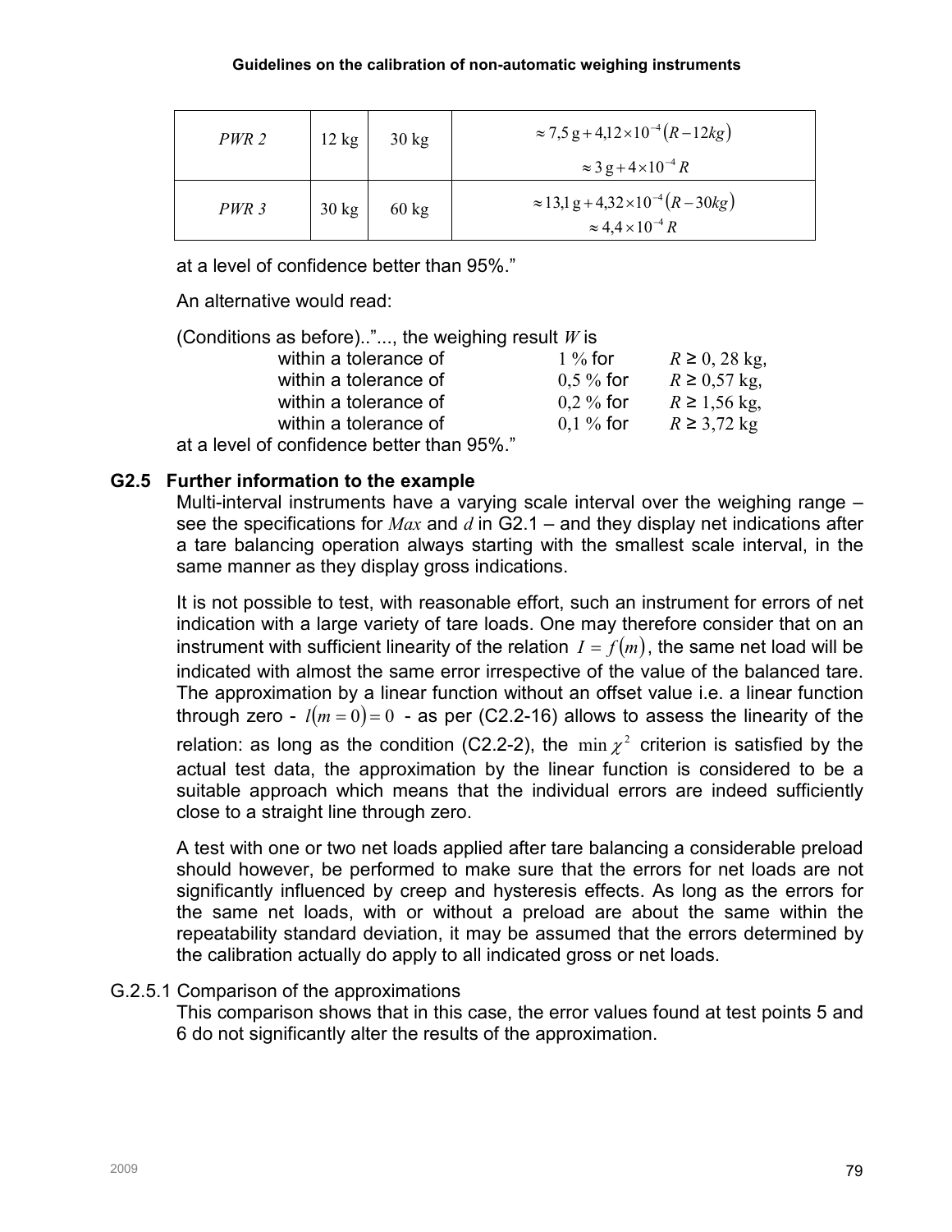| *PWR 2* | 12 kg | 30 kg | $\approx 7{,}5\,\text{g} + 4{,}12 \times 10^{-4}(R - 12kg)$ <br> $\approx 3\,\text{g} + 4 \times 10^{-4} R$ |
|---|---|---|---|
| *PWR 3* | 30 kg | 60 kg | $\approx 13{,}1\,\text{g} + 4{,}32 \times 10^{-4}(R - 30kg)$ <br> $\approx 4{,}4 \times 10^{-4} R$ |

at a level of confidence better than 95%."

An alternative would read:

(Conditions as before).."..., the weighing result $W$ is

| | | |
|---|---|---|
| within a tolerance of | 1 % for | $R \geq 0{,}28$ kg, |
| within a tolerance of | 0,5 % for | $R \geq 0{,}57$ kg, |
| within a tolerance of | 0,2 % for | $R \geq 1{,}56$ kg, |
| within a tolerance of | 0,1 % for | $R \geq 3{,}72$ kg |

at a level of confidence better than 95%."

## G2.5 Further information to the example

Multi-interval instruments have a varying scale interval over the weighing range – see the specifications for $Max$ and $d$ in G2.1 – and they display net indications after a tare balancing operation always starting with the smallest scale interval, in the same manner as they display gross indications.

It is not possible to test, with reasonable effort, such an instrument for errors of net indication with a large variety of tare loads. One may therefore consider that on an instrument with sufficient linearity of the relation $I = f(m)$, the same net load will be indicated with almost the same error irrespective of the value of the balanced tare. The approximation by a linear function without an offset value i.e. a linear function through zero - $l(m = 0) = 0$ - as per (C2.2-16) allows to assess the linearity of the relation: as long as the condition (C2.2-2), the $\min \chi^2$ criterion is satisfied by the actual test data, the approximation by the linear function is considered to be a suitable approach which means that the individual errors are indeed sufficiently close to a straight line through zero.

A test with one or two net loads applied after tare balancing a considerable preload should however, be performed to make sure that the errors for net loads are not significantly influenced by creep and hysteresis effects. As long as the errors for the same net loads, with or without a preload are about the same within the repeatability standard deviation, it may be assumed that the errors determined by the calibration actually do apply to all indicated gross or net loads.

### G.2.5.1 Comparison of the approximations

This comparison shows that in this case, the error values found at test points 5 and 6 do not significantly alter the results of the approximation.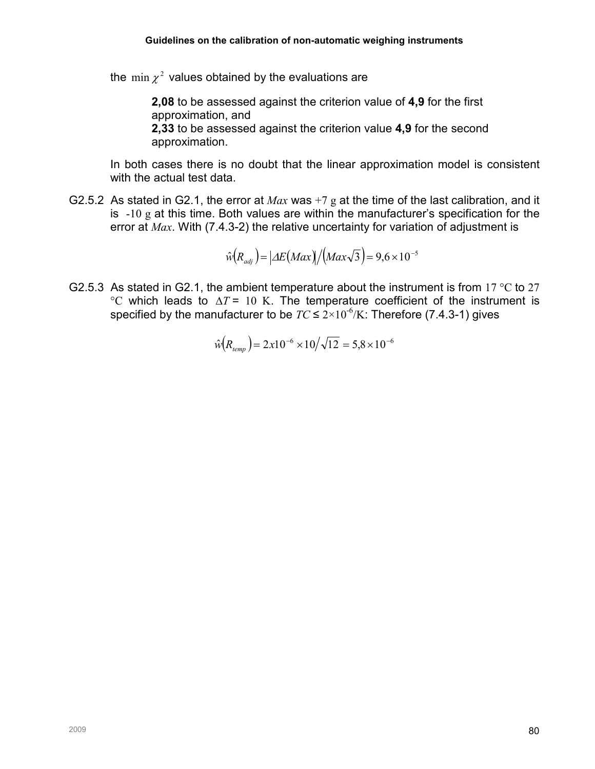the $\min \chi^2$ values obtained by the evaluations are

> **2,08** to be assessed against the criterion value of **4,9** for the first approximation, and
> **2,33** to be assessed against the criterion value **4,9** for the second approximation.

In both cases there is no doubt that the linear approximation model is consistent with the actual test data.

G2.5.2 As stated in G2.1, the error at $Max$ was $+7$ g at the time of the last calibration, and it is $-10$ g at this time. Both values are within the manufacturer's specification for the error at $Max$. With (7.4.3-2) the relative uncertainty for variation of adjustment is

$$\hat{w}(R_{adj}) = |\Delta E(Max)| / (Max\sqrt{3}) = 9{,}6 \times 10^{-5}$$

G2.5.3 As stated in G2.1, the ambient temperature about the instrument is from 17 °C to 27 °C which leads to $\Delta T$ = 10 K. The temperature coefficient of the instrument is specified by the manufacturer to be $TC \leq 2\times10^{-6}$/K: Therefore (7.4.3-1) gives

$$\hat{w}(R_{temp}) = 2x10^{-6} \times 10/\sqrt{12} = 5{,}8 \times 10^{-6}$$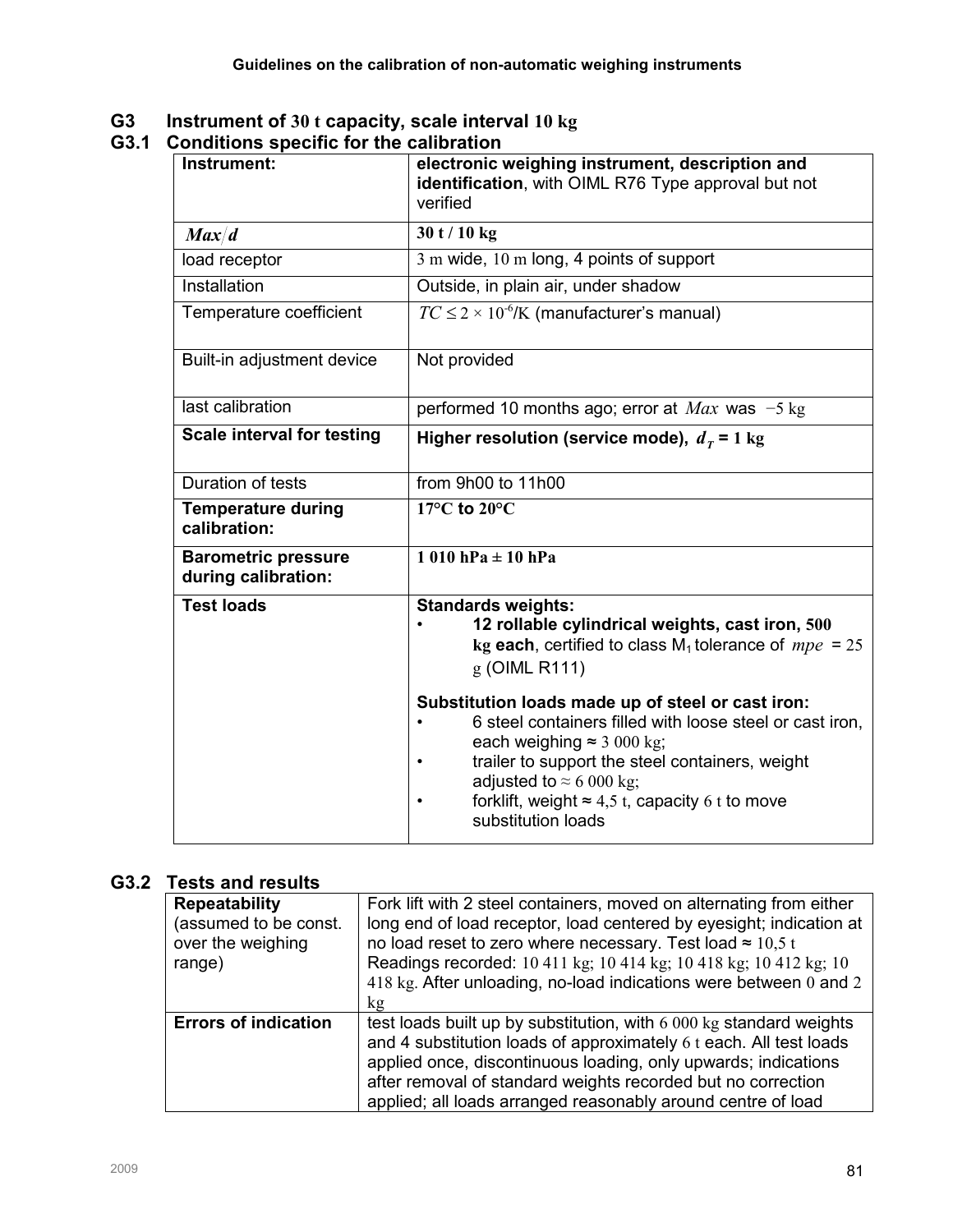## G3 Instrument of 30 t capacity, scale interval 10 kg

### G3.1 Conditions specific for the calibration

| Instrument: | **electronic weighing instrument, description and identification**, with OIML R76 Type approval but not verified |
|---|---|
| $Max/d$ | **30 t / 10 kg** |
| load receptor | 3 m wide, 10 m long, 4 points of support |
| Installation | Outside, in plain air, under shadow |
| Temperature coefficient | $TC \leq 2 \times 10^{-6}$/K (manufacturer's manual) |
| Built-in adjustment device | Not provided |
| last calibration | performed 10 months ago; error at $Max$ was $-5$ kg |
| **Scale interval for testing** | **Higher resolution (service mode), $d_T$ = 1 kg** |
| Duration of tests | from 9h00 to 11h00 |
| **Temperature during calibration:** | **17°C to 20°C** |
| **Barometric pressure during calibration:** | **1 010 hPa ± 10 hPa** |
| **Test loads** | **Standards weights:**<br>• **12 rollable cylindrical weights, cast iron, 500 kg each**, certified to class $M_1$ tolerance of $mpe$ = 25 g (OIML R111)<br><br>**Substitution loads made up of steel or cast iron:**<br>• 6 steel containers filled with loose steel or cast iron, each weighing ≈ 3 000 kg;<br>• trailer to support the steel containers, weight adjusted to ≈ 6 000 kg;<br>• forklift, weight ≈ 4,5 t, capacity 6 t to move substitution loads |

### G3.2 Tests and results

| **Repeatability** (assumed to be const. over the weighing range) | Fork lift with 2 steel containers, moved on alternating from either long end of load receptor, load centered by eyesight; indication at no load reset to zero where necessary. Test load ≈ 10,5 t<br>Readings recorded: 10 411 kg; 10 414 kg; 10 418 kg; 10 412 kg; 10 418 kg. After unloading, no-load indications were between 0 and 2 kg |
|---|---|
| **Errors of indication** | test loads built up by substitution, with 6 000 kg standard weights and 4 substitution loads of approximately 6 t each. All test loads applied once, discontinuous loading, only upwards; indications after removal of standard weights recorded but no correction applied; all loads arranged reasonably around centre of load |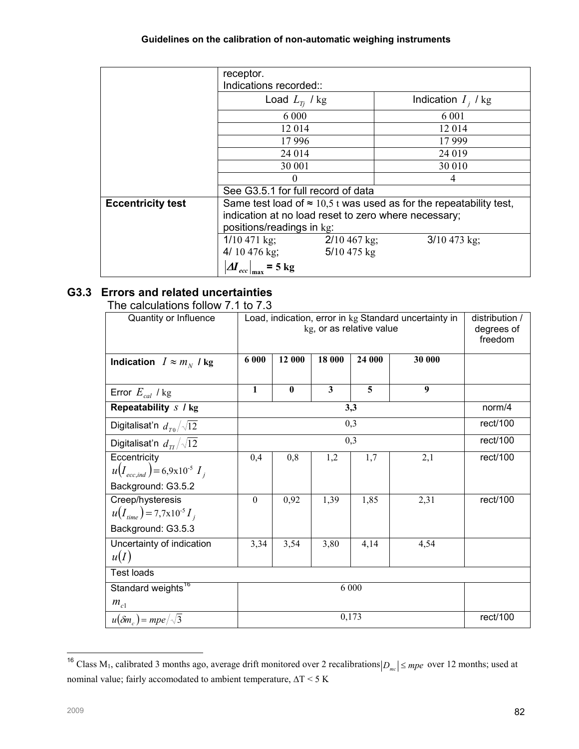| | receptor.<br>Indications recorded:: | |
|---|---|---|
| | Load $L_{Tj}$ / kg | Indication $I_j$ / kg |
| | 6 000 | 6 001 |
| | 12 014 | 12 014 |
| | 17 996 | 17 999 |
| | 24 014 | 24 019 |
| | 30 001 | 30 010 |
| | 0 | 4 |
| | See G3.5.1 for full record of data | |
| **Eccentricity test** | Same test load of ≈ 10,5 t was used as for the repeatability test, indication at no load reset to zero where necessary; positions/readings in kg: | |
| | 1/10 471 kg; 2/10 467 kg; 3/10 473 kg;<br>4/ 10 476 kg; 5/10 475 kg<br>$\left\|\Delta I_{ecc}\right\|_{\max}$ **= 5 kg** | |

## G3.3 Errors and related uncertainties

The calculations follow 7.1 to 7.3

| Quantity or Influence | Load, indication, error in kg Standard uncertainty in kg, or as relative value | | | | | distribution / degrees of freedom |
|---|---|---|---|---|---|---|
| **Indication** $I \approx m_N$ **/ kg** | **6 000** | **12 000** | **18 000** | **24 000** | **30 000** | |
| Error $E_{cal}$ / kg | **1** | **0** | **3** | **5** | **9** | |
| **Repeatability** $s$ **/ kg** | **3,3** | | | | | norm/4 |
| Digitalisat'n $d_{T0}/\sqrt{12}$ | 0,3 | | | | | rect/100 |
| Digitalisat'n $d_{TI}/\sqrt{12}$ | 0,3 | | | | | rect/100 |
| Eccentricity $u(I_{ecc,ind}) = 6{,}9\text{x}10^{-5}\ I_j$ Background: G3.5.2 | 0,4 | 0,8 | 1,2 | 1,7 | 2,1 | rect/100 |
| Creep/hysteresis $u(I_{time}) = 7{,}7\text{x}10^{-5} I_j$ Background: G3.5.3 | 0 | 0,92 | 1,39 | 1,85 | 2,31 | rect/100 |
| Uncertainty of indication $u(I)$ | 3,34 | 3,54 | 3,80 | 4,14 | 4,54 | |
| Test loads | | | | | | |
| Standard weights[16] $m_{c1}$ | 6 000 | | | | | |
| $u(\delta m_c) = mpe/\sqrt{3}$ | 0,173 | | | | | rect/100 |

[16] Class M$_1$, calibrated 3 months ago, average drift monitored over 2 recalibrations $\left|D_{mc}\right| \leq mpe$ over 12 months; used at nominal value; fairly accomodated to ambient temperature, ΔT < 5 K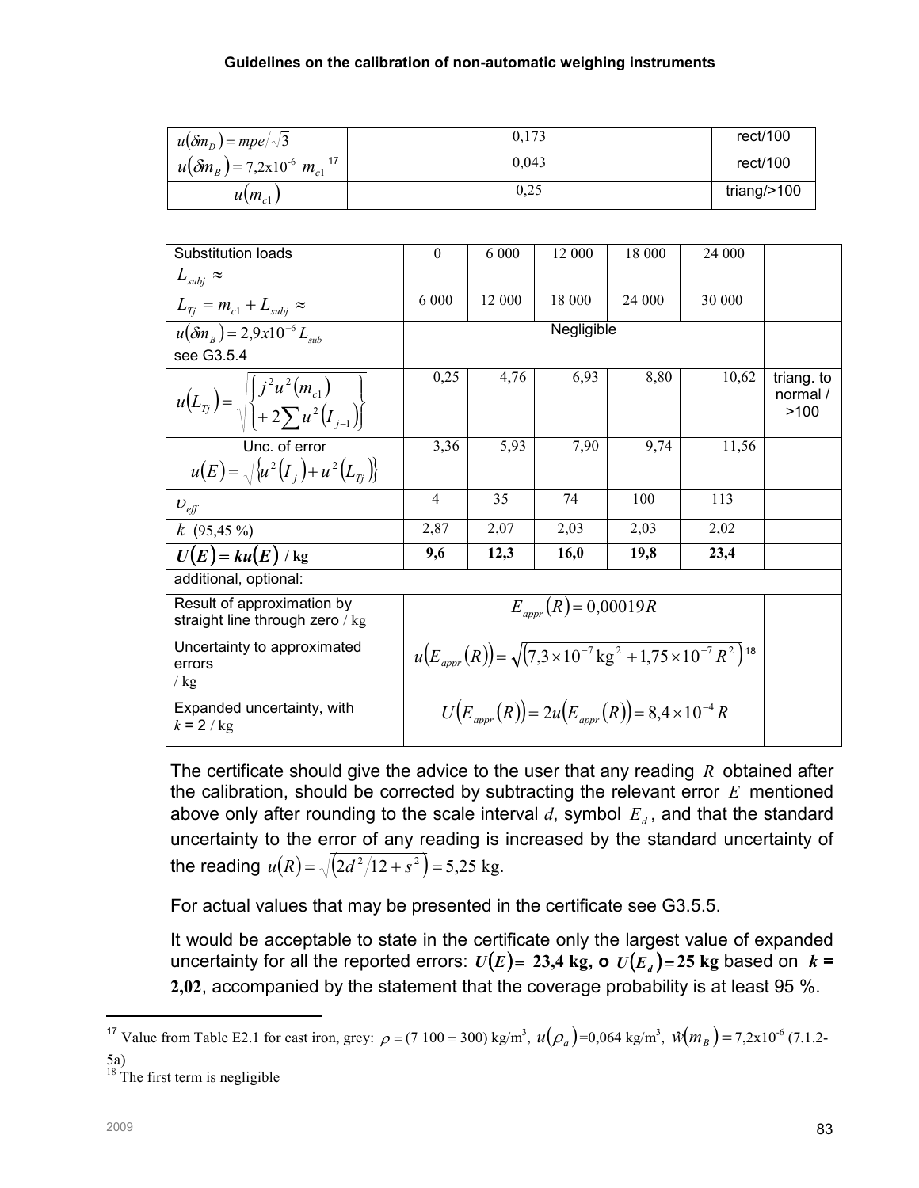| | | |
|---|---|---|
| $u(\delta m_D) = mpe/\sqrt{3}$ | 0,173 | rect/100 |
| $u(\delta m_B) = 7{,}2\text{x}10^{-6}\ m_{c1}$ [17] | 0,043 | rect/100 |
| $u(m_{c1})$ | 0,25 | triang/>100 |

| Substitution loads $L_{subj} \approx$ | 0 | 6 000 | 12 000 | 18 000 | 24 000 | |
|---|---|---|---|---|---|---|
| $L_{Tj} = m_{c1} + L_{subj} \approx$ | 6 000 | 12 000 | 18 000 | 24 000 | 30 000 | |
| $u(\delta m_B) = 2{,}9x10^{-6} L_{sub}$ see G3.5.4 | Negligible | | | | | |
| $u(L_{Tj}) = \sqrt{\left\{ \begin{array}{l} j^2 u^2(m_{c1}) \\ + 2\sum u^2(I_{j-1}) \end{array} \right\}}$ | 0,25 | 4,76 | 6,93 | 8,80 | 10,62 | triang. to normal / >100 |
| Unc. of error $u(E) = \sqrt{\left\{u^2(I_j) + u^2(L_{Tj})\right\}}$ | 3,36 | 5,93 | 7,90 | 9,74 | 11,56 | |
| $\upsilon_{eff}$ | 4 | 35 | 74 | 100 | 113 | |
| $k$ (95,45 %) | 2,87 | 2,07 | 2,03 | 2,03 | 2,02 | |
| $\boldsymbol{U(E) = ku(E)}$ **/ kg** | **9,6** | **12,3** | **16,0** | **19,8** | **23,4** | |
| additional, optional: | | | | | | |
| Result of approximation by straight line through zero / kg | $E_{appr}(R) = 0{,}00019R$ | | | | | |
| Uncertainty to approximated errors / kg | $u(E_{appr}(R)) = \sqrt{\left(7{,}3 \times 10^{-7}\,\text{kg}^2 + 1{,}75 \times 10^{-7} R^2\right)}$ [18] | | | | | |
| Expanded uncertainty, with $k = 2$ / kg | $U(E_{appr}(R)) = 2u(E_{appr}(R)) = 8{,}4 \times 10^{-4} R$ | | | | | |

The certificate should give the advice to the user that any reading $R$ obtained after the calibration, should be corrected by subtracting the relevant error $E$ mentioned above only after rounding to the scale interval $d$, symbol $E_d$, and that the standard uncertainty to the error of any reading is increased by the standard uncertainty of the reading $u(R) = \sqrt{\left(2d^2/12 + s^2\right)} = 5{,}25$ kg.

For actual values that may be presented in the certificate see G3.5.5.

It would be acceptable to state in the certificate only the largest value of expanded uncertainty for all the reported errors: $\boldsymbol{U(E)}$**= 23,4 kg, o** $\boldsymbol{U(E_d)}$ **= 25 kg** based on $\boldsymbol{k}$ **= 2,02**, accompanied by the statement that the coverage probability is at least 95 %.

---

[17] Value from Table E2.1 for cast iron, grey: $\rho = (7\ 100 \pm 300)$ kg/m³, $u(\rho_a)$=0,064 kg/m³, $\hat{w}(m_B) = 7{,}2\text{x}10^{-6}$ (7.1.2-5a)

[18] The first term is negligible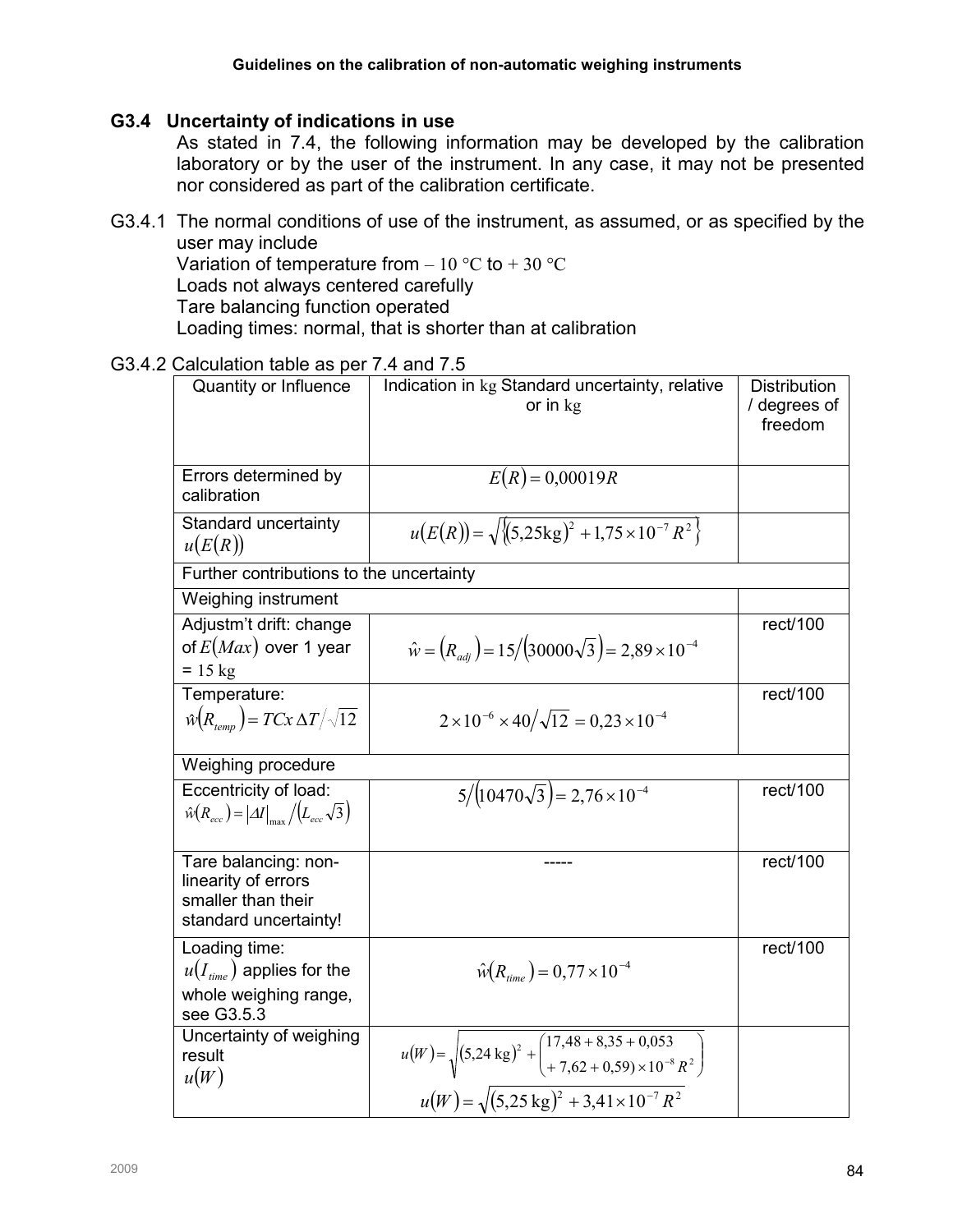### G3.4 Uncertainty of indications in use

As stated in 7.4, the following information may be developed by the calibration laboratory or by the user of the instrument. In any case, it may not be presented nor considered as part of the calibration certificate.

G3.4.1 The normal conditions of use of the instrument, as assumed, or as specified by the user may include

Variation of temperature from $-10$ °C to $+30$ °C

Loads not always centered carefully

Tare balancing function operated

Loading times: normal, that is shorter than at calibration

G3.4.2 Calculation table as per 7.4 and 7.5

| Quantity or Influence | Indication in kg Standard uncertainty, relative or in kg | Distribution / degrees of freedom |
|---|---|---|
| Errors determined by calibration | $E(R) = 0{,}00019R$ | |
| Standard uncertainty $u(E(R))$ | $u(E(R)) = \sqrt{\{(5{,}25\text{kg})^2 + 1{,}75\times10^{-7}R^2\}}$ | |
| Further contributions to the uncertainty | | |
| Weighing instrument | | |
| Adjustm't drift: change of $E(Max)$ over 1 year = 15 kg | $\hat{w} = (R_{adj}) = 15/(30000\sqrt{3}) = 2{,}89\times10^{-4}$ | rect/100 |
| Temperature: $\hat{w}(R_{temp}) = TCx\,\Delta T/\sqrt{12}$ | $2\times10^{-6}\times40/\sqrt{12} = 0{,}23\times10^{-4}$ | rect/100 |
| Weighing procedure | | |
| Eccentricity of load: $\hat{w}(R_{ecc}) = \lvert\Delta I\rvert_{\max}/(L_{ecc}\sqrt{3})$ | $5/(10470\sqrt{3}) = 2{,}76\times10^{-4}$ | rect/100 |
| Tare balancing: non-linearity of errors smaller than their standard uncertainty! | ----- | rect/100 |
| Loading time: $u(I_{time})$ applies for the whole weighing range, see G3.5.3 | $\hat{w}(R_{time}) = 0{,}77\times10^{-4}$ | rect/100 |
| Uncertainty of weighing result $u(W)$ | $u(W) = \sqrt{(5{,}24\text{ kg})^2 + \begin{pmatrix}17{,}48 + 8{,}35 + 0{,}053\\ + 7{,}62 + 0{,}59)\times10^{-8}R^2\end{pmatrix}}$ <br> $u(W) = \sqrt{(5{,}25\text{ kg})^2 + 3{,}41\times10^{-7}R^2}$ | |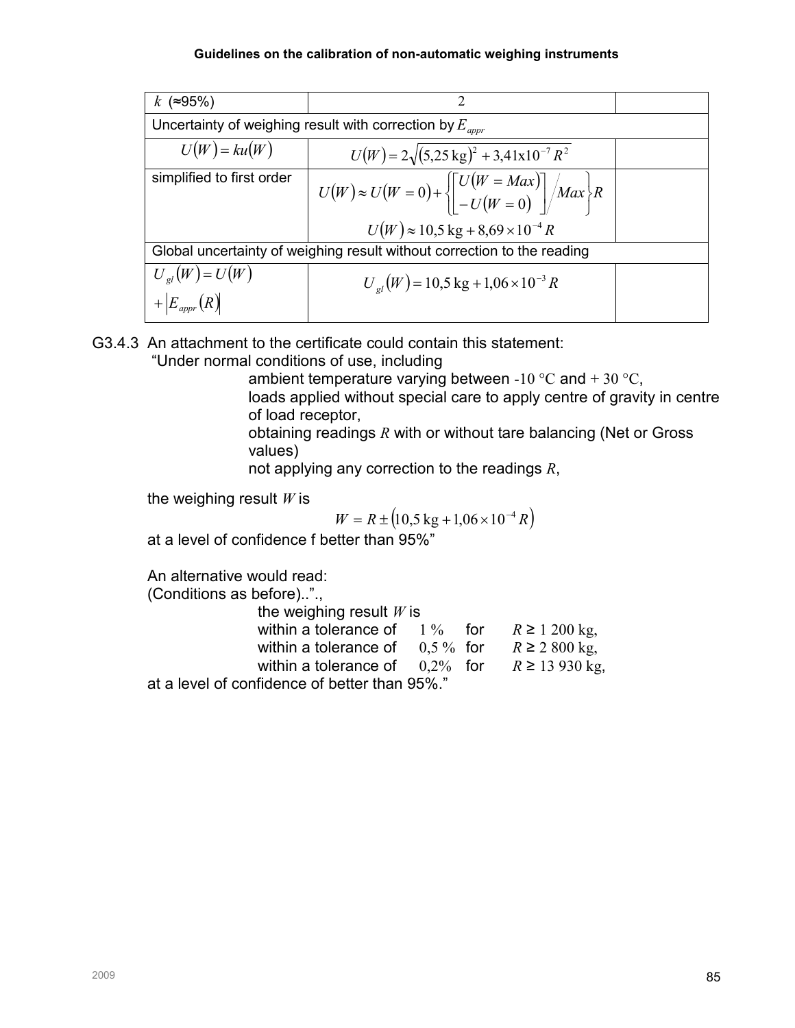| $k$ (≈95%) | 2 | |
|---|---|---|
| Uncertainty of weighing result with correction by $E_{appr}$ | | |
| $U(W) = ku(W)$ | $U(W) = 2\sqrt{(5{,}25\,\text{kg})^2 + 3{,}41\text{x}10^{-7} R^2}$ | |
| simplified to first order | $U(W) \approx U(W=0) + \left\{ \begin{bmatrix} U(W = Max) \\ -U(W=0) \end{bmatrix} \Big/ Max \right\} R$ <br> $U(W) \approx 10{,}5\,\text{kg} + 8{,}69 \times 10^{-4} R$ | |
| Global uncertainty of weighing result without correction to the reading | | |
| $U_{gl}(W) = U(W) + \lvert E_{appr}(R) \rvert$ | $U_{gl}(W) = 10{,}5\,\text{kg} + 1{,}06 \times 10^{-3} R$ | |

G3.4.3 An attachment to the certificate could contain this statement:

"Under normal conditions of use, including

ambient temperature varying between -10 °C and + 30 °C,

loads applied without special care to apply centre of gravity in centre of load receptor,

obtaining readings $R$ with or without tare balancing (Net or Gross values)

not applying any correction to the readings $R$,

the weighing result $W$ is

$$W = R \pm \left(10{,}5\,\text{kg} + 1{,}06 \times 10^{-4} R\right)$$

at a level of confidence f better than 95%"

An alternative would read:

(Conditions as before)..".,

the weighing result $W$ is

within a tolerance of 1 % for $R \geq$ 1 200 kg,

within a tolerance of 0,5 % for $R \geq$ 2 800 kg,

within a tolerance of 0,2% for $R \geq$ 13 930 kg,

at a level of confidence of better than 95%."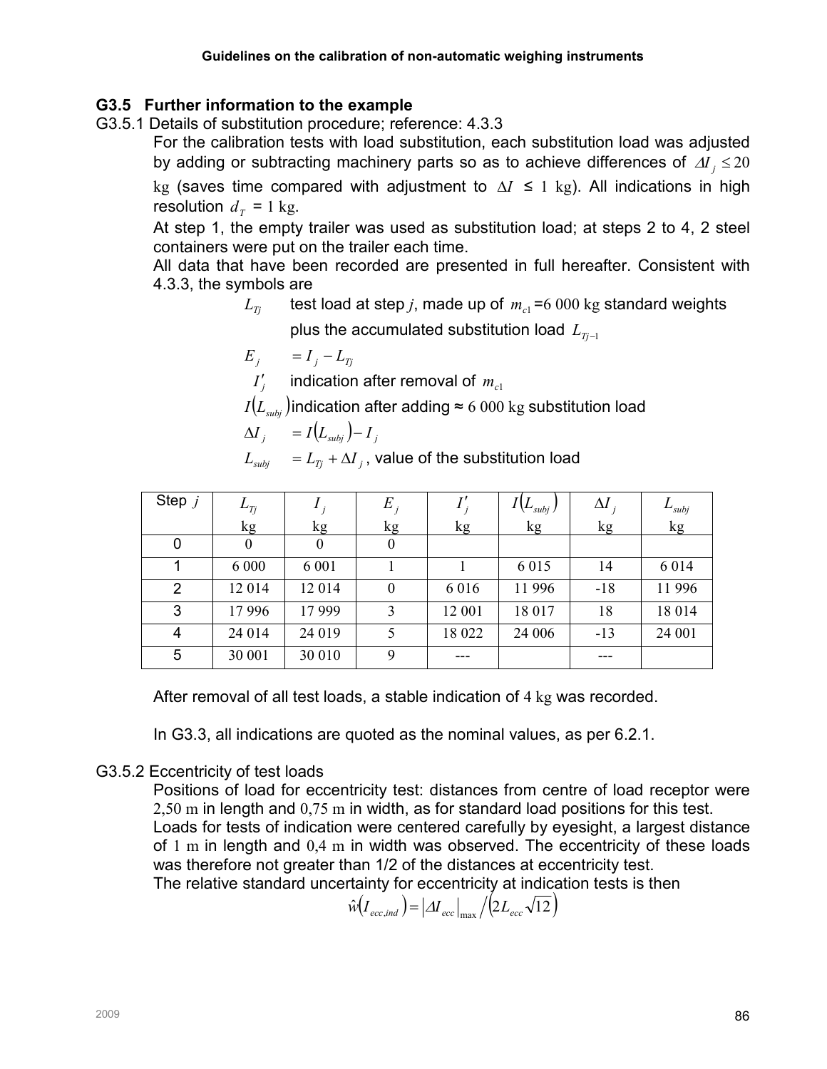### G3.5 Further information to the example

G3.5.1 Details of substitution procedure; reference: 4.3.3

For the calibration tests with load substitution, each substitution load was adjusted by adding or subtracting machinery parts so as to achieve differences of $\Delta I_j \leq 20$ kg (saves time compared with adjustment to $\Delta I \leq 1$ kg). All indications in high resolution $d_T = 1$ kg.

At step 1, the empty trailer was used as substitution load; at steps 2 to 4, 2 steel containers were put on the trailer each time.

All data that have been recorded are presented in full hereafter. Consistent with 4.3.3, the symbols are

$L_{Tj}$ test load at step $j$, made up of $m_{c1}$ =6 000 kg standard weights plus the accumulated substitution load $L_{Tj-1}$

$E_j \quad = I_j - L_{Tj}$

$I'_j$ indication after removal of $m_{c1}$

$I(L_{subj})$ indication after adding ≈ 6 000 kg substitution load

$\Delta I_j \quad = I(L_{subj}) - I_j$

$L_{subj} \quad = L_{Tj} + \Delta I_j$, value of the substitution load

| Step $j$ | $L_{Tj}$ kg | $I_j$ kg | $E_j$ kg | $I'_j$ kg | $I(L_{subj})$ kg | $\Delta I_j$ kg | $L_{subj}$ kg |
|---|---|---|---|---|---|---|---|
| 0 | 0 | 0 | 0 | | | | |
| 1 | 6 000 | 6 001 | 1 | 1 | 6 015 | 14 | 6 014 |
| 2 | 12 014 | 12 014 | 0 | 6 016 | 11 996 | -18 | 11 996 |
| 3 | 17 996 | 17 999 | 3 | 12 001 | 18 017 | 18 | 18 014 |
| 4 | 24 014 | 24 019 | 5 | 18 022 | 24 006 | -13 | 24 001 |
| 5 | 30 001 | 30 010 | 9 | --- | | --- | |

After removal of all test loads, a stable indication of 4 kg was recorded.

In G3.3, all indications are quoted as the nominal values, as per 6.2.1.

G3.5.2 Eccentricity of test loads

Positions of load for eccentricity test: distances from centre of load receptor were 2,50 m in length and 0,75 m in width, as for standard load positions for this test.

Loads for tests of indication were centered carefully by eyesight, a largest distance of 1 m in length and 0,4 m in width was observed. The eccentricity of these loads was therefore not greater than 1/2 of the distances at eccentricity test.

The relative standard uncertainty for eccentricity at indication tests is then

$$\hat{w}(I_{ecc,ind}) = |\Delta I_{ecc}|_{max} / \left(2L_{ecc}\sqrt{12}\right)$$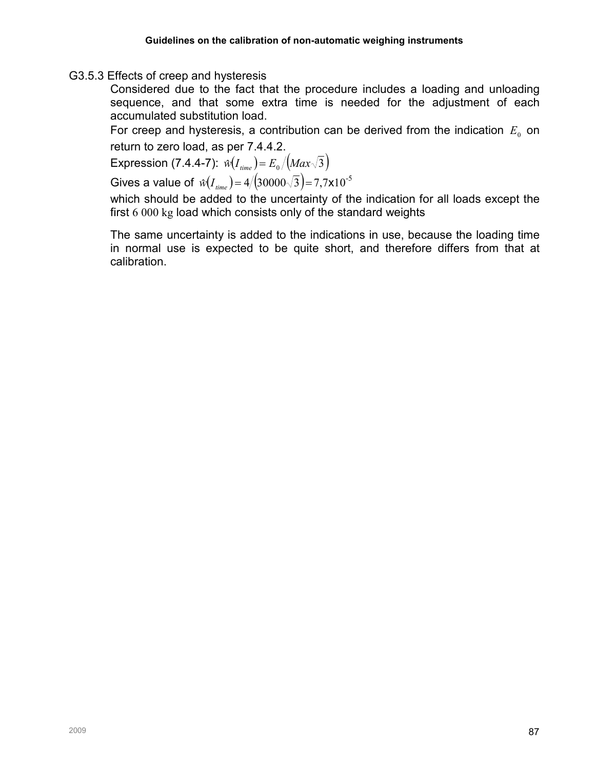G3.5.3 Effects of creep and hysteresis

Considered due to the fact that the procedure includes a loading and unloading sequence, and that some extra time is needed for the adjustment of each accumulated substitution load.

For creep and hysteresis, a contribution can be derived from the indication $E_0$ on return to zero load, as per 7.4.4.2.

Expression (7.4.4-7): $\hat{w}(I_{time}) = E_0 / (Max\sqrt{3})$

Gives a value of $\hat{w}(I_{time}) = 4/(30000\sqrt{3}) = 7{,}7\text{x}10^{-5}$

which should be added to the uncertainty of the indication for all loads except the first 6 000 kg load which consists only of the standard weights

The same uncertainty is added to the indications in use, because the loading time in normal use is expected to be quite short, and therefore differs from that at calibration.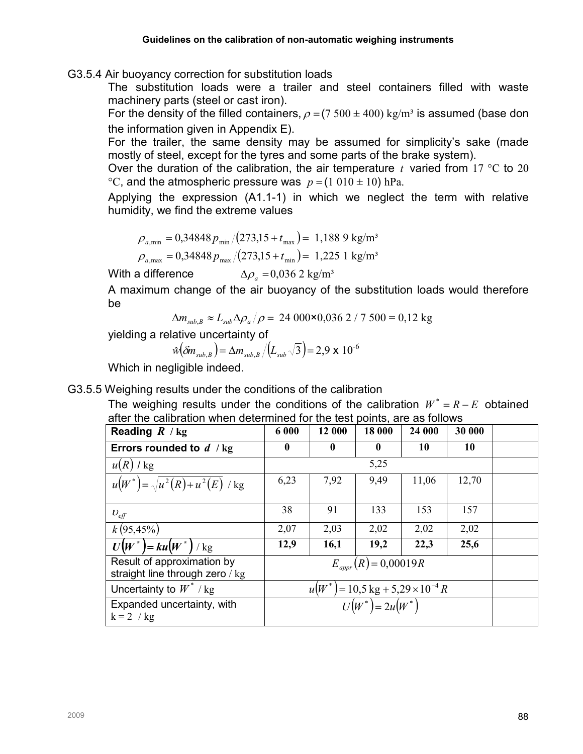G3.5.4 Air buoyancy correction for substitution loads

The substitution loads were a trailer and steel containers filled with waste machinery parts (steel or cast iron).

For the density of the filled containers, $\rho = (7\ 500 \pm 400)$ kg/m³ is assumed (base don the information given in Appendix E).

For the trailer, the same density may be assumed for simplicity's sake (made mostly of steel, except for the tyres and some parts of the brake system).

Over the duration of the calibration, the air temperature $t$ varied from 17 °C to 20 °C, and the atmospheric pressure was $p = (1\ 010 \pm 10)$ hPa.

Applying the expression (A1.1-1) in which we neglect the term with relative humidity, we find the extreme values

$$\rho_{a,\min} = 0{,}34848\, p_{\min} / (273{,}15 + t_{\max}) = 1{,}188\ 9 \text{ kg/m}^3$$

$$\rho_{a,\max} = 0{,}34848\, p_{\max} / (273{,}15 + t_{\min}) = 1{,}225\ 1 \text{ kg/m}^3$$

With a difference $\Delta\rho_a = 0{,}036\ 2$ kg/m³

A maximum change of the air buoyancy of the substitution loads would therefore be

$$\Delta m_{sub,B} \approx L_{sub} \Delta\rho_a / \rho = 24\ 000 \times 0{,}036\ 2 / 7\ 500 = 0{,}12 \text{ kg}$$

yielding a relative uncertainty of

$$\hat{w}(\delta m_{sub,B}) = \Delta m_{sub,B} / (L_{sub} \sqrt{3}) = 2{,}9 \times 10^{-6}$$

Which in negligible indeed.

G3.5.5 Weighing results under the conditions of the calibration

The weighing results under the conditions of the calibration $W^* = R - E$ obtained after the calibration when determined for the test points, are as follows

| **Reading $R$ / kg** | **6 000** | **12 000** | **18 000** | **24 000** | **30 000** | |
|---|---|---|---|---|---|---|
| **Errors rounded to $d$ / kg** | **0** | **0** | **0** | **10** | **10** | |
| $u(R)$ / kg | 5,25 | | | | | |
| $u(W^*) = \sqrt{u^2(R) + u^2(E)}$ / kg | 6,23 | 7,92 | 9,49 | 11,06 | 12,70 | |
| $\upsilon_{eff}$ | 38 | 91 | 133 | 153 | 157 | |
| $k\,(95{,}45\%)$ | 2,07 | 2,03 | 2,02 | 2,02 | 2,02 | |
| $\boldsymbol{U(W^*) = ku(W^*)}$ / kg | **12,9** | **16,1** | **19,2** | **22,3** | **25,6** | |
| Result of approximation by straight line through zero / kg | $E_{appr}(R) = 0{,}00019R$ | | | | | |
| Uncertainty to $W^*$ / kg | $u(W^*) = 10{,}5\text{ kg} + 5{,}29 \times 10^{-4} R$ | | | | | |
| Expanded uncertainty, with k = 2 / kg | $U(W^*) = 2u(W^*)$ | | | | | |